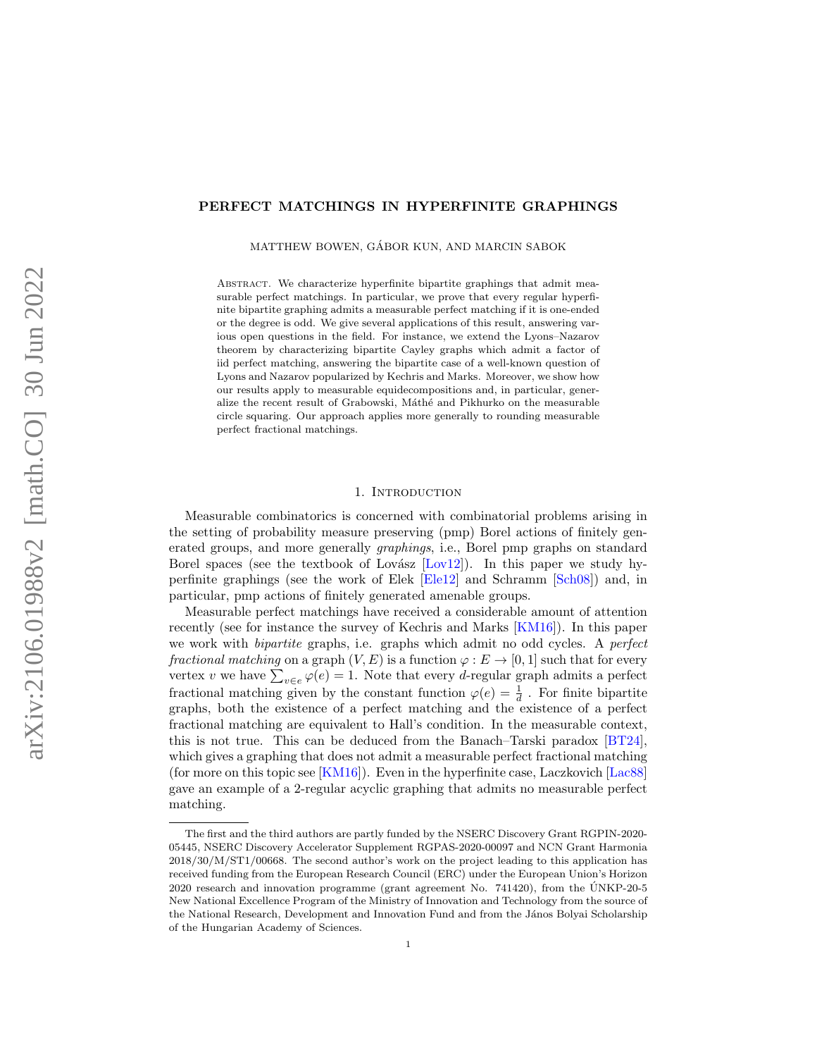# PERFECT MATCHINGS IN HYPERFINITE GRAPHINGS

MATTHEW BOWEN, GÁBOR KUN, AND MARCIN SABOK

Abstract. We characterize hyperfinite bipartite graphings that admit measurable perfect matchings. In particular, we prove that every regular hyperfinite bipartite graphing admits a measurable perfect matching if it is one-ended or the degree is odd. We give several applications of this result, answering various open questions in the field. For instance, we extend the Lyons–Nazarov theorem by characterizing bipartite Cayley graphs which admit a factor of iid perfect matching, answering the bipartite case of a well-known question of Lyons and Nazarov popularized by Kechris and Marks. Moreover, we show how our results apply to measurable equidecompositions and, in particular, generalize the recent result of Grabowski, Máthé and Pikhurko on the measurable circle squaring. Our approach applies more generally to rounding measurable perfect fractional matchings.

## 1. Introduction

Measurable combinatorics is concerned with combinatorial problems arising in the setting of probability measure preserving (pmp) Borel actions of finitely generated groups, and more generally *graphings*, i.e., Borel pmp graphs on standard Borel spaces (see the textbook of Lovász [Lov12]). In this paper we study hyperfinite graphings (see the work of Elek [Ele12] and Schramm [Sch08]) and, in particular, pmp actions of finitely generated amenable groups.

Measurable perfect matchings have received a considerable amount of attention recently (see for instance the survey of Kechris and Marks [KM16]). In this paper we work with *bipartite* graphs, i.e. graphs which admit no odd cycles. A *perfect fractional matching* on a graph $(V, E)$ is a function $\varphi : E \to [0, 1]$ such that for every vertex $v$ we have $\sum_{v\in e} \varphi(e) = 1$. Note that every $d$-regular graph admits a perfect fractional matching given by the constant function $\varphi(e) = \frac{1}{d}$. For finite bipartite graphs, both the existence of a perfect matching and the existence of a perfect fractional matching are equivalent to Hall's condition. In the measurable context, this is not true. This can be deduced from the Banach–Tarski paradox [BT24], which gives a graphing that does not admit a measurable perfect fractional matching (for more on this topic see [KM16]). Even in the hyperfinite case, Laczkovich [Lac88] gave an example of a 2-regular acyclic graphing that admits no measurable perfect matching.

The first and the third authors are partly funded by the NSERC Discovery Grant RGPIN-2020-05445, NSERC Discovery Accelerator Supplement RGPAS-2020-00097 and NCN Grant Harmonia 2018/30/M/ST1/00668. The second author's work on the project leading to this application has received funding from the European Research Council (ERC) under the European Union's Horizon 2020 research and innovation programme (grant agreement No. 741420), from the ÚNKP-20-5 New National Excellence Program of the Ministry of Innovation and Technology from the source of the National Research, Development and Innovation Fund and from the János Bolyai Scholarship of the Hungarian Academy of Sciences.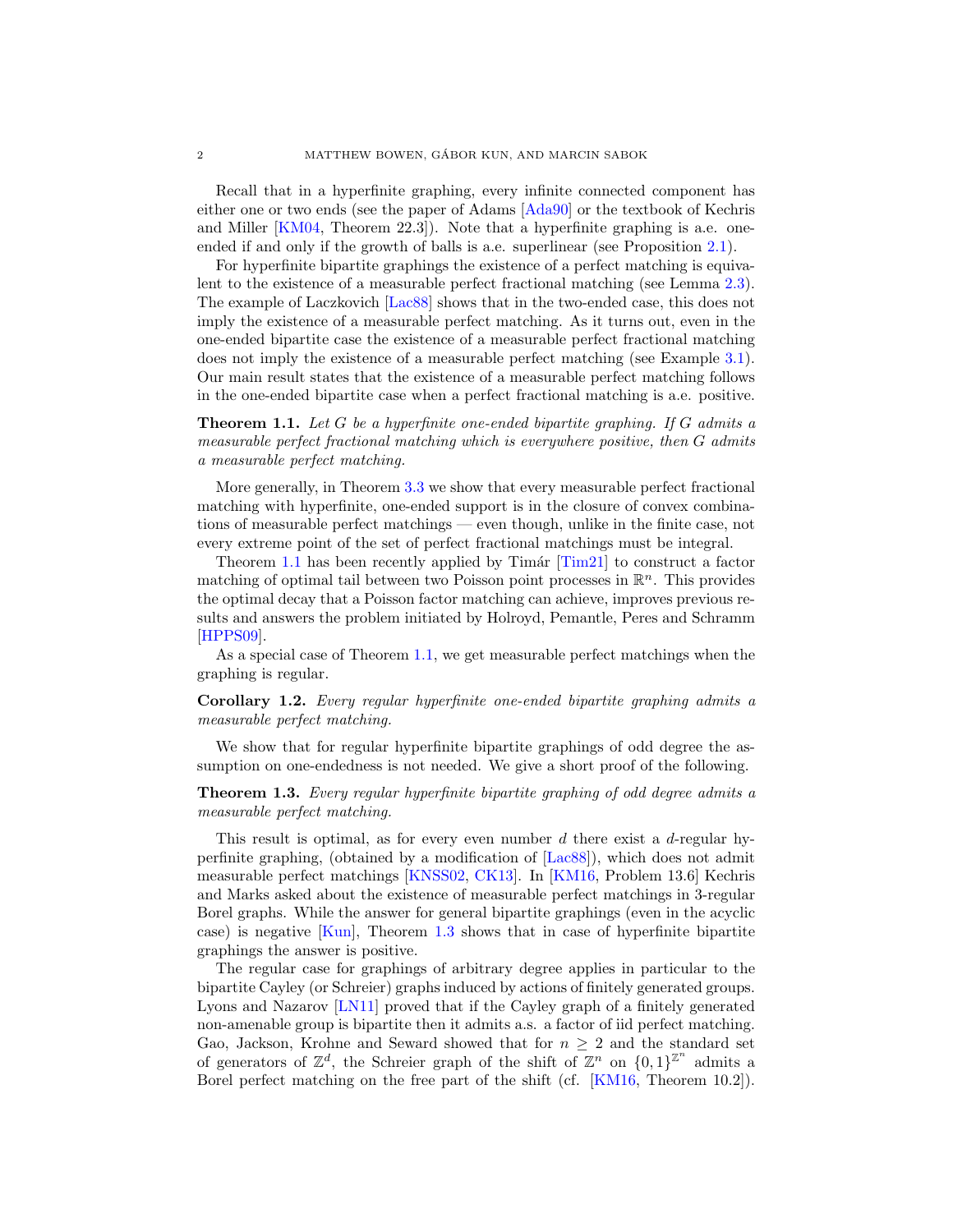Recall that in a hyperfinite graphing, every infinite connected component has either one or two ends (see the paper of Adams [Ada90] or the textbook of Kechris and Miller [KM04, Theorem 22.3]). Note that a hyperfinite graphing is a.e. one-ended if and only if the growth of balls is a.e. superlinear (see Proposition 2.1).

For hyperfinite bipartite graphings the existence of a perfect matching is equivalent to the existence of a measurable perfect fractional matching (see Lemma 2.3). The example of Laczkovich [Lac88] shows that in the two-ended case, this does not imply the existence of a measurable perfect matching. As it turns out, even in the one-ended bipartite case the existence of a measurable perfect fractional matching does not imply the existence of a measurable perfect matching (see Example 3.1). Our main result states that the existence of a measurable perfect matching follows in the one-ended bipartite case when a perfect fractional matching is a.e. positive.

**Theorem 1.1.** *Let $G$ be a hyperfinite one-ended bipartite graphing. If $G$ admits a measurable perfect fractional matching which is everywhere positive, then $G$ admits a measurable perfect matching.*

More generally, in Theorem 3.3 we show that every measurable perfect fractional matching with hyperfinite, one-ended support is in the closure of convex combinations of measurable perfect matchings — even though, unlike in the finite case, not every extreme point of the set of perfect fractional matchings must be integral.

Theorem 1.1 has been recently applied by Timár [Tim21] to construct a factor matching of optimal tail between two Poisson point processes in $\mathbb{R}^n$. This provides the optimal decay that a Poisson factor matching can achieve, improves previous results and answers the problem initiated by Holroyd, Pemantle, Peres and Schramm [HPPS09].

As a special case of Theorem 1.1, we get measurable perfect matchings when the graphing is regular.

**Corollary 1.2.** *Every regular hyperfinite one-ended bipartite graphing admits a measurable perfect matching.*

We show that for regular hyperfinite bipartite graphings of odd degree the assumption on one-endedness is not needed. We give a short proof of the following.

**Theorem 1.3.** *Every regular hyperfinite bipartite graphing of odd degree admits a measurable perfect matching.*

This result is optimal, as for every even number $d$ there exist a $d$-regular hyperfinite graphing, (obtained by a modification of [Lac88]), which does not admit measurable perfect matchings [KNSS02, CK13]. In [KM16, Problem 13.6] Kechris and Marks asked about the existence of measurable perfect matchings in 3-regular Borel graphs. While the answer for general bipartite graphings (even in the acyclic case) is negative [Kun], Theorem 1.3 shows that in case of hyperfinite bipartite graphings the answer is positive.

The regular case for graphings of arbitrary degree applies in particular to the bipartite Cayley (or Schreier) graphs induced by actions of finitely generated groups. Lyons and Nazarov [LN11] proved that if the Cayley graph of a finitely generated non-amenable group is bipartite then it admits a.s. a factor of iid perfect matching. Gao, Jackson, Krohne and Seward showed that for $n \geq 2$ and the standard set of generators of $\mathbb{Z}^d$, the Schreier graph of the shift of $\mathbb{Z}^n$ on $\{0,1\}^{\mathbb{Z}^n}$ admits a Borel perfect matching on the free part of the shift (cf. [KM16, Theorem 10.2]).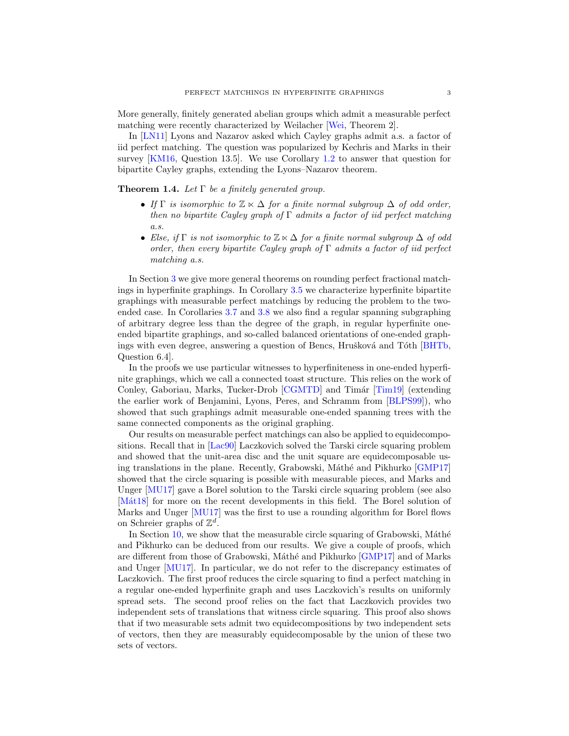More generally, finitely generated abelian groups which admit a measurable perfect matching were recently characterized by Weilacher [Wei, Theorem 2].

In [LN11] Lyons and Nazarov asked which Cayley graphs admit a.s. a factor of iid perfect matching. The question was popularized by Kechris and Marks in their survey [KM16, Question 13.5]. We use Corollary 1.2 to answer that question for bipartite Cayley graphs, extending the Lyons–Nazarov theorem.

**Theorem 1.4.** *Let $\Gamma$ be a finitely generated group.*

- *If $\Gamma$ is isomorphic to $\mathbb{Z} \ltimes \Delta$ for a finite normal subgroup $\Delta$ of odd order, then no bipartite Cayley graph of $\Gamma$ admits a factor of iid perfect matching a.s.*
- *Else, if $\Gamma$ is not isomorphic to $\mathbb{Z} \ltimes \Delta$ for a finite normal subgroup $\Delta$ of odd order, then every bipartite Cayley graph of $\Gamma$ admits a factor of iid perfect matching a.s.*

In Section 3 we give more general theorems on rounding perfect fractional matchings in hyperfinite graphings. In Corollary 3.5 we characterize hyperfinite bipartite graphings with measurable perfect matchings by reducing the problem to the two-ended case. In Corollaries 3.7 and 3.8 we also find a regular spanning subgraphing of arbitrary degree less than the degree of the graph, in regular hyperfinite one-ended bipartite graphings, and so-called balanced orientations of one-ended graphings with even degree, answering a question of Bencs, Hrušková and Tóth [BHTb, Question 6.4].

In the proofs we use particular witnesses to hyperfiniteness in one-ended hyperfinite graphings, which we call a connected toast structure. This relies on the work of Conley, Gaboriau, Marks, Tucker-Drob [CGMTD] and Timár [Tim19] (extending the earlier work of Benjamini, Lyons, Peres, and Schramm from [BLPS99]), who showed that such graphings admit measurable one-ended spanning trees with the same connected components as the original graphing.

Our results on measurable perfect matchings can also be applied to equidecompositions. Recall that in [Lac90] Laczkovich solved the Tarski circle squaring problem and showed that the unit-area disc and the unit square are equidecomposable using translations in the plane. Recently, Grabowski, Máthé and Pikhurko [GMP17] showed that the circle squaring is possible with measurable pieces, and Marks and Unger [MU17] gave a Borel solution to the Tarski circle squaring problem (see also [Mát18] for more on the recent developments in this field. The Borel solution of Marks and Unger [MU17] was the first to use a rounding algorithm for Borel flows on Schreier graphs of $\mathbb{Z}^d$.

In Section 10, we show that the measurable circle squaring of Grabowski, Máthé and Pikhurko can be deduced from our results. We give a couple of proofs, which are different from those of Grabowski, Máthé and Pikhurko [GMP17] and of Marks and Unger [MU17]. In particular, we do not refer to the discrepancy estimates of Laczkovich. The first proof reduces the circle squaring to find a perfect matching in a regular one-ended hyperfinite graph and uses Laczkovich's results on uniformly spread sets. The second proof relies on the fact that Laczkovich provides two independent sets of translations that witness circle squaring. This proof also shows that if two measurable sets admit two equidecompositions by two independent sets of vectors, then they are measurably equidecomposable by the union of these two sets of vectors.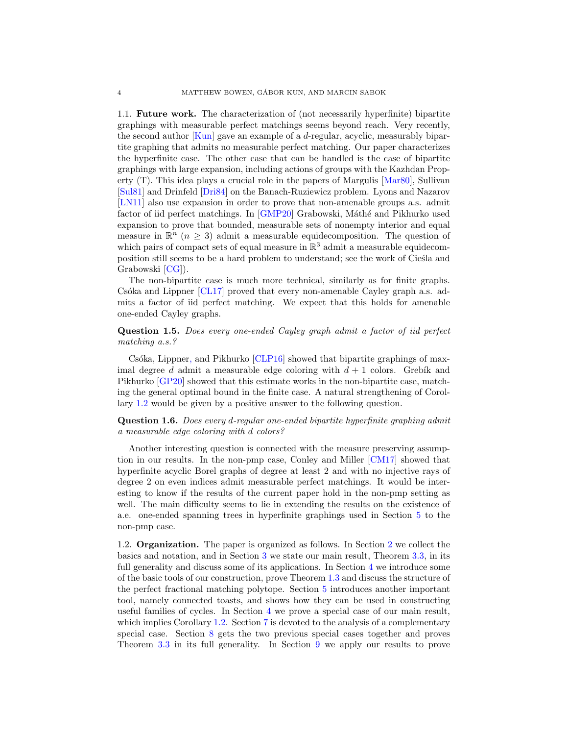1.1. **Future work.** The characterization of (not necessarily hyperfinite) bipartite graphings with measurable perfect matchings seems beyond reach. Very recently, the second author [Kun] gave an example of a $d$-regular, acyclic, measurably bipartite graphing that admits no measurable perfect matching. Our paper characterizes the hyperfinite case. The other case that can be handled is the case of bipartite graphings with large expansion, including actions of groups with the Kazhdan Property (T). This idea plays a crucial role in the papers of Margulis [Mar80], Sullivan [Sul81] and Drinfeld [Dri84] on the Banach-Ruziewicz problem. Lyons and Nazarov [LN11] also use expansion in order to prove that non-amenable groups a.s. admit factor of iid perfect matchings. In [GMP20] Grabowski, Máthé and Pikhurko used expansion to prove that bounded, measurable sets of nonempty interior and equal measure in $\mathbb{R}^n$ ($n \geq 3$) admit a measurable equidecomposition. The question of which pairs of compact sets of equal measure in $\mathbb{R}^3$ admit a measurable equidecomposition still seems to be a hard problem to understand; see the work of Cieśla and Grabowski [CG]).

The non-bipartite case is much more technical, similarly as for finite graphs. Csóka and Lippner [CL17] proved that every non-amenable Cayley graph a.s. admits a factor of iid perfect matching. We expect that this holds for amenable one-ended Cayley graphs.

**Question 1.5.** *Does every one-ended Cayley graph admit a factor of iid perfect matching a.s.?*

Csóka, Lippner, and Pikhurko [CLP16] showed that bipartite graphings of maximal degree $d$ admit a measurable edge coloring with $d + 1$ colors. Grebík and Pikhurko [GP20] showed that this estimate works in the non-bipartite case, matching the general optimal bound in the finite case. A natural strengthening of Corollary 1.2 would be given by a positive answer to the following question.

**Question 1.6.** *Does every $d$-regular one-ended bipartite hyperfinite graphing admit a measurable edge coloring with $d$ colors?*

Another interesting question is connected with the measure preserving assumption in our results. In the non-pmp case, Conley and Miller [CM17] showed that hyperfinite acyclic Borel graphs of degree at least 2 and with no injective rays of degree 2 on even indices admit measurable perfect matchings. It would be interesting to know if the results of the current paper hold in the non-pmp setting as well. The main difficulty seems to lie in extending the results on the existence of a.e. one-ended spanning trees in hyperfinite graphings used in Section 5 to the non-pmp case.

1.2. **Organization.** The paper is organized as follows. In Section 2 we collect the basics and notation, and in Section 3 we state our main result, Theorem 3.3, in its full generality and discuss some of its applications. In Section 4 we introduce some of the basic tools of our construction, prove Theorem 1.3 and discuss the structure of the perfect fractional matching polytope. Section 5 introduces another important tool, namely connected toasts, and shows how they can be used in constructing useful families of cycles. In Section 4 we prove a special case of our main result, which implies Corollary 1.2. Section 7 is devoted to the analysis of a complementary special case. Section 8 gets the two previous special cases together and proves Theorem 3.3 in its full generality. In Section 9 we apply our results to prove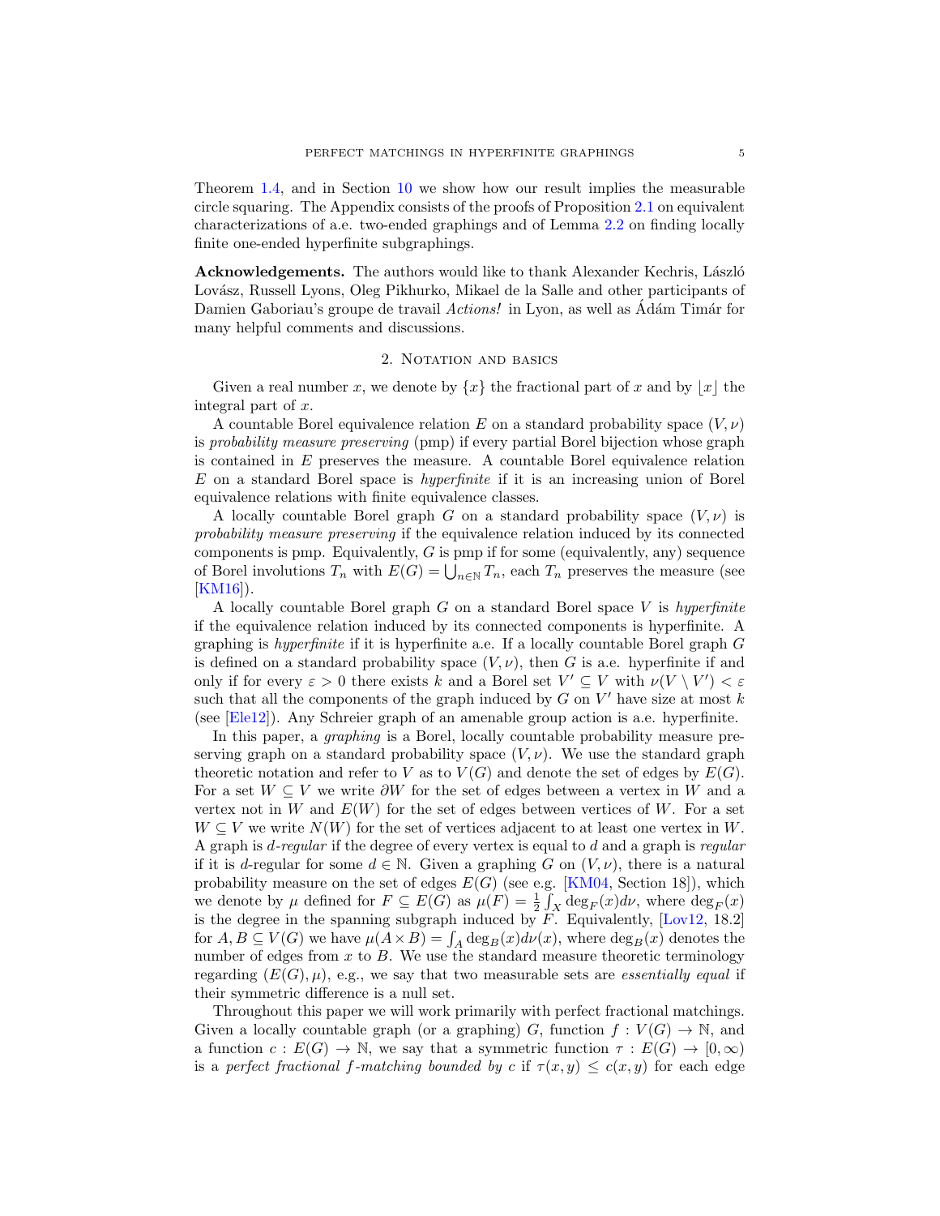Theorem 1.4, and in Section 10 we show how our result implies the measurable circle squaring. The Appendix consists of the proofs of Proposition 2.1 on equivalent characterizations of a.e. two-ended graphings and of Lemma 2.2 on finding locally finite one-ended hyperfinite subgraphings.

**Acknowledgements.** The authors would like to thank Alexander Kechris, László Lovász, Russell Lyons, Oleg Pikhurko, Mikael de la Salle and other participants of Damien Gaboriau's groupe de travail *Actions!* in Lyon, as well as Ádám Timár for many helpful comments and discussions.

## 2. Notation and basics

Given a real number $x$, we denote by $\{x\}$ the fractional part of $x$ and by $\lfloor x \rfloor$ the integral part of $x$.

A countable Borel equivalence relation $E$ on a standard probability space $(V, \nu)$ is *probability measure preserving* (pmp) if every partial Borel bijection whose graph is contained in $E$ preserves the measure. A countable Borel equivalence relation $E$ on a standard Borel space is *hyperfinite* if it is an increasing union of Borel equivalence relations with finite equivalence classes.

A locally countable Borel graph $G$ on a standard probability space $(V, \nu)$ is *probability measure preserving* if the equivalence relation induced by its connected components is pmp. Equivalently, $G$ is pmp if for some (equivalently, any) sequence of Borel involutions $T_n$ with $E(G) = \bigcup_{n \in \mathbb{N}} T_n$, each $T_n$ preserves the measure (see [KM16]).

A locally countable Borel graph $G$ on a standard Borel space $V$ is *hyperfinite* if the equivalence relation induced by its connected components is hyperfinite. A graphing is *hyperfinite* if it is hyperfinite a.e. If a locally countable Borel graph $G$ is defined on a standard probability space $(V, \nu)$, then $G$ is a.e. hyperfinite if and only if for every $\varepsilon > 0$ there exists $k$ and a Borel set $V' \subseteq V$ with $\nu(V \setminus V') < \varepsilon$ such that all the components of the graph induced by $G$ on $V'$ have size at most $k$ (see [Ele12]). Any Schreier graph of an amenable group action is a.e. hyperfinite.

In this paper, a *graphing* is a Borel, locally countable probability measure preserving graph on a standard probability space $(V, \nu)$. We use the standard graph theoretic notation and refer to $V$ as to $V(G)$ and denote the set of edges by $E(G)$. For a set $W \subseteq V$ we write $\partial W$ for the set of edges between a vertex in $W$ and a vertex not in $W$ and $E(W)$ for the set of edges between vertices of $W$. For a set $W \subseteq V$ we write $N(W)$ for the set of vertices adjacent to at least one vertex in $W$. A graph is *$d$-regular* if the degree of every vertex is equal to $d$ and a graph is *regular* if it is $d$-regular for some $d \in \mathbb{N}$. Given a graphing $G$ on $(V, \nu)$, there is a natural probability measure on the set of edges $E(G)$ (see e.g. [KM04, Section 18]), which we denote by $\mu$ defined for $F \subseteq E(G)$ as $\mu(F) = \frac{1}{2} \int_X \deg_F(x) d\nu$, where $\deg_F(x)$ is the degree in the spanning subgraph induced by $F$. Equivalently, [Lov12, 18.2] for $A, B \subseteq V(G)$ we have $\mu(A \times B) = \int_A \deg_B(x) d\nu(x)$, where $\deg_B(x)$ denotes the number of edges from $x$ to $B$. We use the standard measure theoretic terminology regarding $(E(G), \mu)$, e.g., we say that two measurable sets are *essentially equal* if their symmetric difference is a null set.

Throughout this paper we will work primarily with perfect fractional matchings. Given a locally countable graph (or a graphing) $G$, function $f : V(G) \to \mathbb{N}$, and a function $c : E(G) \to \mathbb{N}$, we say that a symmetric function $\tau : E(G) \to [0, \infty)$ is a *perfect fractional $f$-matching bounded by $c$* if $\tau(x, y) \leq c(x, y)$ for each edge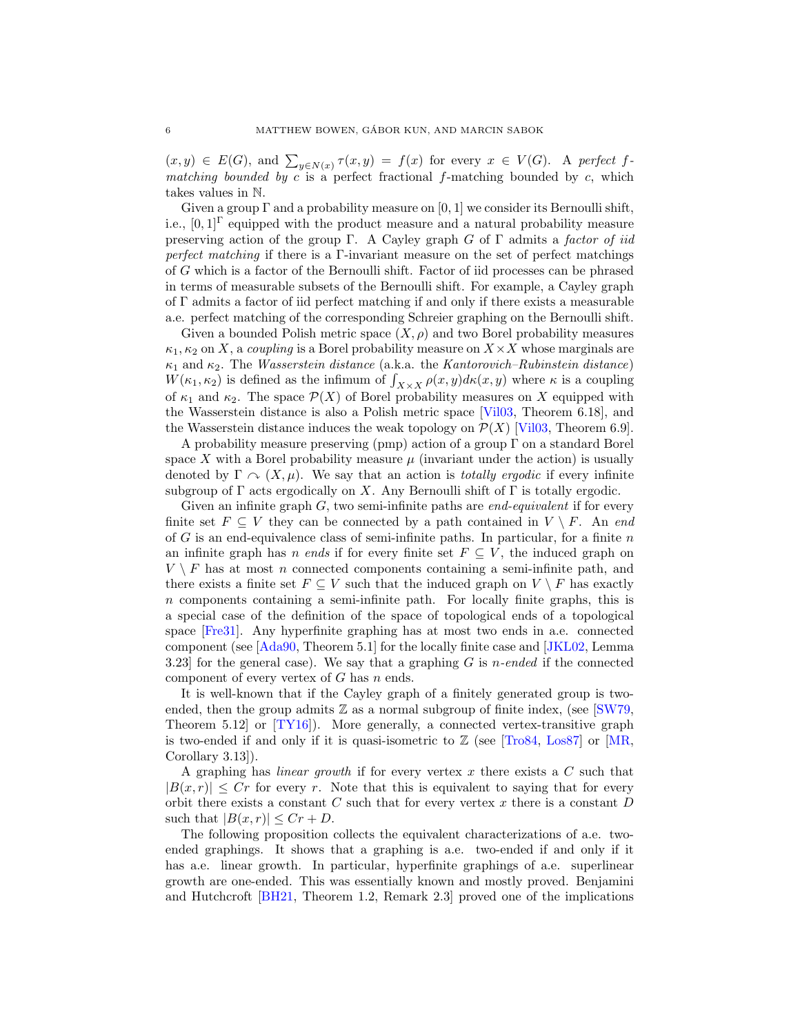$(x, y) \in E(G)$, and $\sum_{y \in N(x)} \tau(x, y) = f(x)$ for every $x \in V(G)$. A *perfect $f$-matching bounded by $c$* is a perfect fractional $f$-matching bounded by $c$, which takes values in $\mathbb{N}$.

Given a group $\Gamma$ and a probability measure on $[0, 1]$ we consider its Bernoulli shift, i.e., $[0, 1]^\Gamma$ equipped with the product measure and a natural probability measure preserving action of the group $\Gamma$. A Cayley graph $G$ of $\Gamma$ admits a *factor of iid perfect matching* if there is a $\Gamma$-invariant measure on the set of perfect matchings of $G$ which is a factor of the Bernoulli shift. Factor of iid processes can be phrased in terms of measurable subsets of the Bernoulli shift. For example, a Cayley graph of $\Gamma$ admits a factor of iid perfect matching if and only if there exists a measurable a.e. perfect matching of the corresponding Schreier graphing on the Bernoulli shift.

Given a bounded Polish metric space $(X, \rho)$ and two Borel probability measures $\kappa_1, \kappa_2$ on $X$, a *coupling* is a Borel probability measure on $X \times X$ whose marginals are $\kappa_1$ and $\kappa_2$. The *Wasserstein distance* (a.k.a. the *Kantorovich–Rubinstein distance*) $W(\kappa_1, \kappa_2)$ is defined as the infimum of $\int_{X \times X} \rho(x, y) d\kappa(x, y)$ where $\kappa$ is a coupling of $\kappa_1$ and $\kappa_2$. The space $\mathcal{P}(X)$ of Borel probability measures on $X$ equipped with the Wasserstein distance is also a Polish metric space [Vil03, Theorem 6.18], and the Wasserstein distance induces the weak topology on $\mathcal{P}(X)$ [Vil03, Theorem 6.9].

A probability measure preserving (pmp) action of a group $\Gamma$ on a standard Borel space $X$ with a Borel probability measure $\mu$ (invariant under the action) is usually denoted by $\Gamma \curvearrowright (X, \mu)$. We say that an action is *totally ergodic* if every infinite subgroup of $\Gamma$ acts ergodically on $X$. Any Bernoulli shift of $\Gamma$ is totally ergodic.

Given an infinite graph $G$, two semi-infinite paths are *end-equivalent* if for every finite set $F \subseteq V$ they can be connected by a path contained in $V \setminus F$. An *end* of $G$ is an end-equivalence class of semi-infinite paths. In particular, for a finite $n$ an infinite graph has *$n$ ends* if for every finite set $F \subseteq V$, the induced graph on $V \setminus F$ has at most $n$ connected components containing a semi-infinite path, and there exists a finite set $F \subseteq V$ such that the induced graph on $V \setminus F$ has exactly $n$ components containing a semi-infinite path. For locally finite graphs, this is a special case of the definition of the space of topological ends of a topological space [Fre31]. Any hyperfinite graphing has at most two ends in a.e. connected component (see [Ada90, Theorem 5.1] for the locally finite case and [JKL02, Lemma 3.23] for the general case). We say that a graphing $G$ is *$n$-ended* if the connected component of every vertex of $G$ has $n$ ends.

It is well-known that if the Cayley graph of a finitely generated group is two-ended, then the group admits $\mathbb{Z}$ as a normal subgroup of finite index, (see [SW79, Theorem 5.12] or [TY16]). More generally, a connected vertex-transitive graph is two-ended if and only if it is quasi-isometric to $\mathbb{Z}$ (see [Tro84, Los87] or [MR, Corollary 3.13]).

A graphing has *linear growth* if for every vertex $x$ there exists a $C$ such that $|B(x, r)| \le Cr$ for every $r$. Note that this is equivalent to saying that for every orbit there exists a constant $C$ such that for every vertex $x$ there is a constant $D$ such that $|B(x, r)| \le Cr + D$.

The following proposition collects the equivalent characterizations of a.e. two-ended graphings. It shows that a graphing is a.e. two-ended if and only if it has a.e. linear growth. In particular, hyperfinite graphings of a.e. superlinear growth are one-ended. This was essentially known and mostly proved. Benjamini and Hutchcroft [BH21, Theorem 1.2, Remark 2.3] proved one of the implications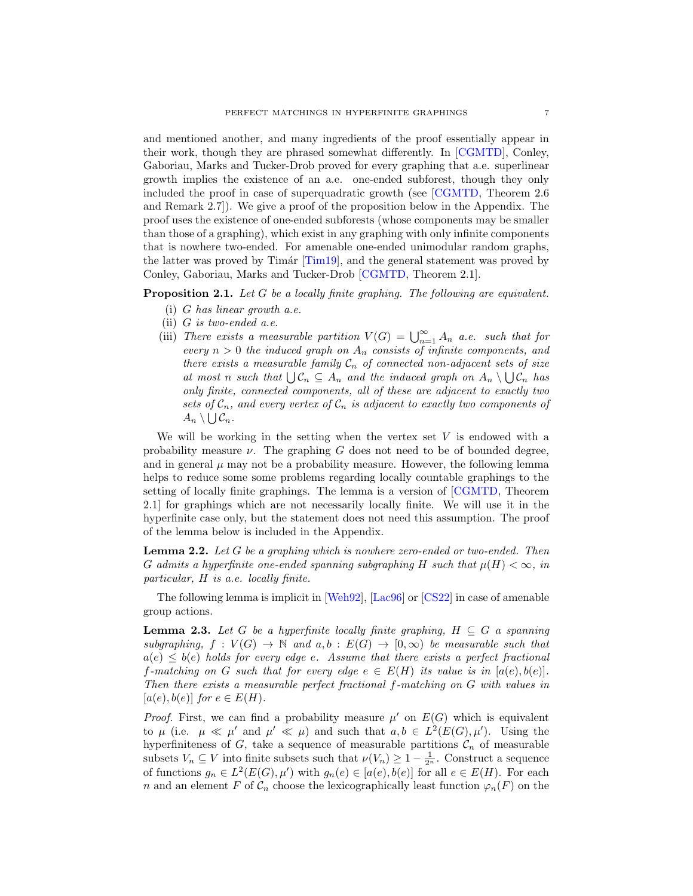and mentioned another, and many ingredients of the proof essentially appear in their work, though they are phrased somewhat differently. In [CGMTD], Conley, Gaboriau, Marks and Tucker-Drob proved for every graphing that a.e. superlinear growth implies the existence of an a.e. one-ended subforest, though they only included the proof in case of superquadratic growth (see [CGMTD, Theorem 2.6 and Remark 2.7]). We give a proof of the proposition below in the Appendix. The proof uses the existence of one-ended subforests (whose components may be smaller than those of a graphing), which exist in any graphing with only infinite components that is nowhere two-ended. For amenable one-ended unimodular random graphs, the latter was proved by Timár [Tim19], and the general statement was proved by Conley, Gaboriau, Marks and Tucker-Drob [CGMTD, Theorem 2.1].

**Proposition 2.1.** *Let $G$ be a locally finite graphing. The following are equivalent.*

- (i) *$G$ has linear growth a.e.*
- (ii) *$G$ is two-ended a.e.*
- (iii) *There exists a measurable partition $V(G) = \bigcup_{n=1}^{\infty} A_n$ a.e. such that for every $n > 0$ the induced graph on $A_n$ consists of infinite components, and there exists a measurable family $\mathcal{C}_n$ of connected non-adjacent sets of size at most $n$ such that $\bigcup \mathcal{C}_n \subseteq A_n$ and the induced graph on $A_n \setminus \bigcup \mathcal{C}_n$ has only finite, connected components, all of these are adjacent to exactly two sets of $\mathcal{C}_n$, and every vertex of $\mathcal{C}_n$ is adjacent to exactly two components of $A_n \setminus \bigcup \mathcal{C}_n$.*

We will be working in the setting when the vertex set $V$ is endowed with a probability measure $\nu$. The graphing $G$ does not need to be of bounded degree, and in general $\mu$ may not be a probability measure. However, the following lemma helps to reduce some some problems regarding locally countable graphings to the setting of locally finite graphings. The lemma is a version of [CGMTD, Theorem 2.1] for graphings which are not necessarily locally finite. We will use it in the hyperfinite case only, but the statement does not need this assumption. The proof of the lemma below is included in the Appendix.

**Lemma 2.2.** *Let $G$ be a graphing which is nowhere zero-ended or two-ended. Then $G$ admits a hyperfinite one-ended spanning subgraphing $H$ such that $\mu(H) < \infty$, in particular, $H$ is a.e. locally finite.*

The following lemma is implicit in [Weh92], [Lac96] or [CS22] in case of amenable group actions.

**Lemma 2.3.** *Let $G$ be a hyperfinite locally finite graphing, $H \subseteq G$ a spanning subgraphing, $f : V(G) \to \mathbb{N}$ and $a, b : E(G) \to [0, \infty)$ be measurable such that $a(e) \leq b(e)$ holds for every edge $e$. Assume that there exists a perfect fractional $f$-matching on $G$ such that for every edge $e \in E(H)$ its value is in $[a(e), b(e)]$. Then there exists a measurable perfect fractional $f$-matching on $G$ with values in $[a(e), b(e)]$ for $e \in E(H)$.*

*Proof.* First, we can find a probability measure $\mu'$ on $E(G)$ which is equivalent to $\mu$ (i.e. $\mu \ll \mu'$ and $\mu' \ll \mu$) and such that $a, b \in L^2(E(G), \mu')$. Using the hyperfiniteness of $G$, take a sequence of measurable partitions $\mathcal{C}_n$ of measurable subsets $V_n \subseteq V$ into finite subsets such that $\nu(V_n) \geq 1 - \frac{1}{2^n}$. Construct a sequence of functions $g_n \in L^2(E(G), \mu')$ with $g_n(e) \in [a(e), b(e)]$ for all $e \in E(H)$. For each $n$ and an element $F$ of $\mathcal{C}_n$ choose the lexicographically least function $\varphi_n(F)$ on the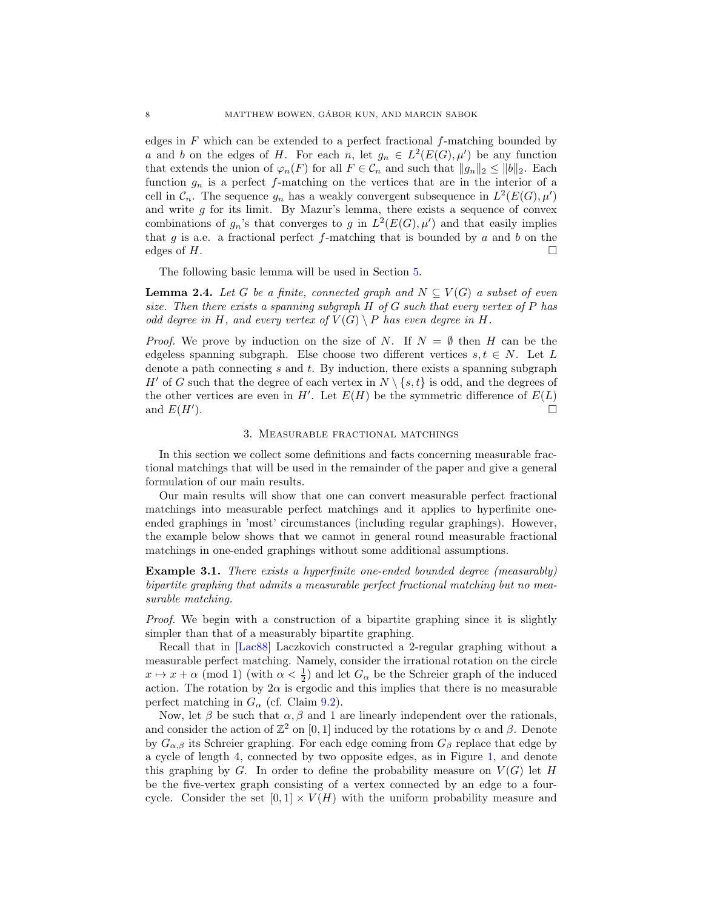edges in $F$ which can be extended to a perfect fractional $f$-matching bounded by $a$ and $b$ on the edges of $H$. For each $n$, let $g_n \in L^2(E(G), \mu')$ be any function that extends the union of $\varphi_n(F)$ for all $F \in \mathcal{C}_n$ and such that $\|g_n\|_2 \leq \|b\|_2$. Each function $g_n$ is a perfect $f$-matching on the vertices that are in the interior of a cell in $\mathcal{C}_n$. The sequence $g_n$ has a weakly convergent subsequence in $L^2(E(G), \mu')$ and write $g$ for its limit. By Mazur's lemma, there exists a sequence of convex combinations of $g_n$'s that converges to $g$ in $L^2(E(G), \mu')$ and that easily implies that $g$ is a.e. a fractional perfect $f$-matching that is bounded by $a$ and $b$ on the edges of $H$. □

The following basic lemma will be used in Section 5.

**Lemma 2.4.** *Let $G$ be a finite, connected graph and $N \subseteq V(G)$ a subset of even size. Then there exists a spanning subgraph $H$ of $G$ such that every vertex of $P$ has odd degree in $H$, and every vertex of $V(G) \setminus P$ has even degree in $H$.*

*Proof.* We prove by induction on the size of $N$. If $N = \emptyset$ then $H$ can be the edgeless spanning subgraph. Else choose two different vertices $s, t \in N$. Let $L$ denote a path connecting $s$ and $t$. By induction, there exists a spanning subgraph $H'$ of $G$ such that the degree of each vertex in $N \setminus \{s, t\}$ is odd, and the degrees of the other vertices are even in $H'$. Let $E(H)$ be the symmetric difference of $E(L)$ and $E(H')$. □

## 3. Measurable fractional matchings

In this section we collect some definitions and facts concerning measurable fractional matchings that will be used in the remainder of the paper and give a general formulation of our main results.

Our main results will show that one can convert measurable perfect fractional matchings into measurable perfect matchings and it applies to hyperfinite one-ended graphings in 'most' circumstances (including regular graphings). However, the example below shows that we cannot in general round measurable fractional matchings in one-ended graphings without some additional assumptions.

**Example 3.1.** *There exists a hyperfinite one-ended bounded degree (measurably) bipartite graphing that admits a measurable perfect fractional matching but no measurable matching.*

*Proof.* We begin with a construction of a bipartite graphing since it is slightly simpler than that of a measurably bipartite graphing.

Recall that in [Lac88] Laczkovich constructed a 2-regular graphing without a measurable perfect matching. Namely, consider the irrational rotation on the circle $x \mapsto x + \alpha \pmod 1$ (with $\alpha < \frac{1}{2}$) and let $G_\alpha$ be the Schreier graph of the induced action. The rotation by $2\alpha$ is ergodic and this implies that there is no measurable perfect matching in $G_\alpha$ (cf. Claim 9.2).

Now, let $\beta$ be such that $\alpha, \beta$ and 1 are linearly independent over the rationals, and consider the action of $\mathbb{Z}^2$ on $[0, 1]$ induced by the rotations by $\alpha$ and $\beta$. Denote by $G_{\alpha,\beta}$ its Schreier graphing. For each edge coming from $G_\beta$ replace that edge by a cycle of length 4, connected by two opposite edges, as in Figure 1, and denote this graphing by $G$. In order to define the probability measure on $V(G)$ let $H$ be the five-vertex graph consisting of a vertex connected by an edge to a four-cycle. Consider the set $[0, 1] \times V(H)$ with the uniform probability measure and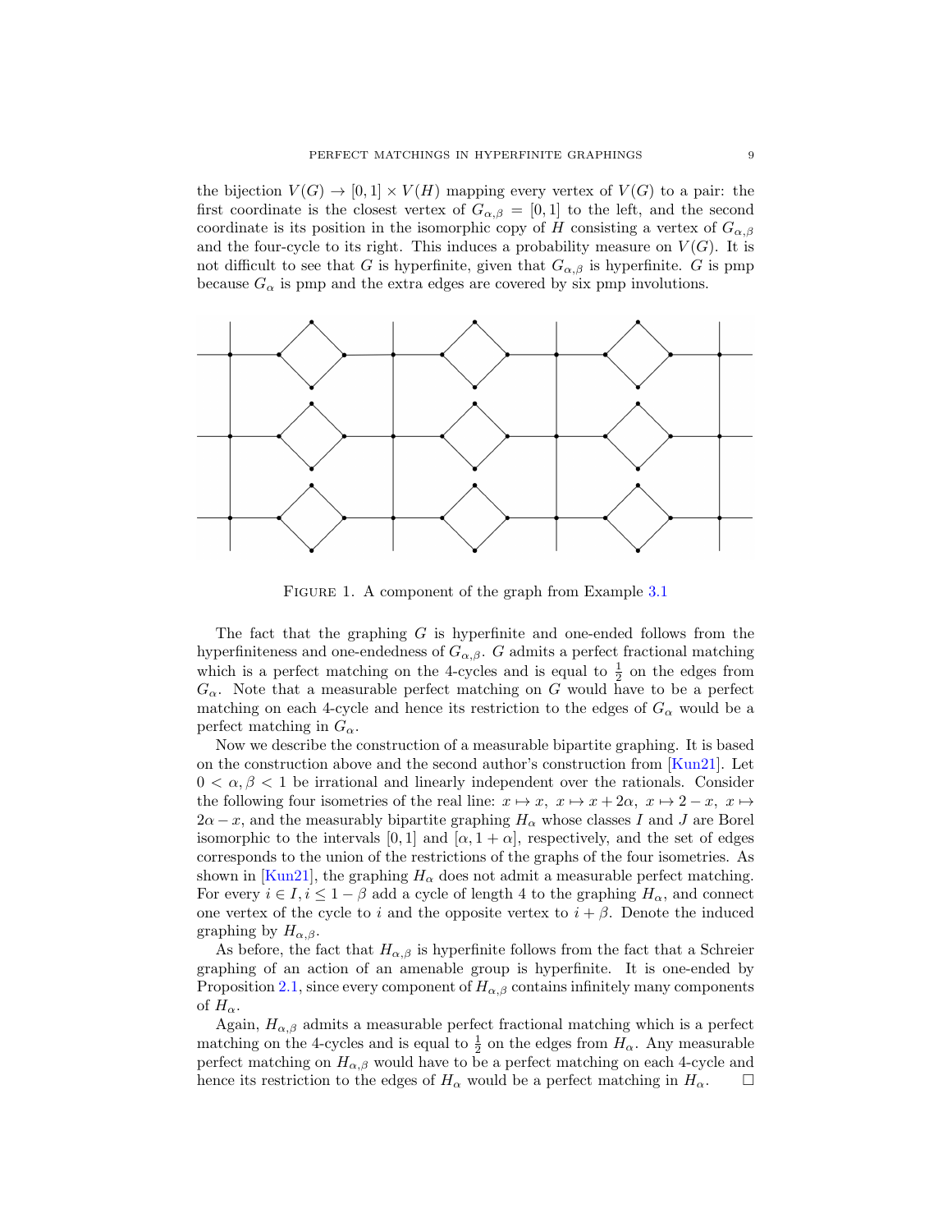the bijection $V(G) \to [0,1] \times V(H)$ mapping every vertex of $V(G)$ to a pair: the first coordinate is the closest vertex of $G_{\alpha,\beta} = [0,1]$ to the left, and the second coordinate is its position in the isomorphic copy of $H$ consisting a vertex of $G_{\alpha,\beta}$ and the four-cycle to its right. This induces a probability measure on $V(G)$. It is not difficult to see that $G$ is hyperfinite, given that $G_{\alpha,\beta}$ is hyperfinite. $G$ is pmp because $G_\alpha$ is pmp and the extra edges are covered by six pmp involutions.

FIGURE 1. A component of the graph from Example 3.1

The fact that the graphing $G$ is hyperfinite and one-ended follows from the hyperfiniteness and one-endedness of $G_{\alpha,\beta}$. $G$ admits a perfect fractional matching which is a perfect matching on the 4-cycles and is equal to $\frac{1}{2}$ on the edges from $G_\alpha$. Note that a measurable perfect matching on $G$ would have to be a perfect matching on each 4-cycle and hence its restriction to the edges of $G_\alpha$ would be a perfect matching in $G_\alpha$.

Now we describe the construction of a measurable bipartite graphing. It is based on the construction above and the second author's construction from [Kun21]. Let $0 < \alpha, \beta < 1$ be irrational and linearly independent over the rationals. Consider the following four isometries of the real line: $x \mapsto x,\ x \mapsto x + 2\alpha,\ x \mapsto 2 - x,\ x \mapsto 2\alpha - x$, and the measurably bipartite graphing $H_\alpha$ whose classes $I$ and $J$ are Borel isomorphic to the intervals $[0,1]$ and $[\alpha, 1+\alpha]$, respectively, and the set of edges corresponds to the union of the restrictions of the graphs of the four isometries. As shown in [Kun21], the graphing $H_\alpha$ does not admit a measurable perfect matching. For every $i \in I, i \leq 1 - \beta$ add a cycle of length 4 to the graphing $H_\alpha$, and connect one vertex of the cycle to $i$ and the opposite vertex to $i + \beta$. Denote the induced graphing by $H_{\alpha,\beta}$.

As before, the fact that $H_{\alpha,\beta}$ is hyperfinite follows from the fact that a Schreier graphing of an action of an amenable group is hyperfinite. It is one-ended by Proposition 2.1, since every component of $H_{\alpha,\beta}$ contains infinitely many components of $H_\alpha$.

Again, $H_{\alpha,\beta}$ admits a measurable perfect fractional matching which is a perfect matching on the 4-cycles and is equal to $\frac{1}{2}$ on the edges from $H_\alpha$. Any measurable perfect matching on $H_{\alpha,\beta}$ would have to be a perfect matching on each 4-cycle and hence its restriction to the edges of $H_\alpha$ would be a perfect matching in $H_\alpha$. $\square$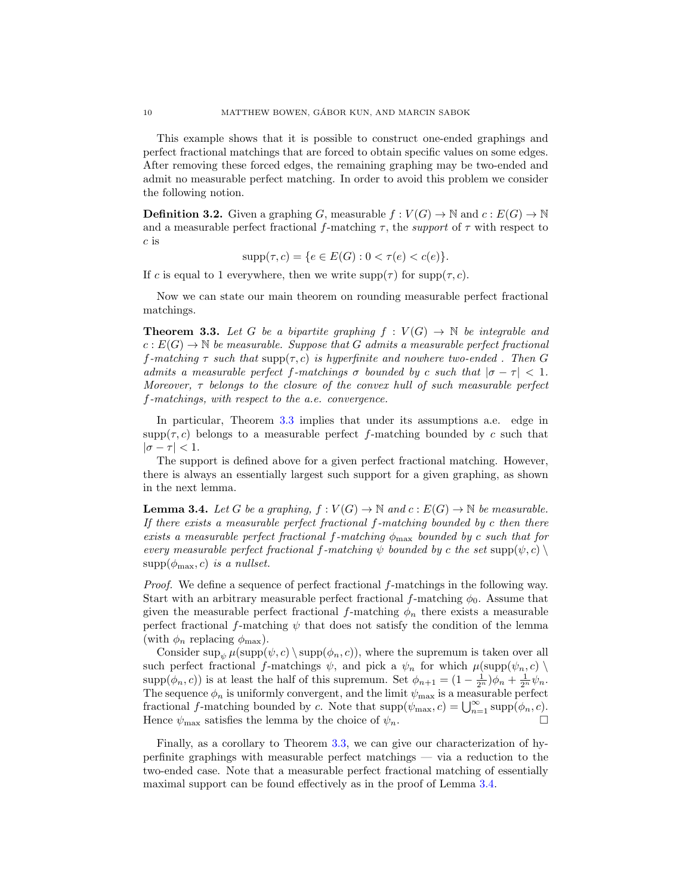This example shows that it is possible to construct one-ended graphings and perfect fractional matchings that are forced to obtain specific values on some edges. After removing these forced edges, the remaining graphing may be two-ended and admit no measurable perfect matching. In order to avoid this problem we consider the following notion.

**Definition 3.2.** Given a graphing $G$, measurable $f : V(G) \to \mathbb{N}$ and $c : E(G) \to \mathbb{N}$ and a measurable perfect fractional $f$-matching $\tau$, the *support* of $\tau$ with respect to $c$ is

$$\mathrm{supp}(\tau, c) = \{e \in E(G) : 0 < \tau(e) < c(e)\}.$$

If $c$ is equal to 1 everywhere, then we write $\mathrm{supp}(\tau)$ for $\mathrm{supp}(\tau, c)$.

Now we can state our main theorem on rounding measurable perfect fractional matchings.

**Theorem 3.3.** *Let $G$ be a bipartite graphing $f : V(G) \to \mathbb{N}$ be integrable and $c : E(G) \to \mathbb{N}$ be measurable. Suppose that $G$ admits a measurable perfect fractional $f$-matching $\tau$ such that $\mathrm{supp}(\tau, c)$ is hyperfinite and nowhere two-ended . Then $G$ admits a measurable perfect $f$-matchings $\sigma$ bounded by $c$ such that $|\sigma - \tau| < 1$. Moreover, $\tau$ belongs to the closure of the convex hull of such measurable perfect $f$-matchings, with respect to the a.e. convergence.*

In particular, Theorem 3.3 implies that under its assumptions a.e. edge in $\mathrm{supp}(\tau, c)$ belongs to a measurable perfect $f$-matching bounded by $c$ such that $|\sigma - \tau| < 1$.

The support is defined above for a given perfect fractional matching. However, there is always an essentially largest such support for a given graphing, as shown in the next lemma.

**Lemma 3.4.** *Let $G$ be a graphing, $f : V(G) \to \mathbb{N}$ and $c : E(G) \to \mathbb{N}$ be measurable. If there exists a measurable perfect fractional $f$-matching bounded by $c$ then there exists a measurable perfect fractional $f$-matching $\phi_{\max}$ bounded by $c$ such that for every measurable perfect fractional $f$-matching $\psi$ bounded by $c$ the set $\mathrm{supp}(\psi, c) \setminus \mathrm{supp}(\phi_{\max}, c)$ is a nullset.*

*Proof.* We define a sequence of perfect fractional $f$-matchings in the following way. Start with an arbitrary measurable perfect fractional $f$-matching $\phi_0$. Assume that given the measurable perfect fractional $f$-matching $\phi_n$ there exists a measurable perfect fractional $f$-matching $\psi$ that does not satisfy the condition of the lemma (with $\phi_n$ replacing $\phi_{\max}$).

Consider $\sup_\psi \mu(\mathrm{supp}(\psi, c) \setminus \mathrm{supp}(\phi_n, c))$, where the supremum is taken over all such perfect fractional $f$-matchings $\psi$, and pick a $\psi_n$ for which $\mu(\mathrm{supp}(\psi_n, c) \setminus \mathrm{supp}(\phi_n, c))$ is at least the half of this supremum. Set $\phi_{n+1} = (1 - \frac{1}{2^n})\phi_n + \frac{1}{2^n}\psi_n$. The sequence $\phi_n$ is uniformly convergent, and the limit $\psi_{\max}$ is a measurable perfect fractional $f$-matching bounded by $c$. Note that $\mathrm{supp}(\psi_{\max}, c) = \bigcup_{n=1}^{\infty} \mathrm{supp}(\phi_n, c)$. Hence $\psi_{\max}$ satisfies the lemma by the choice of $\psi_n$. $\square$

Finally, as a corollary to Theorem 3.3, we can give our characterization of hyperfinite graphings with measurable perfect matchings — via a reduction to the two-ended case. Note that a measurable perfect fractional matching of essentially maximal support can be found effectively as in the proof of Lemma 3.4.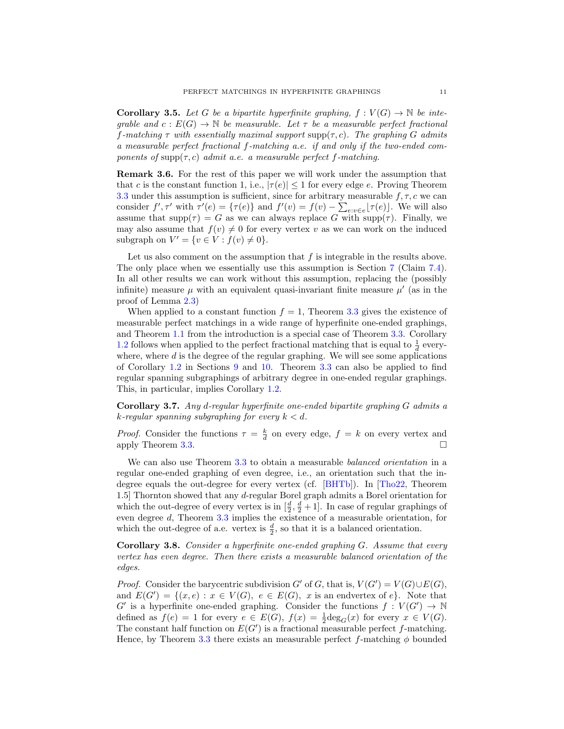**Corollary 3.5.** *Let $G$ be a bipartite hyperfinite graphing, $f : V(G) \to \mathbb{N}$ be integrable and $c : E(G) \to \mathbb{N}$ be measurable. Let $\tau$ be a measurable perfect fractional $f$-matching $\tau$ with essentially maximal support $\mathrm{supp}(\tau, c)$. The graphing $G$ admits a measurable perfect fractional $f$-matching a.e. if and only if the two-ended components of $\mathrm{supp}(\tau, c)$ admit a.e. a measurable perfect $f$-matching.*

**Remark 3.6.** For the rest of this paper we will work under the assumption that that $c$ is the constant function 1, i.e., $|\tau(e)| \leq 1$ for every edge $e$. Proving Theorem 3.3 under this assumption is sufficient, since for arbitrary measurable $f, \tau, c$ we can consider $f', \tau'$ with $\tau'(e) = \{\tau(e)\}$ and $f'(v) = f(v) - \sum_{e: v \in e} \lfloor \tau(e) \rfloor$. We will also assume that $\mathrm{supp}(\tau) = G$ as we can always replace $G$ with $\mathrm{supp}(\tau)$. Finally, we may also assume that $f(v) \neq 0$ for every vertex $v$ as we can work on the induced subgraph on $V' = \{v \in V : f(v) \neq 0\}$.

Let us also comment on the assumption that $f$ is integrable in the results above. The only place when we essentially use this assumption is Section 7 (Claim 7.4). In all other results we can work without this assumption, replacing the (possibly infinite) measure $\mu$ with an equivalent quasi-invariant finite measure $\mu'$ (as in the proof of Lemma 2.3)

When applied to a constant function $f = 1$, Theorem 3.3 gives the existence of measurable perfect matchings in a wide range of hyperfinite one-ended graphings, and Theorem 1.1 from the introduction is a special case of Theorem 3.3. Corollary 1.2 follows when applied to the perfect fractional matching that is equal to $\frac{1}{d}$ everywhere, where $d$ is the degree of the regular graphing. We will see some applications of Corollary 1.2 in Sections 9 and 10. Theorem 3.3 can also be applied to find regular spanning subgraphings of arbitrary degree in one-ended regular graphings. This, in particular, implies Corollary 1.2.

**Corollary 3.7.** *Any $d$-regular hyperfinite one-ended bipartite graphing $G$ admits a $k$-regular spanning subgraphing for every $k < d$.*

*Proof.* Consider the functions $\tau = \frac{k}{d}$ on every edge, $f = k$ on every vertex and apply Theorem 3.3. $\square$

We can also use Theorem 3.3 to obtain a measurable *balanced orientation* in a regular one-ended graphing of even degree, i.e., an orientation such that the in-degree equals the out-degree for every vertex (cf. [BHTb]). In [Tho22, Theorem 1.5] Thornton showed that any $d$-regular Borel graph admits a Borel orientation for which the out-degree of every vertex is in $[\frac{d}{2}, \frac{d}{2} + 1]$. In case of regular graphings of even degree $d$, Theorem 3.3 implies the existence of a measurable orientation, for which the out-degree of a.e. vertex is $\frac{d}{2}$, so that it is a balanced orientation.

**Corollary 3.8.** *Consider a hyperfinite one-ended graphing $G$. Assume that every vertex has even degree. Then there exists a measurable balanced orientation of the edges.*

*Proof.* Consider the barycentric subdivision $G'$ of $G$, that is, $V(G') = V(G) \cup E(G)$, and $E(G') = \{(x, e) : x \in V(G),\ e \in E(G),\ x \text{ is an endvertex of } e\}$. Note that $G'$ is a hyperfinite one-ended graphing. Consider the functions $f : V(G') \to \mathbb{N}$ defined as $f(e) = 1$ for every $e \in E(G)$, $f(x) = \frac{1}{2}\deg_G(x)$ for every $x \in V(G)$. The constant half function on $E(G')$ is a fractional measurable perfect $f$-matching. Hence, by Theorem 3.3 there exists an measurable perfect $f$-matching $\phi$ bounded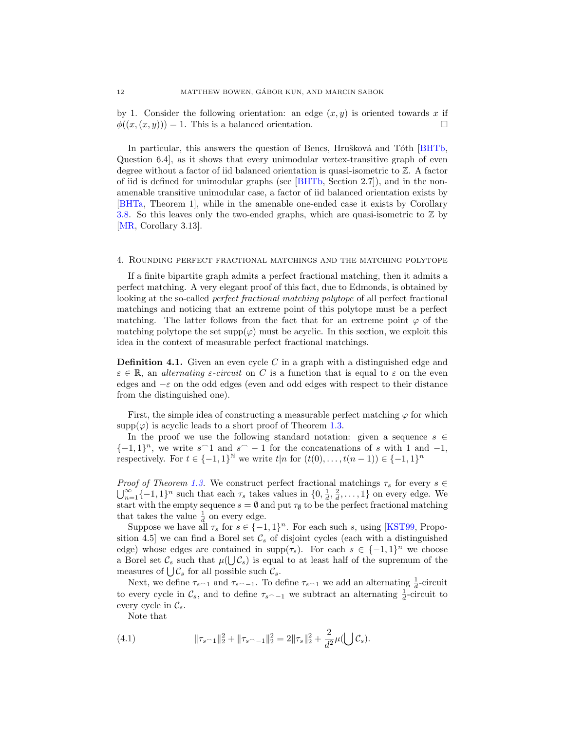by 1. Consider the following orientation: an edge $(x, y)$ is oriented towards $x$ if $\phi((x,(x,y))) = 1$. This is a balanced orientation. $\square$

In particular, this answers the question of Bencs, Hrušková and Tóth [BHTb, Question 6.4], as it shows that every unimodular vertex-transitive graph of even degree without a factor of iid balanced orientation is quasi-isometric to $\mathbb{Z}$. A factor of iid is defined for unimodular graphs (see [BHTb, Section 2.7]), and in the non-amenable transitive unimodular case, a factor of iid balanced orientation exists by [BHTa, Theorem 1], while in the amenable one-ended case it exists by Corollary 3.8. So this leaves only the two-ended graphs, which are quasi-isometric to $\mathbb{Z}$ by [MR, Corollary 3.13].

## 4. Rounding perfect fractional matchings and the matching polytope

If a finite bipartite graph admits a perfect fractional matching, then it admits a perfect matching. A very elegant proof of this fact, due to Edmonds, is obtained by looking at the so-called *perfect fractional matching polytope* of all perfect fractional matchings and noticing that an extreme point of this polytope must be a perfect matching. The latter follows from the fact that for an extreme point $\varphi$ of the matching polytope the set $\mathrm{supp}(\varphi)$ must be acyclic. In this section, we exploit this idea in the context of measurable perfect fractional matchings.

**Definition 4.1.** Given an even cycle $C$ in a graph with a distinguished edge and $\varepsilon \in \mathbb{R}$, an *alternating $\varepsilon$-circuit* on $C$ is a function that is equal to $\varepsilon$ on the even edges and $-\varepsilon$ on the odd edges (even and odd edges with respect to their distance from the distinguished one).

First, the simple idea of constructing a measurable perfect matching $\varphi$ for which $\mathrm{supp}(\varphi)$ is acyclic leads to a short proof of Theorem 1.3.

In the proof we use the following standard notation: given a sequence $s \in \{-1,1\}^n$, we write $s^\frown 1$ and $s^\frown -1$ for the concatenations of $s$ with 1 and $-1$, respectively. For $t \in \{-1,1\}^{\mathbb{N}}$ we write $t|n$ for $(t(0),\ldots,t(n-1)) \in \{-1,1\}^n$

*Proof of Theorem 1.3.* We construct perfect fractional matchings $\tau_s$ for every $s \in \bigcup_{n=1}^{\infty}\{-1,1\}^n$ such that each $\tau_s$ takes values in $\{0, \frac{1}{d}, \frac{2}{d}, \ldots, 1\}$ on every edge. We start with the empty sequence $s = \emptyset$ and put $\tau_\emptyset$ to be the perfect fractional matching that takes the value $\frac{1}{d}$ on every edge.

Suppose we have all $\tau_s$ for $s \in \{-1,1\}^n$. For each such $s$, using [KST99, Proposition 4.5] we can find a Borel set $\mathcal{C}_s$ of disjoint cycles (each with a distinguished edge) whose edges are contained in $\mathrm{supp}(\tau_s)$. For each $s \in \{-1,1\}^n$ we choose a Borel set $\mathcal{C}_s$ such that $\mu(\bigcup \mathcal{C}_s)$ is equal to at least half of the supremum of the measures of $\bigcup \mathcal{C}_s$ for all possible such $\mathcal{C}_s$.

Next, we define $\tau_{s^\frown 1}$ and $\tau_{s^\frown -1}$. To define $\tau_{s^\frown 1}$ we add an alternating $\frac{1}{d}$-circuit to every cycle in $\mathcal{C}_s$, and to define $\tau_{s^\frown -1}$ we subtract an alternating $\frac{1}{d}$-circuit to every cycle in $\mathcal{C}_s$.

Note that

$$\|\tau_{s^\frown 1}\|_2^2 + \|\tau_{s^\frown -1}\|_2^2 = 2\|\tau_s\|_2^2 + \frac{2}{d^2}\mu(\bigcup \mathcal{C}_s). \tag{4.1}$$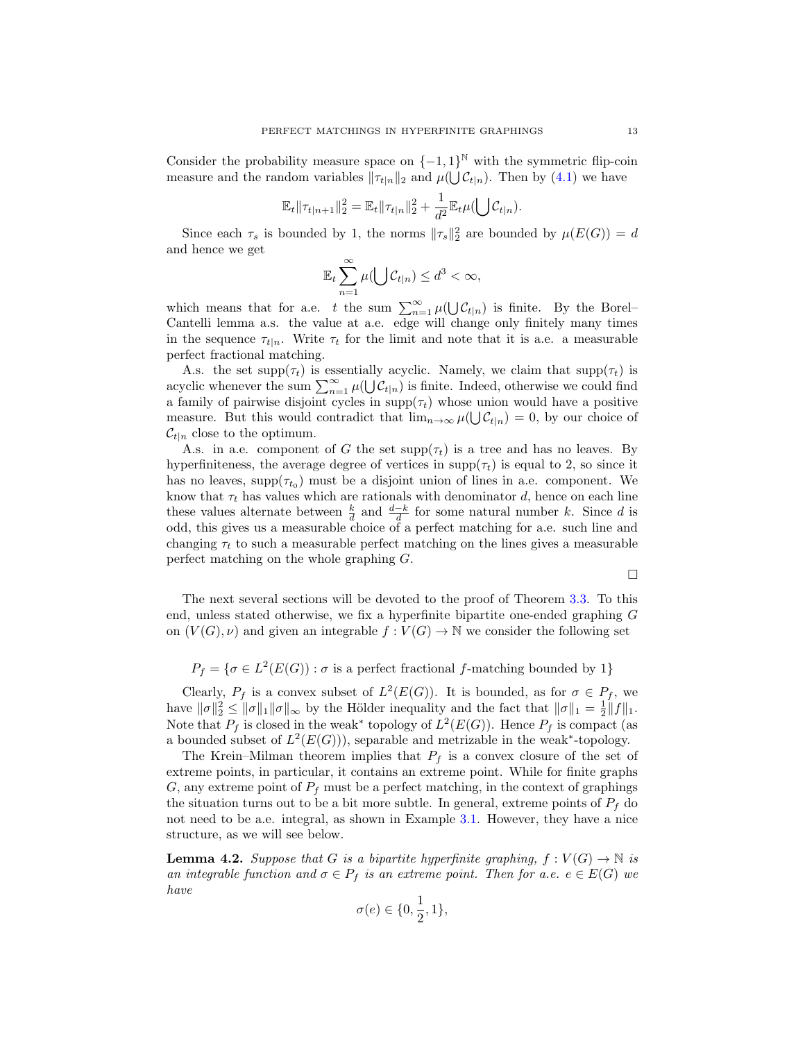Consider the probability measure space on $\{-1,1\}^{\mathbb{N}}$ with the symmetric flip-coin measure and the random variables $\|\tau_{t|n}\|_2$ and $\mu(\bigcup \mathcal{C}_{t|n})$. Then by (4.1) we have

$$\mathbb{E}_t\|\tau_{t|n+1}\|_2^2 = \mathbb{E}_t\|\tau_{t|n}\|_2^2 + \frac{1}{d^2}\mathbb{E}_t\mu(\bigcup \mathcal{C}_{t|n}).$$

Since each $\tau_s$ is bounded by 1, the norms $\|\tau_s\|_2^2$ are bounded by $\mu(E(G)) = d$ and hence we get

$$\mathbb{E}_t \sum_{n=1}^{\infty} \mu(\bigcup \mathcal{C}_{t|n}) \leq d^3 < \infty,$$

which means that for a.e. $t$ the sum $\sum_{n=1}^{\infty} \mu(\bigcup \mathcal{C}_{t|n})$ is finite. By the Borel–Cantelli lemma a.s. the value at a.e. edge will change only finitely many times in the sequence $\tau_{t|n}$. Write $\tau_t$ for the limit and note that it is a.e. a measurable perfect fractional matching.

A.s. the set $\mathrm{supp}(\tau_t)$ is essentially acyclic. Namely, we claim that $\mathrm{supp}(\tau_t)$ is acyclic whenever the sum $\sum_{n=1}^{\infty} \mu(\bigcup \mathcal{C}_{t|n})$ is finite. Indeed, otherwise we could find a family of pairwise disjoint cycles in $\mathrm{supp}(\tau_t)$ whose union would have a positive measure. But this would contradict that $\lim_{n\to\infty} \mu(\bigcup \mathcal{C}_{t|n}) = 0$, by our choice of $\mathcal{C}_{t|n}$ close to the optimum.

A.s. in a.e. component of $G$ the set $\mathrm{supp}(\tau_t)$ is a tree and has no leaves. By hyperfiniteness, the average degree of vertices in $\mathrm{supp}(\tau_t)$ is equal to 2, so since it has no leaves, $\mathrm{supp}(\tau_{t_0})$ must be a disjoint union of lines in a.e. component. We know that $\tau_t$ has values which are rationals with denominator $d$, hence on each line these values alternate between $\frac{k}{d}$ and $\frac{d-k}{d}$ for some natural number $k$. Since $d$ is odd, this gives us a measurable choice of a perfect matching for a.e. such line and changing $\tau_t$ to such a measurable perfect matching on the lines gives a measurable perfect matching on the whole graphing $G$.

□

The next several sections will be devoted to the proof of Theorem 3.3. To this end, unless stated otherwise, we fix a hyperfinite bipartite one-ended graphing $G$ on $(V(G), \nu)$ and given an integrable $f : V(G) \to \mathbb{N}$ we consider the following set

$$P_f = \{\sigma \in L^2(E(G)) : \sigma \text{ is a perfect fractional } f\text{-matching bounded by } 1\}$$

Clearly, $P_f$ is a convex subset of $L^2(E(G))$. It is bounded, as for $\sigma \in P_f$, we have $\|\sigma\|_2^2 \leq \|\sigma\|_1\|\sigma\|_\infty$ by the Hölder inequality and the fact that $\|\sigma\|_1 = \frac{1}{2}\|f\|_1$. Note that $P_f$ is closed in the weak* topology of $L^2(E(G))$. Hence $P_f$ is compact (as a bounded subset of $L^2(E(G))$), separable and metrizable in the weak*-topology.

The Krein–Milman theorem implies that $P_f$ is a convex closure of the set of extreme points, in particular, it contains an extreme point. While for finite graphs $G$, any extreme point of $P_f$ must be a perfect matching, in the context of graphings the situation turns out to be a bit more subtle. In general, extreme points of $P_f$ do not need to be a.e. integral, as shown in Example 3.1. However, they have a nice structure, as we will see below.

**Lemma 4.2.** *Suppose that $G$ is a bipartite hyperfinite graphing, $f : V(G) \to \mathbb{N}$ is an integrable function and $\sigma \in P_f$ is an extreme point. Then for a.e. $e \in E(G)$ we have*

$$\sigma(e) \in \{0, \frac{1}{2}, 1\},$$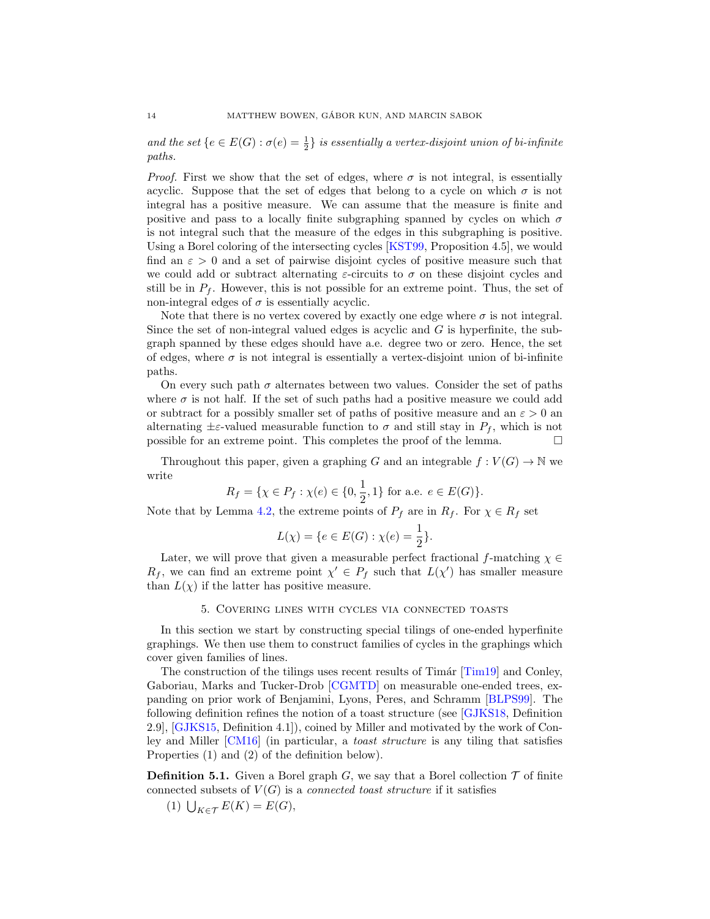*and the set $\{e \in E(G) : \sigma(e) = \frac{1}{2}\}$ is essentially a vertex-disjoint union of bi-infinite paths.*

*Proof.* First we show that the set of edges, where $\sigma$ is not integral, is essentially acyclic. Suppose that the set of edges that belong to a cycle on which $\sigma$ is not integral has a positive measure. We can assume that the measure is finite and positive and pass to a locally finite subgraphing spanned by cycles on which $\sigma$ is not integral such that the measure of the edges in this subgraphing is positive. Using a Borel coloring of the intersecting cycles [KST99, Proposition 4.5], we would find an $\varepsilon > 0$ and a set of pairwise disjoint cycles of positive measure such that we could add or subtract alternating $\varepsilon$-circuits to $\sigma$ on these disjoint cycles and still be in $P_f$. However, this is not possible for an extreme point. Thus, the set of non-integral edges of $\sigma$ is essentially acyclic.

Note that there is no vertex covered by exactly one edge where $\sigma$ is not integral. Since the set of non-integral valued edges is acyclic and $G$ is hyperfinite, the subgraph spanned by these edges should have a.e. degree two or zero. Hence, the set of edges, where $\sigma$ is not integral is essentially a vertex-disjoint union of bi-infinite paths.

On every such path $\sigma$ alternates between two values. Consider the set of paths where $\sigma$ is not half. If the set of such paths had a positive measure we could add or subtract for a possibly smaller set of paths of positive measure and an $\varepsilon > 0$ an alternating $\pm\varepsilon$-valued measurable function to $\sigma$ and still stay in $P_f$, which is not possible for an extreme point. This completes the proof of the lemma. □

Throughout this paper, given a graphing $G$ and an integrable $f : V(G) \to \mathbb{N}$ we write

$$R_f = \{\chi \in P_f : \chi(e) \in \{0, \frac{1}{2}, 1\} \text{ for a.e. } e \in E(G)\}.$$

Note that by Lemma 4.2, the extreme points of $P_f$ are in $R_f$. For $\chi \in R_f$ set

$$L(\chi) = \{e \in E(G) : \chi(e) = \frac{1}{2}\}.$$

Later, we will prove that given a measurable perfect fractional $f$-matching $\chi \in R_f$, we can find an extreme point $\chi' \in P_f$ such that $L(\chi')$ has smaller measure than $L(\chi)$ if the latter has positive measure.

## 5. Covering lines with cycles via connected toasts

In this section we start by constructing special tilings of one-ended hyperfinite graphings. We then use them to construct families of cycles in the graphings which cover given families of lines.

The construction of the tilings uses recent results of Timár [Tim19] and Conley, Gaboriau, Marks and Tucker-Drob [CGMTD] on measurable one-ended trees, expanding on prior work of Benjamini, Lyons, Peres, and Schramm [BLPS99]. The following definition refines the notion of a toast structure (see [GJKS18, Definition 2.9], [GJKS15, Definition 4.1]), coined by Miller and motivated by the work of Conley and Miller [CM16] (in particular, a *toast structure* is any tiling that satisfies Properties (1) and (2) of the definition below).

**Definition 5.1.** Given a Borel graph $G$, we say that a Borel collection $\mathcal{T}$ of finite connected subsets of $V(G)$ is a *connected toast structure* if it satisfies

(1) $\bigcup_{K \in \mathcal{T}} E(K) = E(G)$,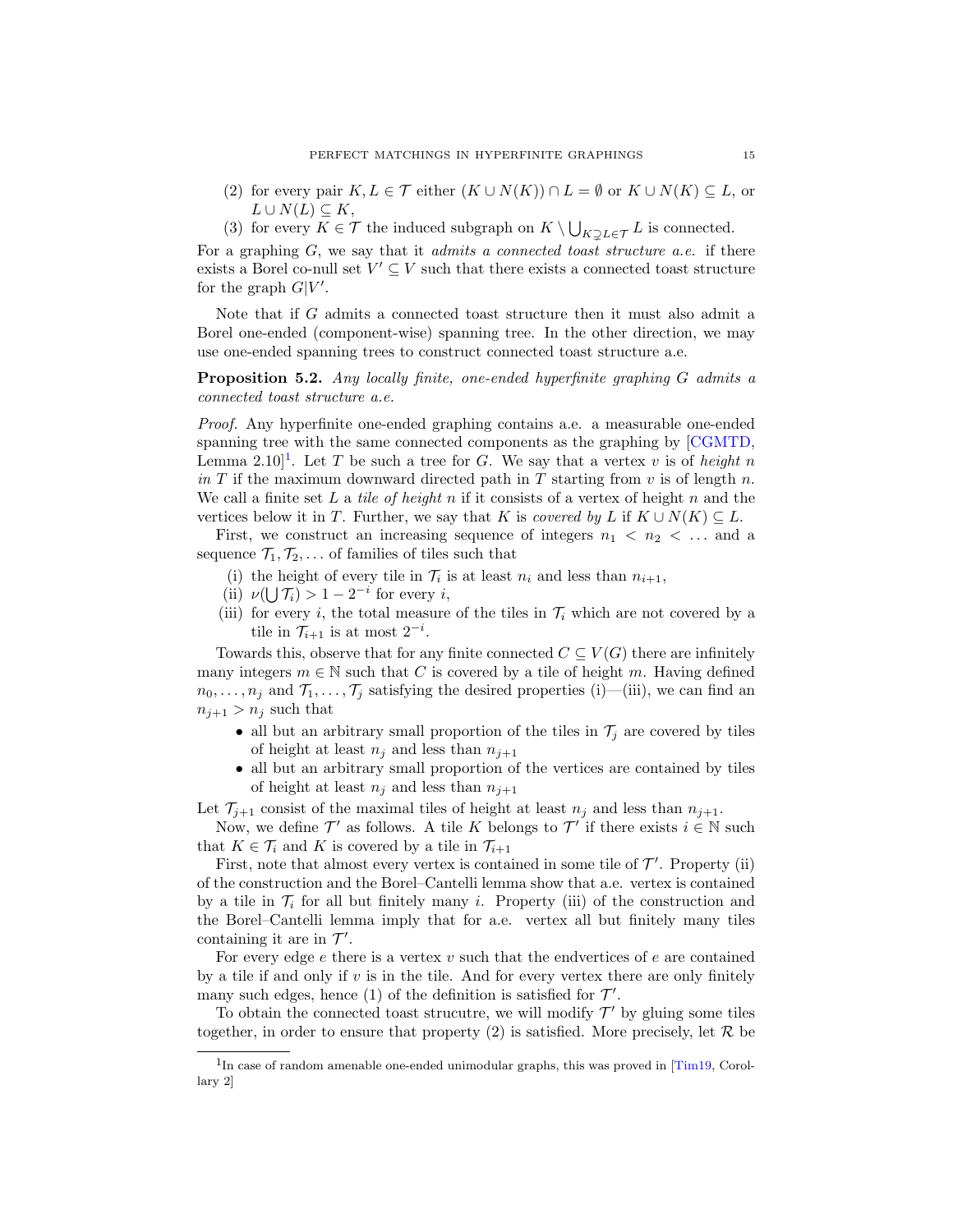(2) for every pair $K, L \in \mathcal{T}$ either $(K \cup N(K)) \cap L = \emptyset$ or $K \cup N(K) \subseteq L$, or $L \cup N(L) \subseteq K$,

(3) for every $K \in \mathcal{T}$ the induced subgraph on $K \setminus \bigcup_{K \supsetneq L \in \mathcal{T}} L$ is connected.

For a graphing $G$, we say that it *admits a connected toast structure a.e.* if there exists a Borel co-null set $V' \subseteq V$ such that there exists a connected toast structure for the graph $G|V'$.

Note that if $G$ admits a connected toast structure then it must also admit a Borel one-ended (component-wise) spanning tree. In the other direction, we may use one-ended spanning trees to construct connected toast structure a.e.

**Proposition 5.2.** *Any locally finite, one-ended hyperfinite graphing $G$ admits a connected toast structure a.e.*

*Proof.* Any hyperfinite one-ended graphing contains a.e. a measurable one-ended spanning tree with the same connected components as the graphing by [CGMTD, Lemma 2.10][1]. Let $T$ be such a tree for $G$. We say that a vertex $v$ is of *height $n$ in $T$* if the maximum downward directed path in $T$ starting from $v$ is of length $n$. We call a finite set $L$ a *tile of height $n$* if it consists of a vertex of height $n$ and the vertices below it in $T$. Further, we say that $K$ is *covered by $L$* if $K \cup N(K) \subseteq L$.

First, we construct an increasing sequence of integers $n_1 < n_2 < \dots$ and a sequence $\mathcal{T}_1, \mathcal{T}_2, \dots$ of families of tiles such that

(i) the height of every tile in $\mathcal{T}_i$ is at least $n_i$ and less than $n_{i+1}$,

(ii) $\nu(\bigcup \mathcal{T}_i) > 1 - 2^{-i}$ for every $i$,

(iii) for every $i$, the total measure of the tiles in $\mathcal{T}_i$ which are not covered by a tile in $\mathcal{T}_{i+1}$ is at most $2^{-i}$.

Towards this, observe that for any finite connected $C \subseteq V(G)$ there are infinitely many integers $m \in \mathbb{N}$ such that $C$ is covered by a tile of height $m$. Having defined $n_0, \dots, n_j$ and $\mathcal{T}_1, \dots, \mathcal{T}_j$ satisfying the desired properties (i)—(iii), we can find an $n_{j+1} > n_j$ such that

- all but an arbitrary small proportion of the tiles in $\mathcal{T}_j$ are covered by tiles of height at least $n_j$ and less than $n_{j+1}$
- all but an arbitrary small proportion of the vertices are contained by tiles of height at least $n_j$ and less than $n_{j+1}$

Let $\mathcal{T}_{j+1}$ consist of the maximal tiles of height at least $n_j$ and less than $n_{j+1}$.

Now, we define $\mathcal{T}'$ as follows. A tile $K$ belongs to $\mathcal{T}'$ if there exists $i \in \mathbb{N}$ such that $K \in \mathcal{T}_i$ and $K$ is covered by a tile in $\mathcal{T}_{i+1}$

First, note that almost every vertex is contained in some tile of $\mathcal{T}'$. Property (ii) of the construction and the Borel–Cantelli lemma show that a.e. vertex is contained by a tile in $\mathcal{T}_i$ for all but finitely many $i$. Property (iii) of the construction and the Borel–Cantelli lemma imply that for a.e. vertex all but finitely many tiles containing it are in $\mathcal{T}'$.

For every edge $e$ there is a vertex $v$ such that the endvertices of $e$ are contained by a tile if and only if $v$ is in the tile. And for every vertex there are only finitely many such edges, hence (1) of the definition is satisfied for $\mathcal{T}'$.

To obtain the connected toast strucutre, we will modify $\mathcal{T}'$ by gluing some tiles together, in order to ensure that property (2) is satisfied. More precisely, let $\mathcal{R}$ be

[1] In case of random amenable one-ended unimodular graphs, this was proved in [Tim19, Corollary 2]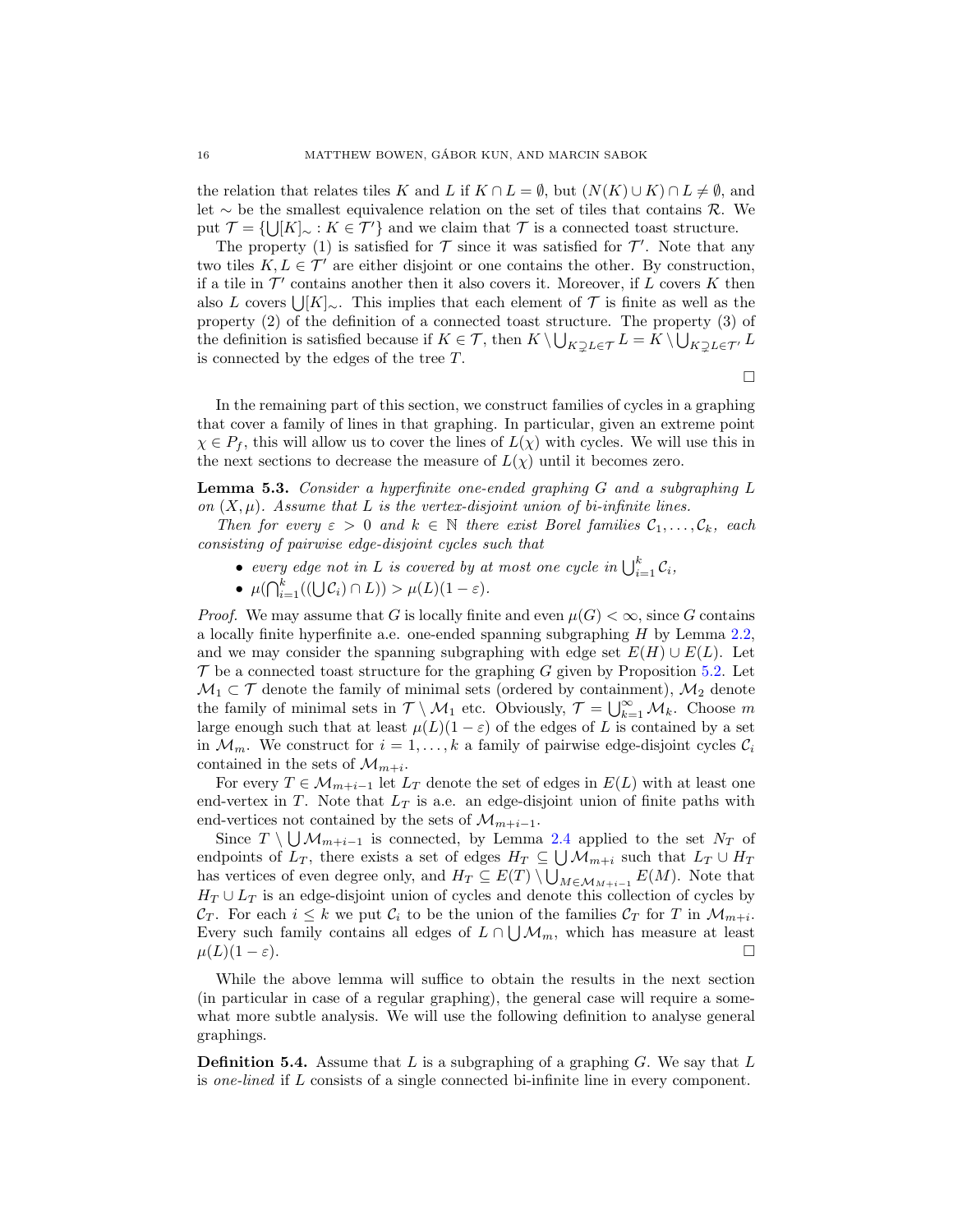the relation that relates tiles $K$ and $L$ if $K \cap L = \emptyset$, but $(N(K) \cup K) \cap L \neq \emptyset$, and let $\sim$ be the smallest equivalence relation on the set of tiles that contains $\mathcal{R}$. We put $\mathcal{T} = \{\bigcup [K]_\sim : K \in \mathcal{T}'\}$ and we claim that $\mathcal{T}$ is a connected toast structure.

The property (1) is satisfied for $\mathcal{T}$ since it was satisfied for $\mathcal{T}'$. Note that any two tiles $K, L \in \mathcal{T}'$ are either disjoint or one contains the other. By construction, if a tile in $\mathcal{T}'$ contains another then it also covers it. Moreover, if $L$ covers $K$ then also $L$ covers $\bigcup [K]_\sim$. This implies that each element of $\mathcal{T}$ is finite as well as the property (2) of the definition of a connected toast structure. The property (3) of the definition is satisfied because if $K \in \mathcal{T}$, then $K \setminus \bigcup_{K \supsetneq L \in \mathcal{T}} L = K \setminus \bigcup_{K \supsetneq L \in \mathcal{T}'} L$ is connected by the edges of the tree $T$.

∎

In the remaining part of this section, we construct families of cycles in a graphing that cover a family of lines in that graphing. In particular, given an extreme point $\chi \in P_f$, this will allow us to cover the lines of $L(\chi)$ with cycles. We will use this in the next sections to decrease the measure of $L(\chi)$ until it becomes zero.

**Lemma 5.3.** *Consider a hyperfinite one-ended graphing $G$ and a subgraphing $L$ on $(X, \mu)$. Assume that $L$ is the vertex-disjoint union of bi-infinite lines.*

*Then for every $\varepsilon > 0$ and $k \in \mathbb{N}$ there exist Borel families $\mathcal{C}_1, \ldots, \mathcal{C}_k$, each consisting of pairwise edge-disjoint cycles such that*

- *every edge not in $L$ is covered by at most one cycle in $\bigcup_{i=1}^k \mathcal{C}_i$,*
- *$\mu(\bigcap_{i=1}^k ((\bigcup \mathcal{C}_i) \cap L)) > \mu(L)(1 - \varepsilon)$.*

*Proof.* We may assume that $G$ is locally finite and even $\mu(G) < \infty$, since $G$ contains a locally finite hyperfinite a.e. one-ended spanning subgraphing $H$ by Lemma 2.2, and we may consider the spanning subgraphing with edge set $E(H) \cup E(L)$. Let $\mathcal{T}$ be a connected toast structure for the graphing $G$ given by Proposition 5.2. Let $\mathcal{M}_1 \subset \mathcal{T}$ denote the family of minimal sets (ordered by containment), $\mathcal{M}_2$ denote the family of minimal sets in $\mathcal{T} \setminus \mathcal{M}_1$ etc. Obviously, $\mathcal{T} = \bigcup_{k=1}^\infty \mathcal{M}_k$. Choose $m$ large enough such that at least $\mu(L)(1 - \varepsilon)$ of the edges of $L$ is contained by a set in $\mathcal{M}_m$. We construct for $i = 1, \ldots, k$ a family of pairwise edge-disjoint cycles $\mathcal{C}_i$ contained in the sets of $\mathcal{M}_{m+i}$.

For every $T \in \mathcal{M}_{m+i-1}$ let $L_T$ denote the set of edges in $E(L)$ with at least one end-vertex in $T$. Note that $L_T$ is a.e. an edge-disjoint union of finite paths with end-vertices not contained by the sets of $\mathcal{M}_{m+i-1}$.

Since $T \setminus \bigcup \mathcal{M}_{m+i-1}$ is connected, by Lemma 2.4 applied to the set $N_T$ of endpoints of $L_T$, there exists a set of edges $H_T \subseteq \bigcup \mathcal{M}_{m+i}$ such that $L_T \cup H_T$ has vertices of even degree only, and $H_T \subseteq E(T) \setminus \bigcup_{M \in \mathcal{M}_{M+i-1}} E(M)$. Note that $H_T \cup L_T$ is an edge-disjoint union of cycles and denote this collection of cycles by $\mathcal{C}_T$. For each $i \leq k$ we put $\mathcal{C}_i$ to be the union of the families $\mathcal{C}_T$ for $T$ in $\mathcal{M}_{m+i}$. Every such family contains all edges of $L \cap \bigcup \mathcal{M}_m$, which has measure at least $\mu(L)(1 - \varepsilon)$. ∎

While the above lemma will suffice to obtain the results in the next section (in particular in case of a regular graphing), the general case will require a somewhat more subtle analysis. We will use the following definition to analyse general graphings.

**Definition 5.4.** Assume that $L$ is a subgraphing of a graphing $G$. We say that $L$ is *one-lined* if $L$ consists of a single connected bi-infinite line in every component.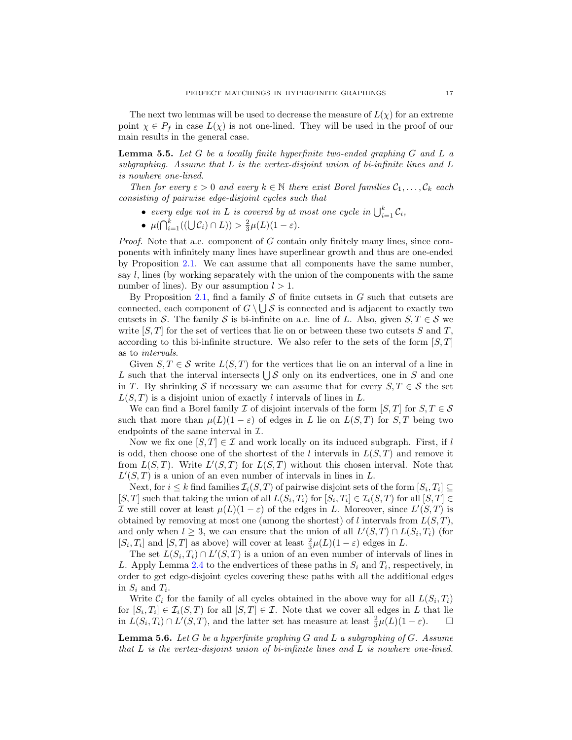The next two lemmas will be used to decrease the measure of $L(\chi)$ for an extreme point $\chi \in P_f$ in case $L(\chi)$ is not one-lined. They will be used in the proof of our main results in the general case.

**Lemma 5.5.** *Let $G$ be a locally finite hyperfinite two-ended graphing $G$ and $L$ a subgraphing. Assume that $L$ is the vertex-disjoint union of bi-infinite lines and $L$ is nowhere one-lined.*

*Then for every $\varepsilon > 0$ and every $k \in \mathbb{N}$ there exist Borel families $\mathcal{C}_1, \ldots, \mathcal{C}_k$ each consisting of pairwise edge-disjoint cycles such that*

- *every edge not in $L$ is covered by at most one cycle in $\bigcup_{i=1}^{k} \mathcal{C}_i$,*
- *$\mu(\bigcap_{i=1}^{k}((\bigcup \mathcal{C}_i) \cap L)) > \frac{2}{3}\mu(L)(1-\varepsilon)$.*

*Proof.* Note that a.e. component of $G$ contain only finitely many lines, since components with infinitely many lines have superlinear growth and thus are one-ended by Proposition 2.1. We can assume that all components have the same number, say $l$, lines (by working separately with the union of the components with the same number of lines). By our assumption $l > 1$.

By Proposition 2.1, find a family $\mathcal{S}$ of finite cutsets in $G$ such that cutsets are connected, each component of $G \setminus \bigcup \mathcal{S}$ is connected and is adjacent to exactly two cutsets in $\mathcal{S}$. The family $\mathcal{S}$ is bi-infinite on a.e. line of $L$. Also, given $S, T \in \mathcal{S}$ we write $[S, T]$ for the set of vertices that lie on or between these two cutsets $S$ and $T$, according to this bi-infinite structure. We also refer to the sets of the form $[S, T]$ as to *intervals*.

Given $S, T \in \mathcal{S}$ write $L(S, T)$ for the vertices that lie on an interval of a line in $L$ such that the interval intersects $\bigcup \mathcal{S}$ only on its endvertices, one in $S$ and one in $T$. By shrinking $\mathcal{S}$ if necessary we can assume that for every $S, T \in \mathcal{S}$ the set $L(S, T)$ is a disjoint union of exactly $l$ intervals of lines in $L$.

We can find a Borel family $\mathcal{I}$ of disjoint intervals of the form $[S, T]$ for $S, T \in \mathcal{S}$ such that more than $\mu(L)(1-\varepsilon)$ of edges in $L$ lie on $L(S, T)$ for $S, T$ being two endpoints of the same interval in $\mathcal{I}$.

Now we fix one $[S, T] \in \mathcal{I}$ and work locally on its induced subgraph. First, if $l$ is odd, then choose one of the shortest of the $l$ intervals in $L(S, T)$ and remove it from $L(S, T)$. Write $L'(S, T)$ for $L(S, T)$ without this chosen interval. Note that $L'(S, T)$ is a union of an even number of intervals in lines in $L$.

Next, for $i \leq k$ find families $\mathcal{I}_i(S, T)$ of pairwise disjoint sets of the form $[S_i, T_i] \subseteq [S, T]$ such that taking the union of all $L(S_i, T_i)$ for $[S_i, T_i] \in \mathcal{I}_i(S, T)$ for all $[S, T] \in \mathcal{I}$ we still cover at least $\mu(L)(1-\varepsilon)$ of the edges in $L$. Moreover, since $L'(S, T)$ is obtained by removing at most one (among the shortest) of $l$ intervals from $L(S, T)$, and only when $l \geq 3$, we can ensure that the union of all $L'(S, T) \cap L(S_i, T_i)$ (for $[S_i, T_i]$ and $[S, T]$ as above) will cover at least $\frac{2}{3}\mu(L)(1-\varepsilon)$ edges in $L$.

The set $L(S_i, T_i) \cap L'(S, T)$ is a union of an even number of intervals of lines in $L$. Apply Lemma 2.4 to the endvertices of these paths in $S_i$ and $T_i$, respectively, in order to get edge-disjoint cycles covering these paths with all the additional edges in $S_i$ and $T_i$.

Write $\mathcal{C}_i$ for the family of all cycles obtained in the above way for all $L(S_i, T_i)$ for $[S_i, T_i] \in \mathcal{I}_i(S, T)$ for all $[S, T] \in \mathcal{I}$. Note that we cover all edges in $L$ that lie in $L(S_i, T_i) \cap L'(S, T)$, and the latter set has measure at least $\frac{2}{3}\mu(L)(1-\varepsilon)$. $\square$

**Lemma 5.6.** *Let $G$ be a hyperfinite graphing $G$ and $L$ a subgraphing of $G$. Assume that $L$ is the vertex-disjoint union of bi-infinite lines and $L$ is nowhere one-lined.*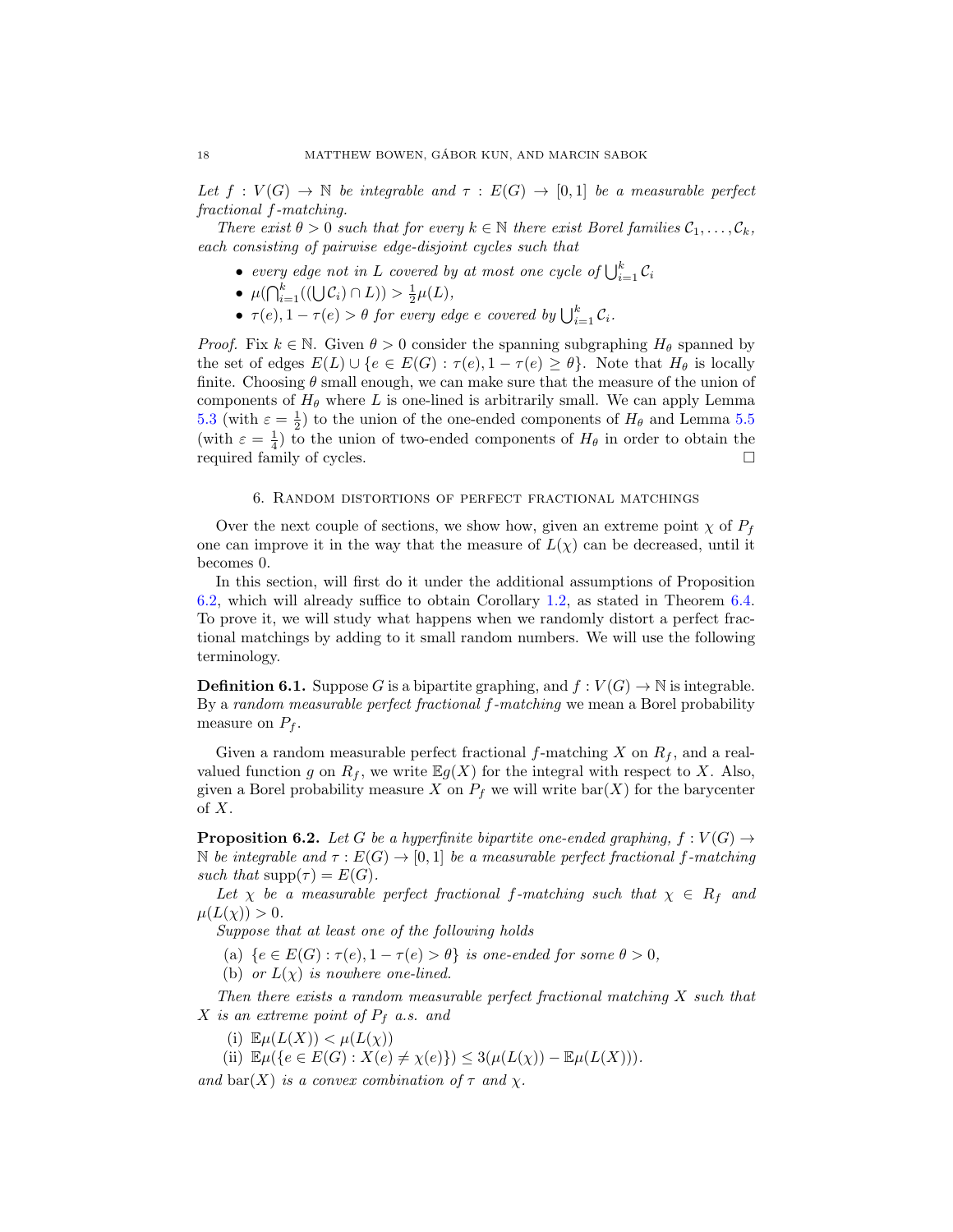*Let $f : V(G) \to \mathbb{N}$ be integrable and $\tau : E(G) \to [0, 1]$ be a measurable perfect fractional $f$-matching.*

*There exist $\theta > 0$ such that for every $k \in \mathbb{N}$ there exist Borel families $\mathcal{C}_1, \ldots, \mathcal{C}_k$, each consisting of pairwise edge-disjoint cycles such that*

- *every edge not in $L$ covered by at most one cycle of $\bigcup_{i=1}^k \mathcal{C}_i$*
- *$\mu(\bigcap_{i=1}^k ((\bigcup \mathcal{C}_i) \cap L)) > \frac{1}{2}\mu(L)$,*
- *$\tau(e), 1 - \tau(e) > \theta$ for every edge $e$ covered by $\bigcup_{i=1}^k \mathcal{C}_i$.*

*Proof.* Fix $k \in \mathbb{N}$. Given $\theta > 0$ consider the spanning subgraphing $H_\theta$ spanned by the set of edges $E(L) \cup \{e \in E(G) : \tau(e), 1 - \tau(e) \geq \theta\}$. Note that $H_\theta$ is locally finite. Choosing $\theta$ small enough, we can make sure that the measure of the union of components of $H_\theta$ where $L$ is one-lined is arbitrarily small. We can apply Lemma 5.3 (with $\varepsilon = \frac{1}{2}$) to the union of the one-ended components of $H_\theta$ and Lemma 5.5 (with $\varepsilon = \frac{1}{4}$) to the union of two-ended components of $H_\theta$ in order to obtain the required family of cycles. □

## 6. Random distortions of perfect fractional matchings

Over the next couple of sections, we show how, given an extreme point $\chi$ of $P_f$ one can improve it in the way that the measure of $L(\chi)$ can be decreased, until it becomes 0.

In this section, will first do it under the additional assumptions of Proposition 6.2, which will already suffice to obtain Corollary 1.2, as stated in Theorem 6.4. To prove it, we will study what happens when we randomly distort a perfect fractional matchings by adding to it small random numbers. We will use the following terminology.

**Definition 6.1.** Suppose $G$ is a bipartite graphing, and $f : V(G) \to \mathbb{N}$ is integrable. By a *random measurable perfect fractional $f$-matching* we mean a Borel probability measure on $P_f$.

Given a random measurable perfect fractional $f$-matching $X$ on $R_f$, and a real-valued function $g$ on $R_f$, we write $\mathbb{E}g(X)$ for the integral with respect to $X$. Also, given a Borel probability measure $X$ on $P_f$ we will write $\mathrm{bar}(X)$ for the barycenter of $X$.

**Proposition 6.2.** *Let $G$ be a hyperfinite bipartite one-ended graphing, $f : V(G) \to \mathbb{N}$ be integrable and $\tau : E(G) \to [0, 1]$ be a measurable perfect fractional $f$-matching such that $\mathrm{supp}(\tau) = E(G)$.*

*Let $\chi$ be a measurable perfect fractional $f$-matching such that $\chi \in R_f$ and $\mu(L(\chi)) > 0$.*

*Suppose that at least one of the following holds*

(a) *$\{e \in E(G) : \tau(e), 1 - \tau(e) > \theta\}$ is one-ended for some $\theta > 0$,*
(b) *or $L(\chi)$ is nowhere one-lined.*

*Then there exists a random measurable perfect fractional matching $X$ such that $X$ is an extreme point of $P_f$ a.s. and*

(i) *$\mathbb{E}\mu(L(X)) < \mu(L(\chi))$*
(ii) *$\mathbb{E}\mu(\{e \in E(G) : X(e) \neq \chi(e)\}) \leq 3(\mu(L(\chi)) - \mathbb{E}\mu(L(X)))$.*

*and $\mathrm{bar}(X)$ is a convex combination of $\tau$ and $\chi$.*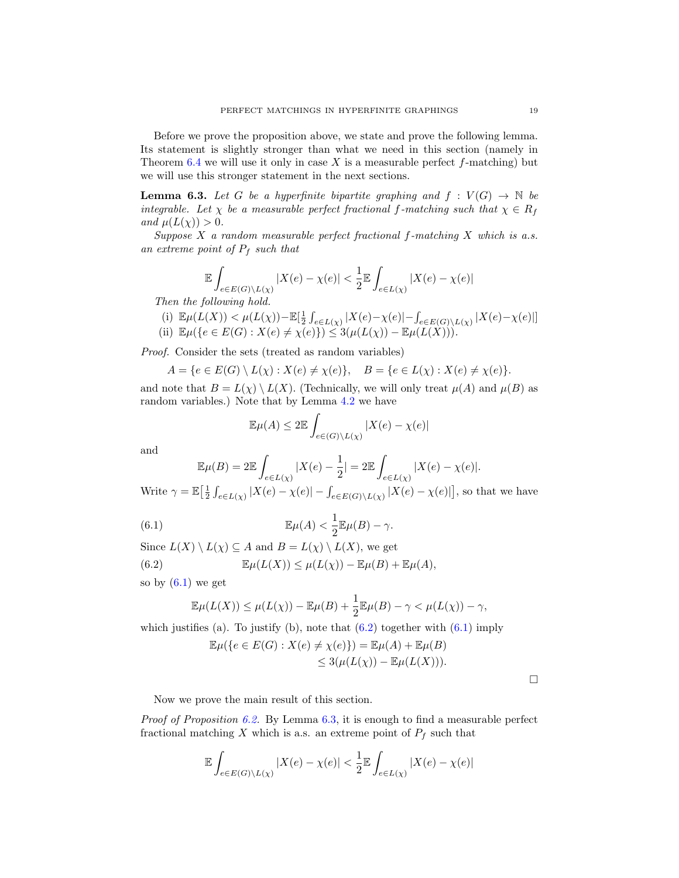Before we prove the proposition above, we state and prove the following lemma. Its statement is slightly stronger than what we need in this section (namely in Theorem 6.4 we will use it only in case $X$ is a measurable perfect $f$-matching) but we will use this stronger statement in the next sections.

**Lemma 6.3.** *Let $G$ be a hyperfinite bipartite graphing and $f : V(G) \to \mathbb{N}$ be integrable. Let $\chi$ be a measurable perfect fractional $f$-matching such that $\chi \in R_f$ and $\mu(L(\chi)) > 0$.*

*Suppose $X$ a random measurable perfect fractional $f$-matching $X$ which is a.s. an extreme point of $P_f$ such that*

$$\mathbb{E}\int_{e\in E(G)\setminus L(\chi)} |X(e) - \chi(e)| < \frac{1}{2}\mathbb{E}\int_{e\in L(\chi)} |X(e) - \chi(e)|$$

*Then the following hold.*

(i) $\mathbb{E}\mu(L(X)) < \mu(L(\chi)) - \mathbb{E}[\frac{1}{2}\int_{e\in L(\chi)} |X(e)-\chi(e)| - \int_{e\in E(G)\setminus L(\chi)} |X(e)-\chi(e)|]$

(ii) $\mathbb{E}\mu(\{e \in E(G) : X(e) \neq \chi(e)\}) \leq 3(\mu(L(\chi)) - \mathbb{E}\mu(L(X)))$.

*Proof.* Consider the sets (treated as random variables)

$$A = \{e \in E(G) \setminus L(\chi) : X(e) \neq \chi(e)\}, \quad B = \{e \in L(\chi) : X(e) \neq \chi(e)\}.$$

and note that $B = L(\chi) \setminus L(X)$. (Technically, we will only treat $\mu(A)$ and $\mu(B)$ as random variables.) Note that by Lemma 4.2 we have

$$\mathbb{E}\mu(A) \leq 2\mathbb{E}\int_{e\in(G)\setminus L(\chi)} |X(e) - \chi(e)|$$

and

$$\mathbb{E}\mu(B) = 2\mathbb{E}\int_{e\in L(\chi)} |X(e) - \frac{1}{2}| = 2\mathbb{E}\int_{e\in L(\chi)} |X(e) - \chi(e)|.$$

Write $\gamma = \mathbb{E}\big[\frac{1}{2}\int_{e\in L(\chi)} |X(e) - \chi(e)| - \int_{e\in E(G)\setminus L(\chi)} |X(e) - \chi(e)|\big]$, so that we have

$$\mathbb{E}\mu(A) < \frac{1}{2}\mathbb{E}\mu(B) - \gamma. \tag{6.1}$$

Since $L(X) \setminus L(\chi) \subseteq A$ and $B = L(\chi) \setminus L(X)$, we get

$$\mathbb{E}\mu(L(X)) \leq \mu(L(\chi)) - \mathbb{E}\mu(B) + \mathbb{E}\mu(A), \tag{6.2}$$

so by (6.1) we get

$$\mathbb{E}\mu(L(X)) \leq \mu(L(\chi)) - \mathbb{E}\mu(B) + \frac{1}{2}\mathbb{E}\mu(B) - \gamma < \mu(L(\chi)) - \gamma,$$

which justifies (a). To justify (b), note that (6.2) together with (6.1) imply

$$\begin{aligned}\mathbb{E}\mu(\{e \in E(G) : X(e) \neq \chi(e)\}) &= \mathbb{E}\mu(A) + \mathbb{E}\mu(B) \\ &\leq 3(\mu(L(\chi)) - \mathbb{E}\mu(L(X))).\end{aligned}$$

$\square$

Now we prove the main result of this section.

*Proof of Proposition 6.2.* By Lemma 6.3, it is enough to find a measurable perfect fractional matching $X$ which is a.s. an extreme point of $P_f$ such that

$$\mathbb{E}\int_{e\in E(G)\setminus L(\chi)} |X(e) - \chi(e)| < \frac{1}{2}\mathbb{E}\int_{e\in L(\chi)} |X(e) - \chi(e)|$$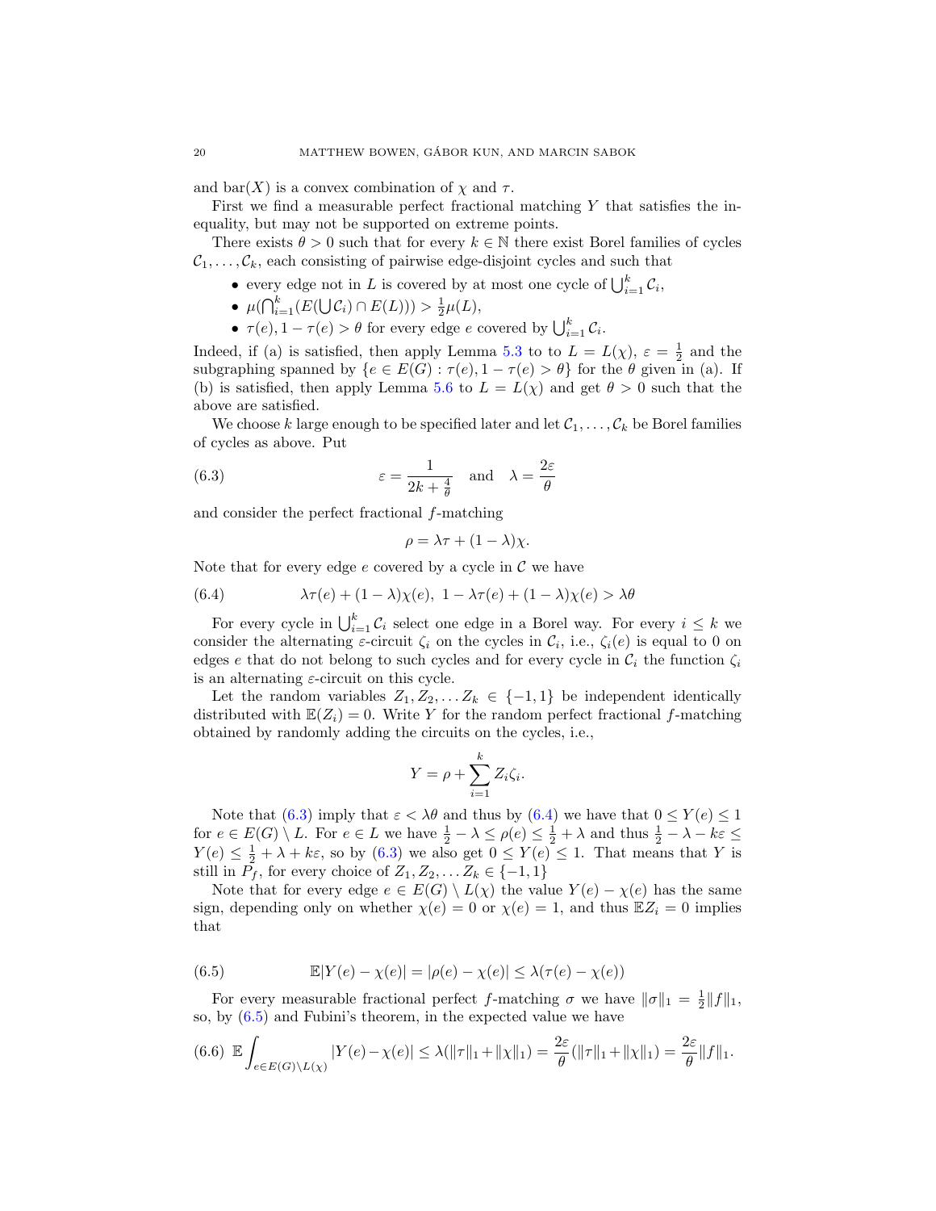and bar$(X)$ is a convex combination of $\chi$ and $\tau$.

First we find a measurable perfect fractional matching $Y$ that satisfies the inequality, but may not be supported on extreme points.

There exists $\theta > 0$ such that for every $k \in \mathbb{N}$ there exist Borel families of cycles $\mathcal{C}_1, \ldots, \mathcal{C}_k$, each consisting of pairwise edge-disjoint cycles and such that

- every edge not in $L$ is covered by at most one cycle of $\bigcup_{i=1}^k \mathcal{C}_i$,
- $\mu(\bigcap_{i=1}^k (E(\bigcup \mathcal{C}_i) \cap E(L))) > \frac{1}{2}\mu(L)$,
- $\tau(e), 1 - \tau(e) > \theta$ for every edge $e$ covered by $\bigcup_{i=1}^k \mathcal{C}_i$.

Indeed, if (a) is satisfied, then apply Lemma 5.3 to to $L = L(\chi)$, $\varepsilon = \frac{1}{2}$ and the subgraphing spanned by $\{e \in E(G) : \tau(e), 1 - \tau(e) > \theta\}$ for the $\theta$ given in (a). If (b) is satisfied, then apply Lemma 5.6 to $L = L(\chi)$ and get $\theta > 0$ such that the above are satisfied.

We choose $k$ large enough to be specified later and let $\mathcal{C}_1, \ldots, \mathcal{C}_k$ be Borel families of cycles as above. Put

$$\varepsilon = \frac{1}{2k + \frac{4}{\theta}} \quad \text{and} \quad \lambda = \frac{2\varepsilon}{\theta} \tag{6.3}$$

and consider the perfect fractional $f$-matching

$$\rho = \lambda\tau + (1 - \lambda)\chi.$$

Note that for every edge $e$ covered by a cycle in $\mathcal{C}$ we have

$$\lambda\tau(e) + (1 - \lambda)\chi(e),\ 1 - \lambda\tau(e) + (1 - \lambda)\chi(e) > \lambda\theta \tag{6.4}$$

For every cycle in $\bigcup_{i=1}^k \mathcal{C}_i$ select one edge in a Borel way. For every $i \leq k$ we consider the alternating $\varepsilon$-circuit $\zeta_i$ on the cycles in $\mathcal{C}_i$, i.e., $\zeta_i(e)$ is equal to 0 on edges $e$ that do not belong to such cycles and for every cycle in $\mathcal{C}_i$ the function $\zeta_i$ is an alternating $\varepsilon$-circuit on this cycle.

Let the random variables $Z_1, Z_2, \ldots Z_k \in \{-1, 1\}$ be independent identically distributed with $\mathbb{E}(Z_i) = 0$. Write $Y$ for the random perfect fractional $f$-matching obtained by randomly adding the circuits on the cycles, i.e.,

$$Y = \rho + \sum_{i=1}^k Z_i\zeta_i.$$

Note that (6.3) imply that $\varepsilon < \lambda\theta$ and thus by (6.4) we have that $0 \leq Y(e) \leq 1$ for $e \in E(G) \setminus L$. For $e \in L$ we have $\frac{1}{2} - \lambda \leq \rho(e) \leq \frac{1}{2} + \lambda$ and thus $\frac{1}{2} - \lambda - k\varepsilon \leq Y(e) \leq \frac{1}{2} + \lambda + k\varepsilon$, so by (6.3) we also get $0 \leq Y(e) \leq 1$. That means that $Y$ is still in $P_f$, for every choice of $Z_1, Z_2, \ldots Z_k \in \{-1, 1\}$

Note that for every edge $e \in E(G) \setminus L(\chi)$ the value $Y(e) - \chi(e)$ has the same sign, depending only on whether $\chi(e) = 0$ or $\chi(e) = 1$, and thus $\mathbb{E}Z_i = 0$ implies that

$$\mathbb{E}|Y(e) - \chi(e)| = |\rho(e) - \chi(e)| \leq \lambda(\tau(e) - \chi(e)) \tag{6.5}$$

For every measurable fractional perfect $f$-matching $\sigma$ we have $\|\sigma\|_1 = \frac{1}{2}\|f\|_1$, so, by (6.5) and Fubini's theorem, in the expected value we have

$$\mathbb{E}\int_{e \in E(G) \setminus L(\chi)} |Y(e) - \chi(e)| \leq \lambda(\|\tau\|_1 + \|\chi\|_1) = \frac{2\varepsilon}{\theta}(\|\tau\|_1 + \|\chi\|_1) = \frac{2\varepsilon}{\theta}\|f\|_1. \tag{6.6}$$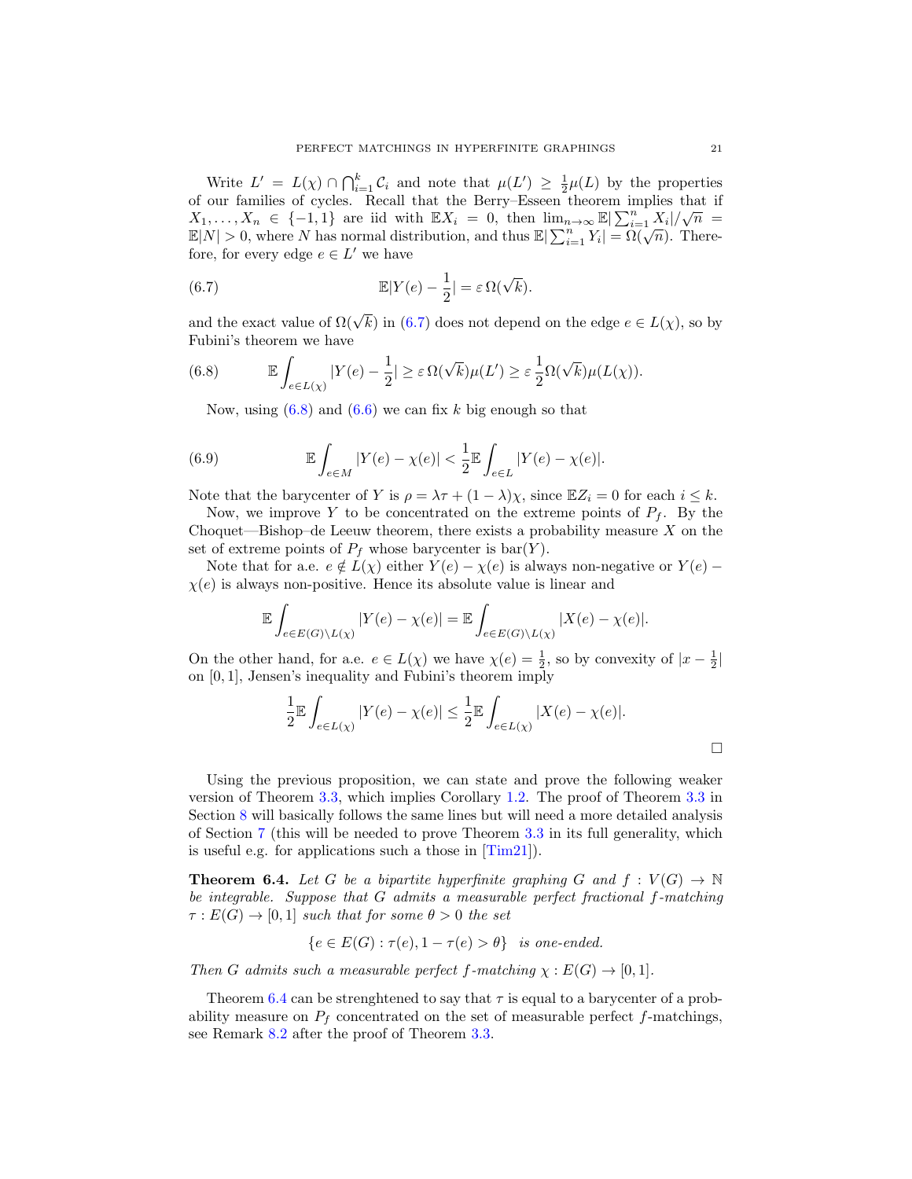Write $L' = L(\chi) \cap \bigcap_{i=1}^k \mathcal{C}_i$ and note that $\mu(L') \geq \frac{1}{2}\mu(L)$ by the properties of our families of cycles. Recall that the Berry–Esseen theorem implies that if $X_1, \ldots, X_n \in \{-1, 1\}$ are iid with $\mathbb{E}X_i = 0$, then $\lim_{n\to\infty} \mathbb{E}|\sum_{i=1}^n X_i|/\sqrt{n} = \mathbb{E}|N| > 0$, where $N$ has normal distribution, and thus $\mathbb{E}|\sum_{i=1}^n Y_i| = \Omega(\sqrt{n})$. Therefore, for every edge $e \in L'$ we have

$$\mathbb{E}|Y(e) - \frac{1}{2}| = \varepsilon\, \Omega(\sqrt{k}). \tag{6.7}$$

and the exact value of $\Omega(\sqrt{k})$ in (6.7) does not depend on the edge $e \in L(\chi)$, so by Fubini's theorem we have

$$\mathbb{E}\int_{e\in L(\chi)} |Y(e) - \frac{1}{2}| \geq \varepsilon\, \Omega(\sqrt{k})\mu(L') \geq \varepsilon\, \frac{1}{2}\Omega(\sqrt{k})\mu(L(\chi)). \tag{6.8}$$

Now, using (6.8) and (6.6) we can fix $k$ big enough so that

$$\mathbb{E}\int_{e\in M} |Y(e) - \chi(e)| < \frac{1}{2}\mathbb{E}\int_{e\in L} |Y(e) - \chi(e)|. \tag{6.9}$$

Note that the barycenter of $Y$ is $\rho = \lambda\tau + (1-\lambda)\chi$, since $\mathbb{E}Z_i = 0$ for each $i \leq k$.

Now, we improve $Y$ to be concentrated on the extreme points of $P_f$. By the Choquet—Bishop–de Leeuw theorem, there exists a probability measure $X$ on the set of extreme points of $P_f$ whose barycenter is $\mathrm{bar}(Y)$.

Note that for a.e. $e \notin L(\chi)$ either $Y(e) - \chi(e)$ is always non-negative or $Y(e) - \chi(e)$ is always non-positive. Hence its absolute value is linear and

$$\mathbb{E}\int_{e\in E(G)\setminus L(\chi)} |Y(e) - \chi(e)| = \mathbb{E}\int_{e\in E(G)\setminus L(\chi)} |X(e) - \chi(e)|.$$

On the other hand, for a.e. $e \in L(\chi)$ we have $\chi(e) = \frac{1}{2}$, so by convexity of $|x - \frac{1}{2}|$ on $[0,1]$, Jensen's inequality and Fubini's theorem imply

$$\frac{1}{2}\mathbb{E}\int_{e\in L(\chi)} |Y(e) - \chi(e)| \leq \frac{1}{2}\mathbb{E}\int_{e\in L(\chi)} |X(e) - \chi(e)|.$$

□

Using the previous proposition, we can state and prove the following weaker version of Theorem 3.3, which implies Corollary 1.2. The proof of Theorem 3.3 in Section 8 will basically follows the same lines but will need a more detailed analysis of Section 7 (this will be needed to prove Theorem 3.3 in its full generality, which is useful e.g. for applications such a those in [Tim21]).

**Theorem 6.4.** *Let $G$ be a bipartite hyperfinite graphing $G$ and $f : V(G) \to \mathbb{N}$ be integrable. Suppose that $G$ admits a measurable perfect fractional $f$-matching $\tau : E(G) \to [0,1]$ such that for some $\theta > 0$ the set*

$$\{e \in E(G) : \tau(e), 1 - \tau(e) > \theta\} \quad \textit{is one-ended.}$$

*Then $G$ admits such a measurable perfect $f$-matching $\chi : E(G) \to [0,1]$.*

Theorem 6.4 can be strenghtened to say that $\tau$ is equal to a barycenter of a probability measure on $P_f$ concentrated on the set of measurable perfect $f$-matchings, see Remark 8.2 after the proof of Theorem 3.3.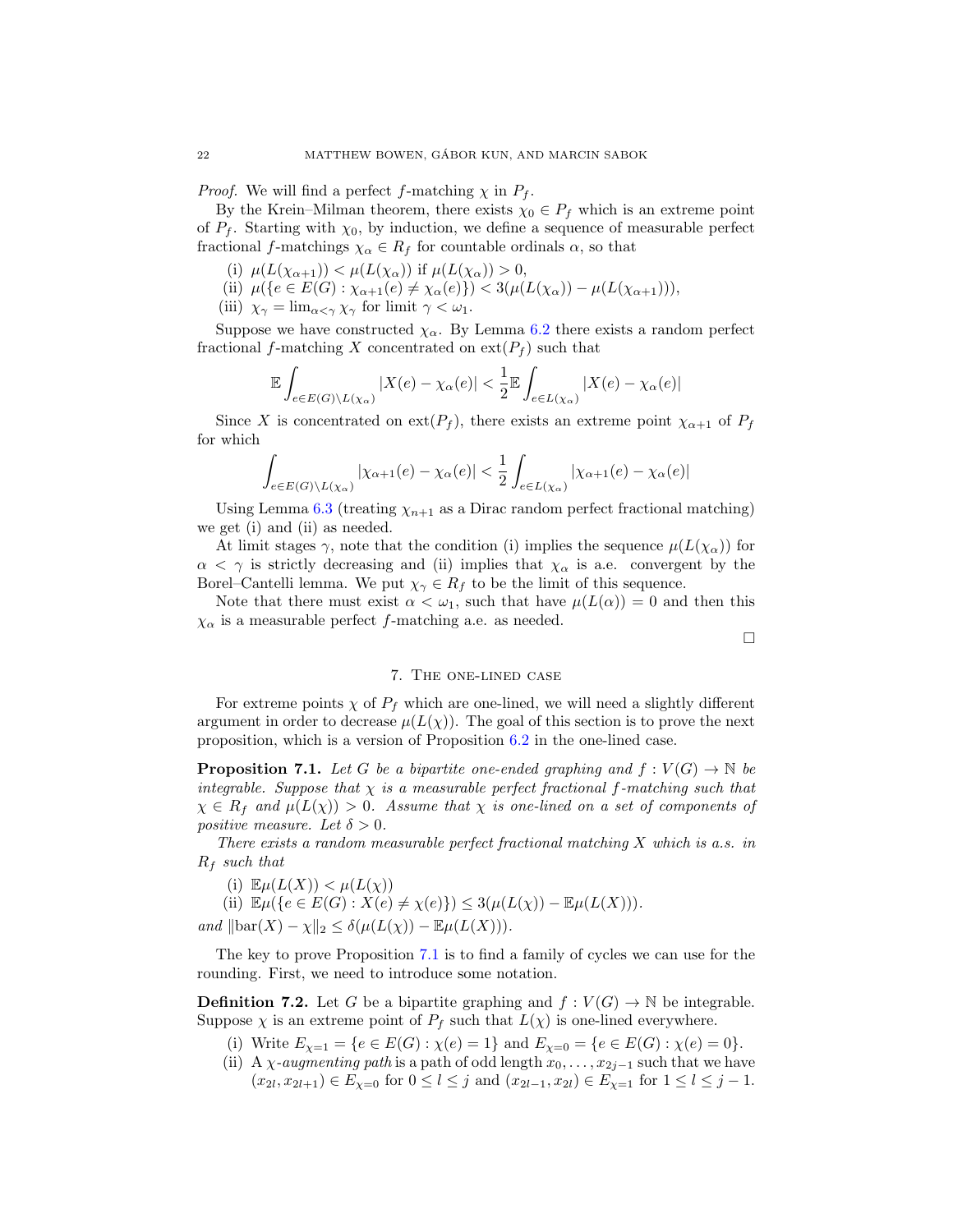*Proof.* We will find a perfect $f$-matching $\chi$ in $P_f$.

By the Krein–Milman theorem, there exists $\chi_0 \in P_f$ which is an extreme point of $P_f$. Starting with $\chi_0$, by induction, we define a sequence of measurable perfect fractional $f$-matchings $\chi_\alpha \in R_f$ for countable ordinals $\alpha$, so that

(i) $\mu(L(\chi_{\alpha+1})) < \mu(L(\chi_\alpha))$ if $\mu(L(\chi_\alpha)) > 0$,
(ii) $\mu(\{e \in E(G) : \chi_{\alpha+1}(e) \neq \chi_\alpha(e)\}) < 3(\mu(L(\chi_\alpha)) - \mu(L(\chi_{\alpha+1})))$,
(iii) $\chi_\gamma = \lim_{\alpha<\gamma} \chi_\gamma$ for limit $\gamma < \omega_1$.

Suppose we have constructed $\chi_\alpha$. By Lemma 6.2 there exists a random perfect fractional $f$-matching $X$ concentrated on $\mathrm{ext}(P_f)$ such that

$$\mathbb{E}\int_{e\in E(G)\setminus L(\chi_\alpha)} |X(e) - \chi_\alpha(e)| < \frac{1}{2}\mathbb{E}\int_{e\in L(\chi_\alpha)} |X(e) - \chi_\alpha(e)|$$

Since $X$ is concentrated on $\mathrm{ext}(P_f)$, there exists an extreme point $\chi_{\alpha+1}$ of $P_f$ for which

$$\int_{e\in E(G)\setminus L(\chi_\alpha)} |\chi_{\alpha+1}(e) - \chi_\alpha(e)| < \frac{1}{2}\int_{e\in L(\chi_\alpha)} |\chi_{\alpha+1}(e) - \chi_\alpha(e)|$$

Using Lemma 6.3 (treating $\chi_{n+1}$ as a Dirac random perfect fractional matching) we get (i) and (ii) as needed.

At limit stages $\gamma$, note that the condition (i) implies the sequence $\mu(L(\chi_\alpha))$ for $\alpha < \gamma$ is strictly decreasing and (ii) implies that $\chi_\alpha$ is a.e. convergent by the Borel–Cantelli lemma. We put $\chi_\gamma \in R_f$ to be the limit of this sequence.

Note that there must exist $\alpha < \omega_1$, such that have $\mu(L(\alpha)) = 0$ and then this $\chi_\alpha$ is a measurable perfect $f$-matching a.e. as needed. $\square$

## 7. The one-lined case

For extreme points $\chi$ of $P_f$ which are one-lined, we will need a slightly different argument in order to decrease $\mu(L(\chi))$. The goal of this section is to prove the next proposition, which is a version of Proposition 6.2 in the one-lined case.

**Proposition 7.1.** *Let $G$ be a bipartite one-ended graphing and $f : V(G) \to \mathbb{N}$ be integrable. Suppose that $\chi$ is a measurable perfect fractional $f$-matching such that $\chi \in R_f$ and $\mu(L(\chi)) > 0$. Assume that $\chi$ is one-lined on a set of components of positive measure. Let $\delta > 0$.*

*There exists a random measurable perfect fractional matching $X$ which is a.s. in $R_f$ such that*

(i) $\mathbb{E}\mu(L(X)) < \mu(L(\chi))$
(ii) $\mathbb{E}\mu(\{e \in E(G) : X(e) \neq \chi(e)\}) \leq 3(\mu(L(\chi)) - \mathbb{E}\mu(L(X)))$.

*and* $\|\mathrm{bar}(X) - \chi\|_2 \leq \delta(\mu(L(\chi)) - \mathbb{E}\mu(L(X)))$.

The key to prove Proposition 7.1 is to find a family of cycles we can use for the rounding. First, we need to introduce some notation.

**Definition 7.2.** Let $G$ be a bipartite graphing and $f : V(G) \to \mathbb{N}$ be integrable. Suppose $\chi$ is an extreme point of $P_f$ such that $L(\chi)$ is one-lined everywhere.

(i) Write $E_{\chi=1} = \{e \in E(G) : \chi(e) = 1\}$ and $E_{\chi=0} = \{e \in E(G) : \chi(e) = 0\}$.
(ii) A $\chi$-*augmenting path* is a path of odd length $x_0, \ldots, x_{2j-1}$ such that we have $(x_{2l}, x_{2l+1}) \in E_{\chi=0}$ for $0 \leq l \leq j$ and $(x_{2l-1}, x_{2l}) \in E_{\chi=1}$ for $1 \leq l \leq j-1$.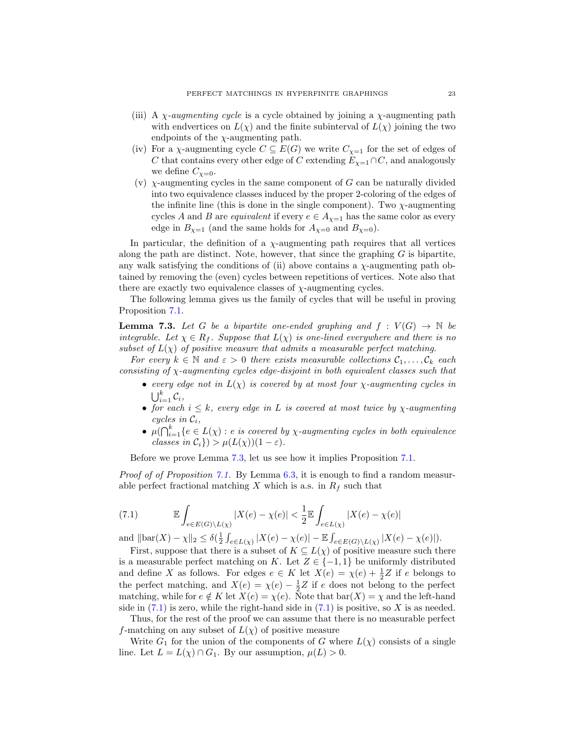(iii) A $\chi$-*augmenting cycle* is a cycle obtained by joining a $\chi$-augmenting path with endvertices on $L(\chi)$ and the finite subinterval of $L(\chi)$ joining the two endpoints of the $\chi$-augmenting path.

(iv) For a $\chi$-augmenting cycle $C \subseteq E(G)$ we write $C_{\chi=1}$ for the set of edges of $C$ that contains every other edge of $C$ extending $E_{\chi=1} \cap C$, and analogously we define $C_{\chi=0}$.

(v) $\chi$-augmenting cycles in the same component of $G$ can be naturally divided into two equivalence classes induced by the proper 2-coloring of the edges of the infinite line (this is done in the single component). Two $\chi$-augmenting cycles $A$ and $B$ are *equivalent* if every $e \in A_{\chi=1}$ has the same color as every edge in $B_{\chi=1}$ (and the same holds for $A_{\chi=0}$ and $B_{\chi=0}$).

In particular, the definition of a $\chi$-augmenting path requires that all vertices along the path are distinct. Note, however, that since the graphing $G$ is bipartite, any walk satisfying the conditions of (ii) above contains a $\chi$-augmenting path obtained by removing the (even) cycles between repetitions of vertices. Note also that there are exactly two equivalence classes of $\chi$-augmenting cycles.

The following lemma gives us the family of cycles that will be useful in proving Proposition 7.1.

**Lemma 7.3.** *Let $G$ be a bipartite one-ended graphing and $f : V(G) \to \mathbb{N}$ be integrable. Let $\chi \in R_f$. Suppose that $L(\chi)$ is one-lined everywhere and there is no subset of $L(\chi)$ of positive measure that admits a measurable perfect matching.*

*For every $k \in \mathbb{N}$ and $\varepsilon > 0$ there exists measurable collections $\mathcal{C}_1, \ldots, \mathcal{C}_k$ each consisting of $\chi$-augmenting cycles edge-disjoint in both equivalent classes such that*

- *every edge not in $L(\chi)$ is covered by at most four $\chi$-augmenting cycles in $\bigcup_{i=1}^k \mathcal{C}_i$,*
- *for each $i \leq k$, every edge in $L$ is covered at most twice by $\chi$-augmenting cycles in $\mathcal{C}_i$,*
- *$\mu(\bigcap_{i=1}^k \{e \in L(\chi) : e \text{ is covered by } \chi\text{-augmenting cycles in both equivalence classes in } \mathcal{C}_i\}) > \mu(L(\chi))(1 - \varepsilon)$.*

Before we prove Lemma 7.3, let us see how it implies Proposition 7.1.

*Proof of of Proposition 7.1.* By Lemma 6.3, it is enough to find a random measurable perfect fractional matching $X$ which is a.s. in $R_f$ such that

$$\mathbb{E} \int_{e \in E(G) \setminus L(\chi)} |X(e) - \chi(e)| < \frac{1}{2} \mathbb{E} \int_{e \in L(\chi)} |X(e) - \chi(e)| \tag{7.1}$$

and $\|\mathrm{bar}(X) - \chi\|_2 \leq \delta(\frac{1}{2} \int_{e \in L(\chi)} |X(e) - \chi(e)| - \mathbb{E} \int_{e \in E(G) \setminus L(\chi)} |X(e) - \chi(e)|)$.

First, suppose that there is a subset of $K \subseteq L(\chi)$ of positive measure such there is a measurable perfect matching on $K$. Let $Z \in \{-1, 1\}$ be uniformly distributed and define $X$ as follows. For edges $e \in K$ let $X(e) = \chi(e) + \frac{1}{2} Z$ if $e$ belongs to the perfect matching, and $X(e) = \chi(e) - \frac{1}{2} Z$ if $e$ does not belong to the perfect matching, while for $e \notin K$ let $X(e) = \chi(e)$. Note that $\mathrm{bar}(X) = \chi$ and the left-hand side in (7.1) is zero, while the right-hand side in (7.1) is positive, so $X$ is as needed.

Thus, for the rest of the proof we can assume that there is no measurable perfect $f$-matching on any subset of $L(\chi)$ of positive measure

Write $G_1$ for the union of the components of $G$ where $L(\chi)$ consists of a single line. Let $L = L(\chi) \cap G_1$. By our assumption, $\mu(L) > 0$.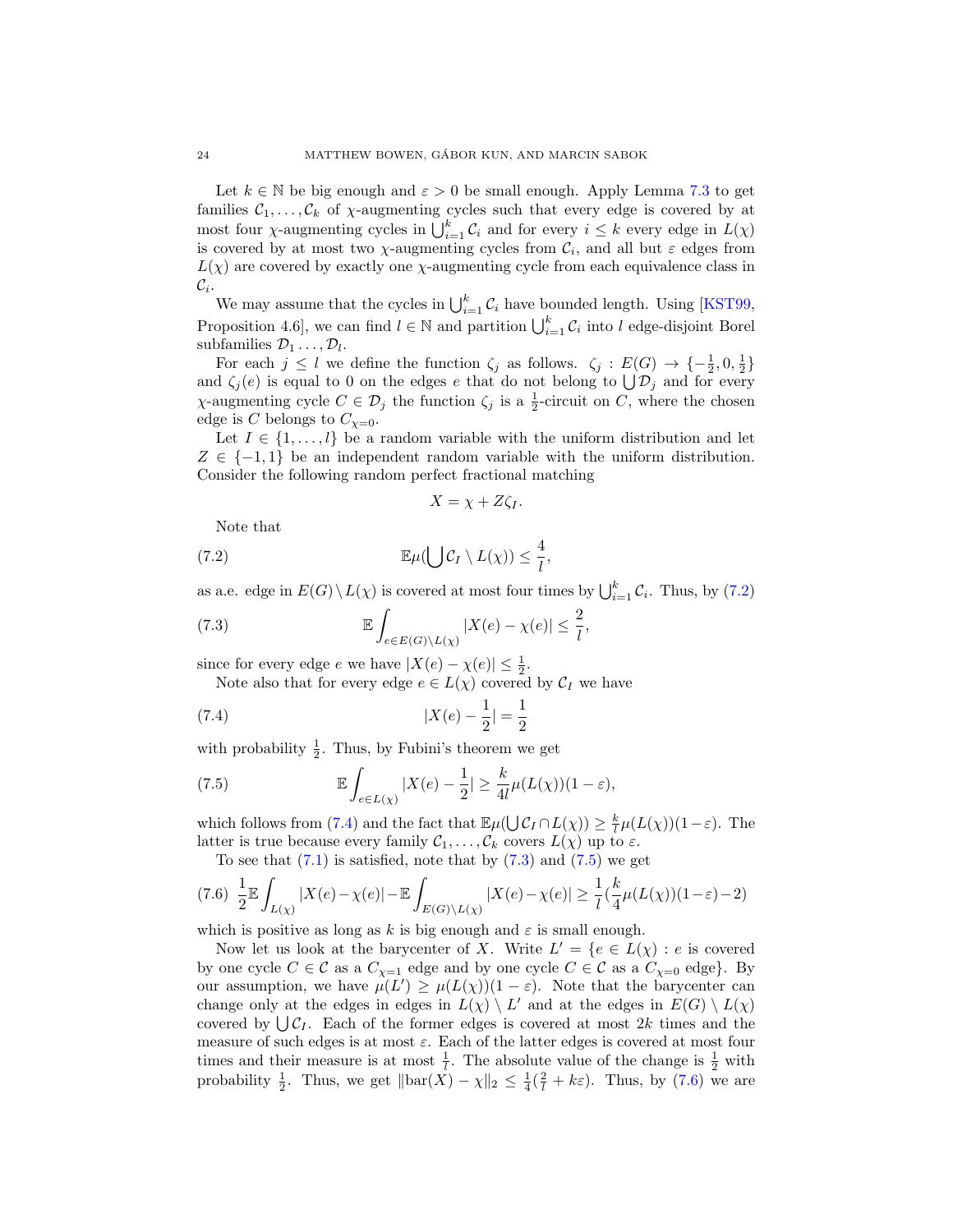Let $k \in \mathbb{N}$ be big enough and $\varepsilon > 0$ be small enough. Apply Lemma 7.3 to get families $\mathcal{C}_1, \ldots, \mathcal{C}_k$ of $\chi$-augmenting cycles such that every edge is covered by at most four $\chi$-augmenting cycles in $\bigcup_{i=1}^k \mathcal{C}_i$ and for every $i \leq k$ every edge in $L(\chi)$ is covered by at most two $\chi$-augmenting cycles from $\mathcal{C}_i$, and all but $\varepsilon$ edges from $L(\chi)$ are covered by exactly one $\chi$-augmenting cycle from each equivalence class in $\mathcal{C}_i$.

We may assume that the cycles in $\bigcup_{i=1}^k \mathcal{C}_i$ have bounded length. Using [KST99, Proposition 4.6], we can find $l \in \mathbb{N}$ and partition $\bigcup_{i=1}^k \mathcal{C}_i$ into $l$ edge-disjoint Borel subfamilies $\mathcal{D}_1 \ldots, \mathcal{D}_l$.

For each $j \leq l$ we define the function $\zeta_j$ as follows. $\zeta_j : E(G) \to \{-\frac{1}{2}, 0, \frac{1}{2}\}$ and $\zeta_j(e)$ is equal to 0 on the edges $e$ that do not belong to $\bigcup \mathcal{D}_j$ and for every $\chi$-augmenting cycle $C \in \mathcal{D}_j$ the function $\zeta_j$ is a $\frac{1}{2}$-circuit on $C$, where the chosen edge is $C$ belongs to $C_{\chi=0}$.

Let $I \in \{1, \ldots, l\}$ be a random variable with the uniform distribution and let $Z \in \{-1, 1\}$ be an independent random variable with the uniform distribution. Consider the following random perfect fractional matching

$$X = \chi + Z\zeta_I.$$

Note that

$$\mathbb{E}\mu(\bigcup \mathcal{C}_I \setminus L(\chi)) \leq \frac{4}{l}, \tag{7.2}$$

as a.e. edge in $E(G) \setminus L(\chi)$ is covered at most four times by $\bigcup_{i=1}^k \mathcal{C}_i$. Thus, by (7.2)

$$\mathbb{E} \int_{e \in E(G) \setminus L(\chi)} |X(e) - \chi(e)| \leq \frac{2}{l}, \tag{7.3}$$

since for every edge $e$ we have $|X(e) - \chi(e)| \leq \frac{1}{2}$.

Note also that for every edge $e \in L(\chi)$ covered by $\mathcal{C}_I$ we have

$$|X(e) - \frac{1}{2}| = \frac{1}{2} \tag{7.4}$$

with probability $\frac{1}{2}$. Thus, by Fubini's theorem we get

$$\mathbb{E} \int_{e \in L(\chi)} |X(e) - \frac{1}{2}| \geq \frac{k}{4l}\mu(L(\chi))(1 - \varepsilon), \tag{7.5}$$

which follows from (7.4) and the fact that $\mathbb{E}\mu(\bigcup \mathcal{C}_I \cap L(\chi)) \geq \frac{k}{l}\mu(L(\chi))(1-\varepsilon)$. The latter is true because every family $\mathcal{C}_1, \ldots, \mathcal{C}_k$ covers $L(\chi)$ up to $\varepsilon$.

To see that (7.1) is satisfied, note that by (7.3) and (7.5) we get

$$\frac{1}{2}\mathbb{E}\int_{L(\chi)} |X(e) - \chi(e)| - \mathbb{E}\int_{E(G) \setminus L(\chi)} |X(e) - \chi(e)| \geq \frac{1}{l}(\frac{k}{4}\mu(L(\chi))(1-\varepsilon) - 2) \tag{7.6}$$

which is positive as long as $k$ is big enough and $\varepsilon$ is small enough.

Now let us look at the barycenter of $X$. Write $L' = \{e \in L(\chi) : e$ is covered by one cycle $C \in \mathcal{C}$ as a $C_{\chi=1}$ edge and by one cycle $C \in \mathcal{C}$ as a $C_{\chi=0}$ edge$\}$. By our assumption, we have $\mu(L') \geq \mu(L(\chi))(1 - \varepsilon)$. Note that the barycenter can change only at the edges in edges in $L(\chi) \setminus L'$ and at the edges in $E(G) \setminus L(\chi)$ covered by $\bigcup \mathcal{C}_I$. Each of the former edges is covered at most $2k$ times and the measure of such edges is at most $\varepsilon$. Each of the latter edges is covered at most four times and their measure is at most $\frac{1}{l}$. The absolute value of the change is $\frac{1}{2}$ with probability $\frac{1}{2}$. Thus, we get $\|\mathrm{bar}(X) - \chi\|_2 \leq \frac{1}{4}(\frac{2}{l} + k\varepsilon)$. Thus, by (7.6) we are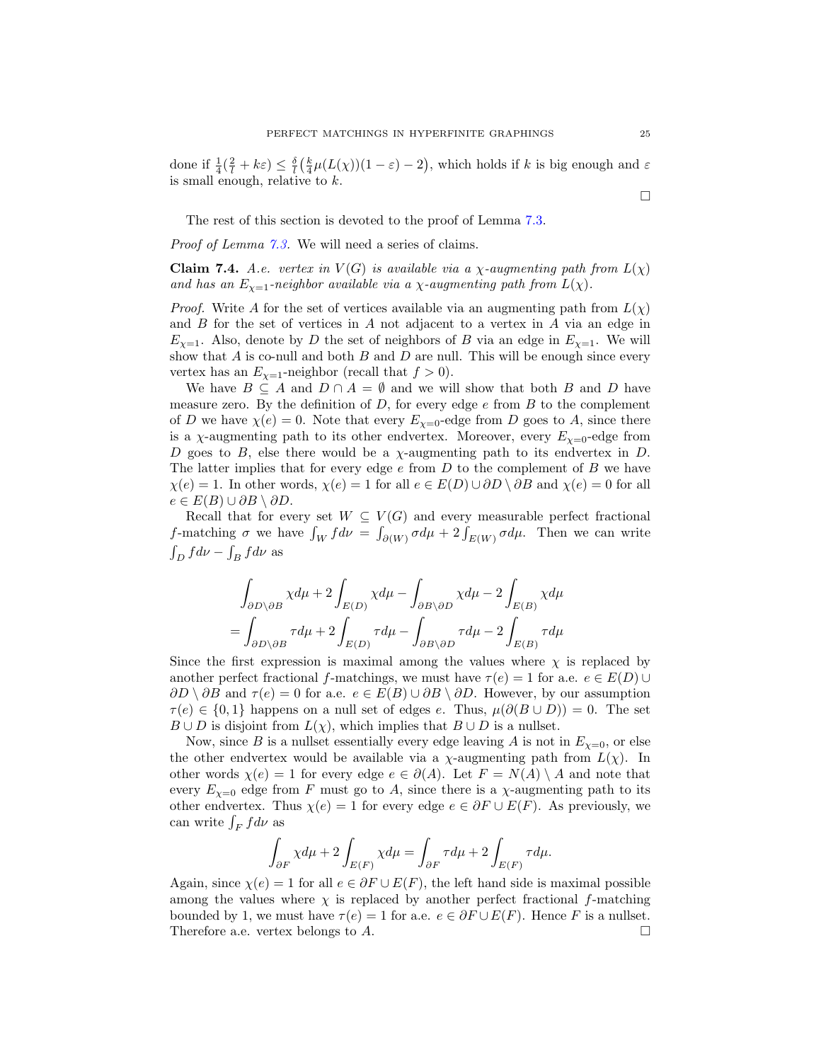done if $\frac{1}{4}(\frac{2}{l} + k\varepsilon) \leq \frac{\delta}{l}\big(\frac{k}{4}\mu(L(\chi))(1-\varepsilon) - 2\big)$, which holds if $k$ is big enough and $\varepsilon$ is small enough, relative to $k$.

□

The rest of this section is devoted to the proof of Lemma 7.3.

*Proof of Lemma 7.3.* We will need a series of claims.

**Claim 7.4.** *A.e. vertex in $V(G)$ is available via a $\chi$-augmenting path from $L(\chi)$ and has an $E_{\chi=1}$-neighbor available via a $\chi$-augmenting path from $L(\chi)$.*

*Proof.* Write $A$ for the set of vertices available via an augmenting path from $L(\chi)$ and $B$ for the set of vertices in $A$ not adjacent to a vertex in $A$ via an edge in $E_{\chi=1}$. Also, denote by $D$ the set of neighbors of $B$ via an edge in $E_{\chi=1}$. We will show that $A$ is co-null and both $B$ and $D$ are null. This will be enough since every vertex has an $E_{\chi=1}$-neighbor (recall that $f > 0$).

We have $B \subseteq A$ and $D \cap A = \emptyset$ and we will show that both $B$ and $D$ have measure zero. By the definition of $D$, for every edge $e$ from $B$ to the complement of $D$ we have $\chi(e) = 0$. Note that every $E_{\chi=0}$-edge from $D$ goes to $A$, since there is a $\chi$-augmenting path to its other endvertex. Moreover, every $E_{\chi=0}$-edge from $D$ goes to $B$, else there would be a $\chi$-augmenting path to its endvertex in $D$. The latter implies that for every edge $e$ from $D$ to the complement of $B$ we have $\chi(e) = 1$. In other words, $\chi(e) = 1$ for all $e \in E(D) \cup \partial D \setminus \partial B$ and $\chi(e) = 0$ for all $e \in E(B) \cup \partial B \setminus \partial D$.

Recall that for every set $W \subseteq V(G)$ and every measurable perfect fractional $f$-matching $\sigma$ we have $\int_W f d\nu = \int_{\partial(W)} \sigma d\mu + 2\int_{E(W)} \sigma d\mu$. Then we can write $\int_D f d\nu - \int_B f d\nu$ as

$$\begin{aligned}
&\int_{\partial D \setminus \partial B} \chi d\mu + 2\int_{E(D)} \chi d\mu - \int_{\partial B \setminus \partial D} \chi d\mu - 2\int_{E(B)} \chi d\mu \\
&= \int_{\partial D \setminus \partial B} \tau d\mu + 2\int_{E(D)} \tau d\mu - \int_{\partial B \setminus \partial D} \tau d\mu - 2\int_{E(B)} \tau d\mu
\end{aligned}$$

Since the first expression is maximal among the values where $\chi$ is replaced by another perfect fractional $f$-matchings, we must have $\tau(e) = 1$ for a.e. $e \in E(D) \cup \partial D \setminus \partial B$ and $\tau(e) = 0$ for a.e. $e \in E(B) \cup \partial B \setminus \partial D$. However, by our assumption $\tau(e) \in \{0, 1\}$ happens on a null set of edges $e$. Thus, $\mu(\partial(B \cup D)) = 0$. The set $B \cup D$ is disjoint from $L(\chi)$, which implies that $B \cup D$ is a nullset.

Now, since $B$ is a nullset essentially every edge leaving $A$ is not in $E_{\chi=0}$, or else the other endvertex would be available via a $\chi$-augmenting path from $L(\chi)$. In other words $\chi(e) = 1$ for every edge $e \in \partial(A)$. Let $F = N(A) \setminus A$ and note that every $E_{\chi=0}$ edge from $F$ must go to $A$, since there is a $\chi$-augmenting path to its other endvertex. Thus $\chi(e) = 1$ for every edge $e \in \partial F \cup E(F)$. As previously, we can write $\int_F f d\nu$ as

$$\int_{\partial F} \chi d\mu + 2\int_{E(F)} \chi d\mu = \int_{\partial F} \tau d\mu + 2\int_{E(F)} \tau d\mu.$$

Again, since $\chi(e) = 1$ for all $e \in \partial F \cup E(F)$, the left hand side is maximal possible among the values where $\chi$ is replaced by another perfect fractional $f$-matching bounded by 1, we must have $\tau(e) = 1$ for a.e. $e \in \partial F \cup E(F)$. Hence $F$ is a nullset. Therefore a.e. vertex belongs to $A$. □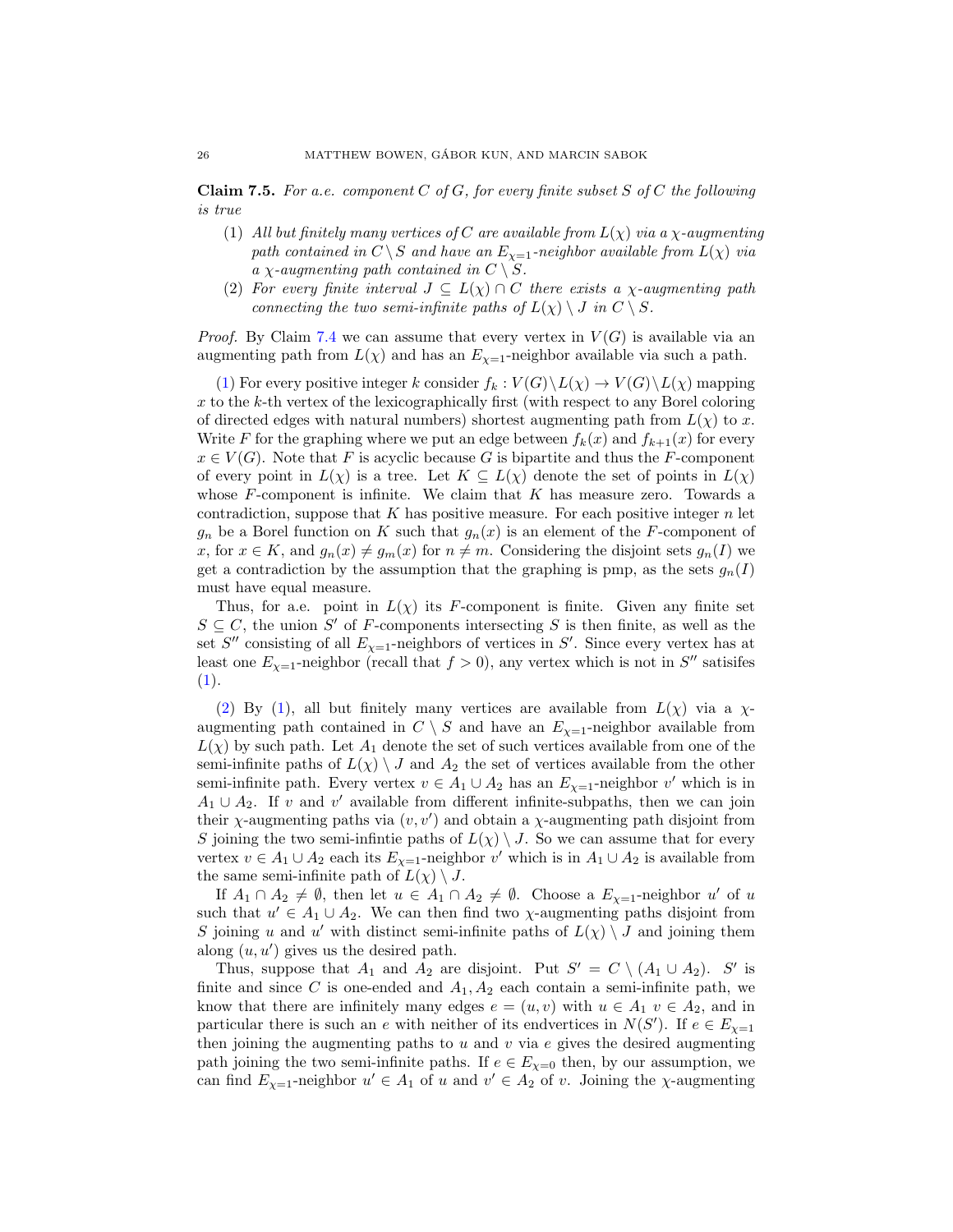**Claim 7.5.** *For a.e. component $C$ of $G$, for every finite subset $S$ of $C$ the following is true*

1. *All but finitely many vertices of $C$ are available from $L(\chi)$ via a $\chi$-augmenting path contained in $C \setminus S$ and have an $E_{\chi=1}$-neighbor available from $L(\chi)$ via a $\chi$-augmenting path contained in $C \setminus S$.*
2. *For every finite interval $J \subseteq L(\chi) \cap C$ there exists a $\chi$-augmenting path connecting the two semi-infinite paths of $L(\chi) \setminus J$ in $C \setminus S$.*

*Proof.* By Claim 7.4 we can assume that every vertex in $V(G)$ is available via an augmenting path from $L(\chi)$ and has an $E_{\chi=1}$-neighbor available via such a path.

(1) For every positive integer $k$ consider $f_k : V(G) \setminus L(\chi) \to V(G) \setminus L(\chi)$ mapping $x$ to the $k$-th vertex of the lexicographically first (with respect to any Borel coloring of directed edges with natural numbers) shortest augmenting path from $L(\chi)$ to $x$. Write $F$ for the graphing where we put an edge between $f_k(x)$ and $f_{k+1}(x)$ for every $x \in V(G)$. Note that $F$ is acyclic because $G$ is bipartite and thus the $F$-component of every point in $L(\chi)$ is a tree. Let $K \subseteq L(\chi)$ denote the set of points in $L(\chi)$ whose $F$-component is infinite. We claim that $K$ has measure zero. Towards a contradiction, suppose that $K$ has positive measure. For each positive integer $n$ let $g_n$ be a Borel function on $K$ such that $g_n(x)$ is an element of the $F$-component of $x$, for $x \in K$, and $g_n(x) \neq g_m(x)$ for $n \neq m$. Considering the disjoint sets $g_n(I)$ we get a contradiction by the assumption that the graphing is pmp, as the sets $g_n(I)$ must have equal measure.

Thus, for a.e. point in $L(\chi)$ its $F$-component is finite. Given any finite set $S \subseteq C$, the union $S'$ of $F$-components intersecting $S$ is then finite, as well as the set $S''$ consisting of all $E_{\chi=1}$-neighbors of vertices in $S'$. Since every vertex has at least one $E_{\chi=1}$-neighbor (recall that $f > 0$), any vertex which is not in $S''$ satisifes (1).

(2) By (1), all but finitely many vertices are available from $L(\chi)$ via a $\chi$-augmenting path contained in $C \setminus S$ and have an $E_{\chi=1}$-neighbor available from $L(\chi)$ by such path. Let $A_1$ denote the set of such vertices available from one of the semi-infinite paths of $L(\chi) \setminus J$ and $A_2$ the set of vertices available from the other semi-infinite path. Every vertex $v \in A_1 \cup A_2$ has an $E_{\chi=1}$-neighbor $v'$ which is in $A_1 \cup A_2$. If $v$ and $v'$ available from different infinite-subpaths, then we can join their $\chi$-augmenting paths via $(v, v')$ and obtain a $\chi$-augmenting path disjoint from $S$ joining the two semi-infintie paths of $L(\chi) \setminus J$. So we can assume that for every vertex $v \in A_1 \cup A_2$ each its $E_{\chi=1}$-neighbor $v'$ which is in $A_1 \cup A_2$ is available from the same semi-infinite path of $L(\chi) \setminus J$.

If $A_1 \cap A_2 \neq \emptyset$, then let $u \in A_1 \cap A_2 \neq \emptyset$. Choose a $E_{\chi=1}$-neighbor $u'$ of $u$ such that $u' \in A_1 \cup A_2$. We can then find two $\chi$-augmenting paths disjoint from $S$ joining $u$ and $u'$ with distinct semi-infinite paths of $L(\chi) \setminus J$ and joining them along $(u, u')$ gives us the desired path.

Thus, suppose that $A_1$ and $A_2$ are disjoint. Put $S' = C \setminus (A_1 \cup A_2)$. $S'$ is finite and since $C$ is one-ended and $A_1, A_2$ each contain a semi-infinite path, we know that there are infinitely many edges $e = (u, v)$ with $u \in A_1$ $v \in A_2$, and in particular there is such an $e$ with neither of its endvertices in $N(S')$. If $e \in E_{\chi=1}$ then joining the augmenting paths to $u$ and $v$ via $e$ gives the desired augmenting path joining the two semi-infinite paths. If $e \in E_{\chi=0}$ then, by our assumption, we can find $E_{\chi=1}$-neighbor $u' \in A_1$ of $u$ and $v' \in A_2$ of $v$. Joining the $\chi$-augmenting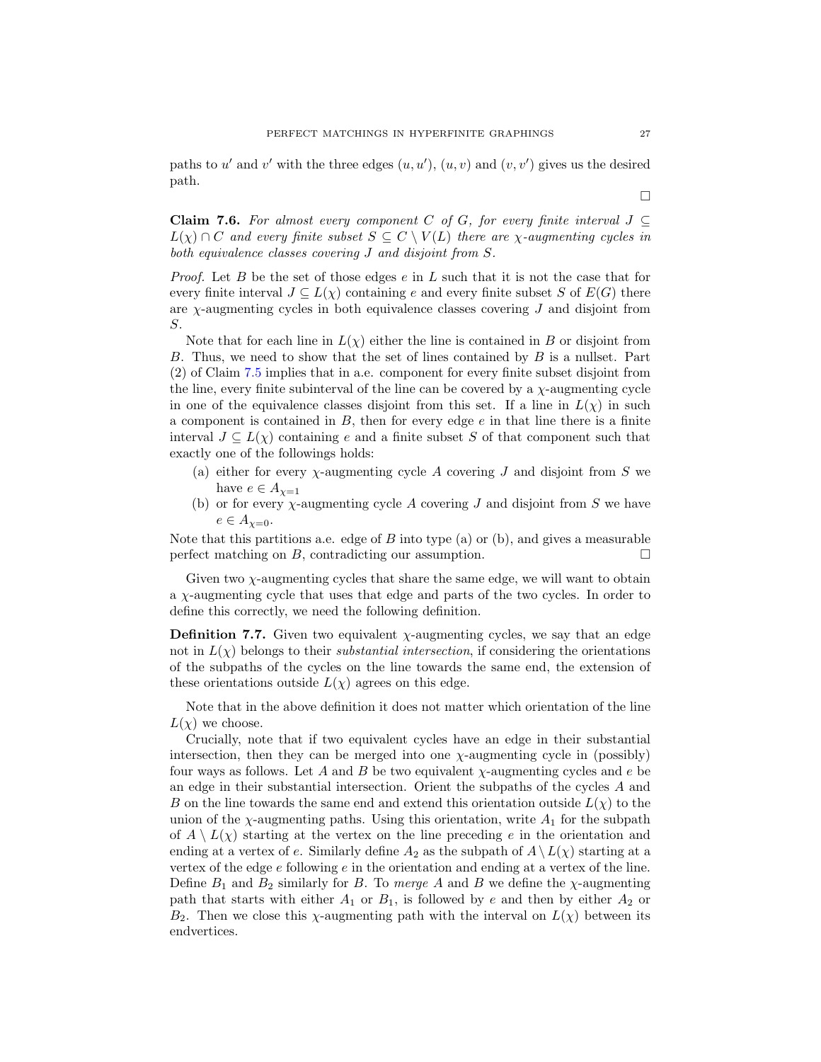paths to $u'$ and $v'$ with the three edges $(u, u')$, $(u, v)$ and $(v, v')$ gives us the desired path.

$\square$

**Claim 7.6.** *For almost every component $C$ of $G$, for every finite interval $J \subseteq L(\chi) \cap C$ and every finite subset $S \subseteq C \setminus V(L)$ there are $\chi$-augmenting cycles in both equivalence classes covering $J$ and disjoint from $S$.*

*Proof.* Let $B$ be the set of those edges $e$ in $L$ such that it is not the case that for every finite interval $J \subseteq L(\chi)$ containing $e$ and every finite subset $S$ of $E(G)$ there are $\chi$-augmenting cycles in both equivalence classes covering $J$ and disjoint from $S$.

Note that for each line in $L(\chi)$ either the line is contained in $B$ or disjoint from $B$. Thus, we need to show that the set of lines contained by $B$ is a nullset. Part (2) of Claim 7.5 implies that in a.e. component for every finite subset disjoint from the line, every finite subinterval of the line can be covered by a $\chi$-augmenting cycle in one of the equivalence classes disjoint from this set. If a line in $L(\chi)$ in such a component is contained in $B$, then for every edge $e$ in that line there is a finite interval $J \subseteq L(\chi)$ containing $e$ and a finite subset $S$ of that component such that exactly one of the followings holds:

(a) either for every $\chi$-augmenting cycle $A$ covering $J$ and disjoint from $S$ we have $e \in A_{\chi=1}$
(b) or for every $\chi$-augmenting cycle $A$ covering $J$ and disjoint from $S$ we have $e \in A_{\chi=0}$.

Note that this partitions a.e. edge of $B$ into type (a) or (b), and gives a measurable perfect matching on $B$, contradicting our assumption. $\square$

Given two $\chi$-augmenting cycles that share the same edge, we will want to obtain a $\chi$-augmenting cycle that uses that edge and parts of the two cycles. In order to define this correctly, we need the following definition.

**Definition 7.7.** Given two equivalent $\chi$-augmenting cycles, we say that an edge not in $L(\chi)$ belongs to their *substantial intersection*, if considering the orientations of the subpaths of the cycles on the line towards the same end, the extension of these orientations outside $L(\chi)$ agrees on this edge.

Note that in the above definition it does not matter which orientation of the line $L(\chi)$ we choose.

Crucially, note that if two equivalent cycles have an edge in their substantial intersection, then they can be merged into one $\chi$-augmenting cycle in (possibly) four ways as follows. Let $A$ and $B$ be two equivalent $\chi$-augmenting cycles and $e$ be an edge in their substantial intersection. Orient the subpaths of the cycles $A$ and $B$ on the line towards the same end and extend this orientation outside $L(\chi)$ to the union of the $\chi$-augmenting paths. Using this orientation, write $A_1$ for the subpath of $A \setminus L(\chi)$ starting at the vertex on the line preceding $e$ in the orientation and ending at a vertex of $e$. Similarly define $A_2$ as the subpath of $A \setminus L(\chi)$ starting at a vertex of the edge $e$ following $e$ in the orientation and ending at a vertex of the line. Define $B_1$ and $B_2$ similarly for $B$. To *merge* $A$ and $B$ we define the $\chi$-augmenting path that starts with either $A_1$ or $B_1$, is followed by $e$ and then by either $A_2$ or $B_2$. Then we close this $\chi$-augmenting path with the interval on $L(\chi)$ between its endvertices.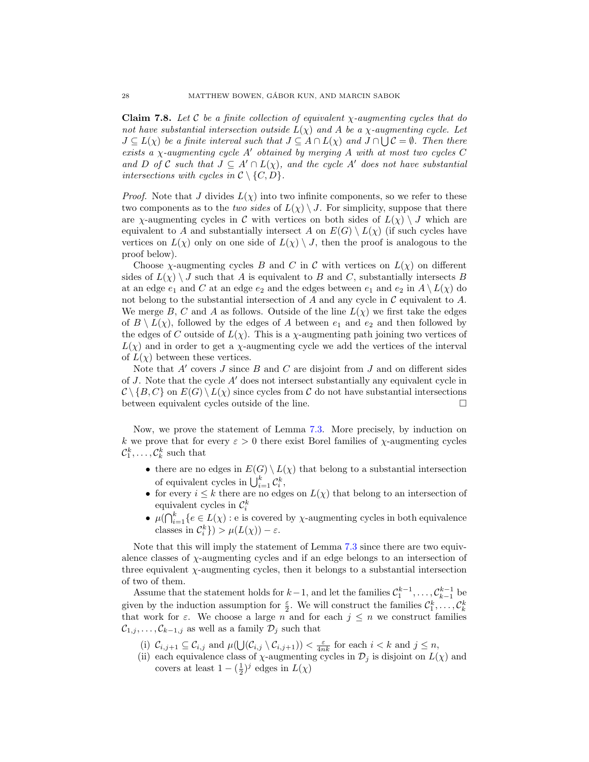**Claim 7.8.** *Let $\mathcal{C}$ be a finite collection of equivalent $\chi$-augmenting cycles that do not have substantial intersection outside $L(\chi)$ and $A$ be a $\chi$-augmenting cycle. Let $J \subseteq L(\chi)$ be a finite interval such that $J \subseteq A \cap L(\chi)$ and $J \cap \bigcup \mathcal{C} = \emptyset$. Then there exists a $\chi$-augmenting cycle $A'$ obtained by merging $A$ with at most two cycles $C$ and $D$ of $\mathcal{C}$ such that $J \subseteq A' \cap L(\chi)$, and the cycle $A'$ does not have substantial intersections with cycles in $\mathcal{C} \setminus \{C, D\}$.*

*Proof.* Note that $J$ divides $L(\chi)$ into two infinite components, so we refer to these two components as to the *two sides* of $L(\chi) \setminus J$. For simplicity, suppose that there are $\chi$-augmenting cycles in $\mathcal{C}$ with vertices on both sides of $L(\chi) \setminus J$ which are equivalent to $A$ and substantially intersect $A$ on $E(G) \setminus L(\chi)$ (if such cycles have vertices on $L(\chi)$ only on one side of $L(\chi) \setminus J$, then the proof is analogous to the proof below).

Choose $\chi$-augmenting cycles $B$ and $C$ in $\mathcal{C}$ with vertices on $L(\chi)$ on different sides of $L(\chi) \setminus J$ such that $A$ is equivalent to $B$ and $C$, substantially intersects $B$ at an edge $e_1$ and $C$ at an edge $e_2$ and the edges between $e_1$ and $e_2$ in $A \setminus L(\chi)$ do not belong to the substantial intersection of $A$ and any cycle in $\mathcal{C}$ equivalent to $A$. We merge $B$, $C$ and $A$ as follows. Outside of the line $L(\chi)$ we first take the edges of $B \setminus L(\chi)$, followed by the edges of $A$ between $e_1$ and $e_2$ and then followed by the edges of $C$ outside of $L(\chi)$. This is a $\chi$-augmenting path joining two vertices of $L(\chi)$ and in order to get a $\chi$-augmenting cycle we add the vertices of the interval of $L(\chi)$ between these vertices.

Note that $A'$ covers $J$ since $B$ and $C$ are disjoint from $J$ and on different sides of $J$. Note that the cycle $A'$ does not intersect substantially any equivalent cycle in $\mathcal{C} \setminus \{B, C\}$ on $E(G) \setminus L(\chi)$ since cycles from $\mathcal{C}$ do not have substantial intersections between equivalent cycles outside of the line. $\square$

Now, we prove the statement of Lemma 7.3. More precisely, by induction on $k$ we prove that for every $\varepsilon > 0$ there exist Borel families of $\chi$-augmenting cycles $\mathcal{C}_1^k, \ldots, \mathcal{C}_k^k$ such that

- there are no edges in $E(G) \setminus L(\chi)$ that belong to a substantial intersection of equivalent cycles in $\bigcup_{i=1}^k \mathcal{C}_i^k$,
- for every $i \leq k$ there are no edges on $L(\chi)$ that belong to an intersection of equivalent cycles in $\mathcal{C}_i^k$
- $\mu(\bigcap_{i=1}^k \{e \in L(\chi) :$ e is covered by $\chi$-augmenting cycles in both equivalence classes in $\mathcal{C}_i^k\}) > \mu(L(\chi)) - \varepsilon$.

Note that this will imply the statement of Lemma 7.3 since there are two equivalence classes of $\chi$-augmenting cycles and if an edge belongs to an intersection of three equivalent $\chi$-augmenting cycles, then it belongs to a substantial intersection of two of them.

Assume that the statement holds for $k-1$, and let the families $\mathcal{C}_1^{k-1}, \ldots, \mathcal{C}_{k-1}^{k-1}$ be given by the induction assumption for $\frac{\varepsilon}{2}$. We will construct the families $\mathcal{C}_1^k, \ldots, \mathcal{C}_k^k$ that work for $\varepsilon$. We choose a large $n$ and for each $j \leq n$ we construct families $\mathcal{C}_{1,j}, \ldots, \mathcal{C}_{k-1,j}$ as well as a family $\mathcal{D}_j$ such that

(i) $\mathcal{C}_{i,j+1} \subseteq \mathcal{C}_{i,j}$ and $\mu(\bigcup(\mathcal{C}_{i,j} \setminus \mathcal{C}_{i,j+1})) < \frac{\varepsilon}{4nk}$ for each $i < k$ and $j \leq n$,

(ii) each equivalence class of $\chi$-augmenting cycles in $\mathcal{D}_j$ is disjoint on $L(\chi)$ and covers at least $1 - (\frac{1}{2})^j$ edges in $L(\chi)$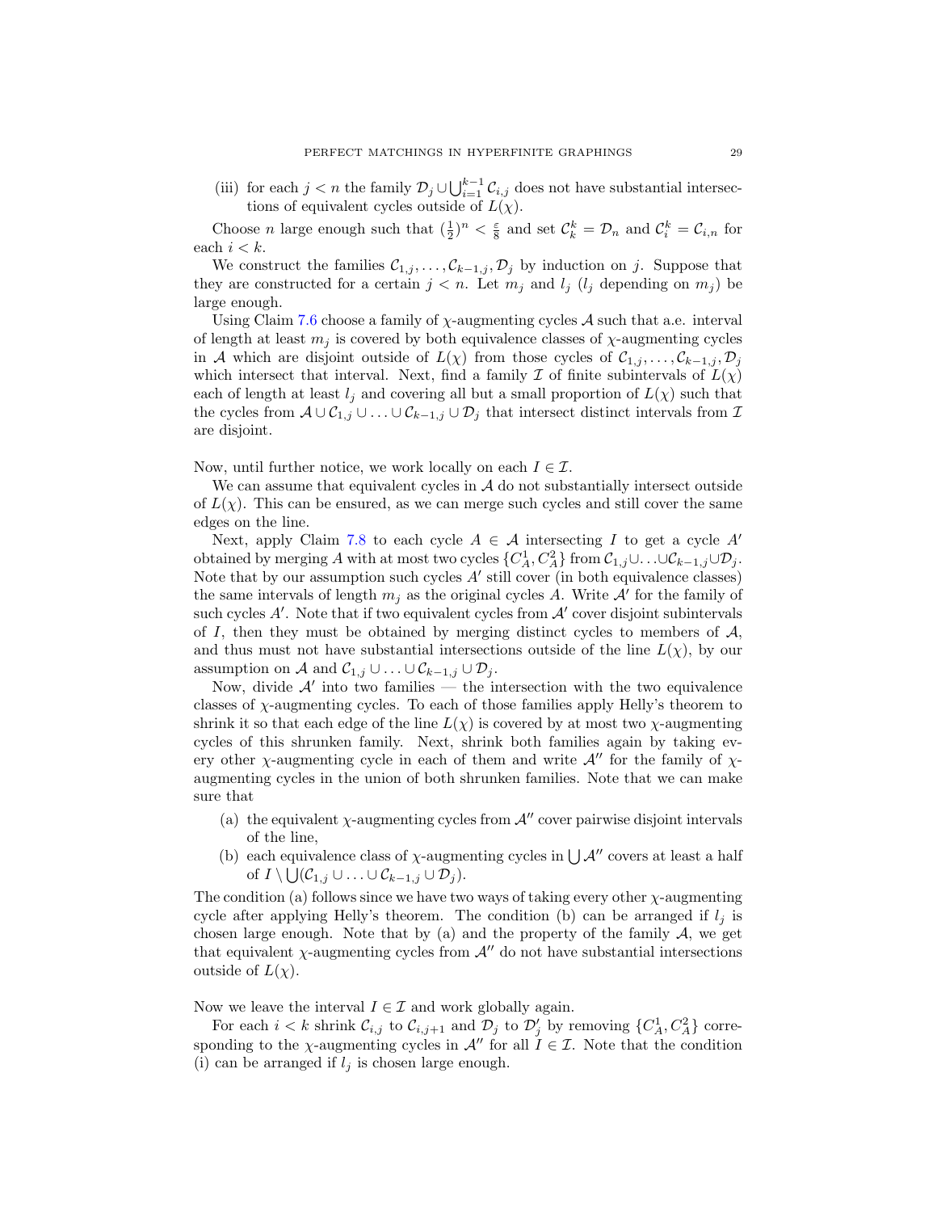(iii) for each $j < n$ the family $\mathcal{D}_j \cup \bigcup_{i=1}^{k-1} \mathcal{C}_{i,j}$ does not have substantial intersections of equivalent cycles outside of $L(\chi)$.

Choose $n$ large enough such that $(\frac{1}{2})^n < \frac{\varepsilon}{8}$ and set $\mathcal{C}_k^k = \mathcal{D}_n$ and $\mathcal{C}_i^k = \mathcal{C}_{i,n}$ for each $i < k$.

We construct the families $\mathcal{C}_{1,j}, \ldots, \mathcal{C}_{k-1,j}, \mathcal{D}_j$ by induction on $j$. Suppose that they are constructed for a certain $j < n$. Let $m_j$ and $l_j$ ($l_j$ depending on $m_j$) be large enough.

Using Claim 7.6 choose a family of $\chi$-augmenting cycles $\mathcal{A}$ such that a.e. interval of length at least $m_j$ is covered by both equivalence classes of $\chi$-augmenting cycles in $\mathcal{A}$ which are disjoint outside of $L(\chi)$ from those cycles of $\mathcal{C}_{1,j}, \ldots, \mathcal{C}_{k-1,j}, \mathcal{D}_j$ which intersect that interval. Next, find a family $\mathcal{I}$ of finite subintervals of $L(\chi)$ each of length at least $l_j$ and covering all but a small proportion of $L(\chi)$ such that the cycles from $\mathcal{A} \cup \mathcal{C}_{1,j} \cup \ldots \cup \mathcal{C}_{k-1,j} \cup \mathcal{D}_j$ that intersect distinct intervals from $\mathcal{I}$ are disjoint.

Now, until further notice, we work locally on each $I \in \mathcal{I}$.

We can assume that equivalent cycles in $\mathcal{A}$ do not substantially intersect outside of $L(\chi)$. This can be ensured, as we can merge such cycles and still cover the same edges on the line.

Next, apply Claim 7.8 to each cycle $A \in \mathcal{A}$ intersecting $I$ to get a cycle $A'$ obtained by merging $A$ with at most two cycles $\{C_A^1, C_A^2\}$ from $\mathcal{C}_{1,j} \cup \ldots \cup \mathcal{C}_{k-1,j} \cup \mathcal{D}_j$. Note that by our assumption such cycles $A'$ still cover (in both equivalence classes) the same intervals of length $m_j$ as the original cycles $A$. Write $\mathcal{A}'$ for the family of such cycles $A'$. Note that if two equivalent cycles from $\mathcal{A}'$ cover disjoint subintervals of $I$, then they must be obtained by merging distinct cycles to members of $\mathcal{A}$, and thus must not have substantial intersections outside of the line $L(\chi)$, by our assumption on $\mathcal{A}$ and $\mathcal{C}_{1,j} \cup \ldots \cup \mathcal{C}_{k-1,j} \cup \mathcal{D}_j$.

Now, divide $\mathcal{A}'$ into two families — the intersection with the two equivalence classes of $\chi$-augmenting cycles. To each of those families apply Helly's theorem to shrink it so that each edge of the line $L(\chi)$ is covered by at most two $\chi$-augmenting cycles of this shrunken family. Next, shrink both families again by taking every other $\chi$-augmenting cycle in each of them and write $\mathcal{A}''$ for the family of $\chi$-augmenting cycles in the union of both shrunken families. Note that we can make sure that

(a) the equivalent $\chi$-augmenting cycles from $\mathcal{A}''$ cover pairwise disjoint intervals of the line,

(b) each equivalence class of $\chi$-augmenting cycles in $\bigcup \mathcal{A}''$ covers at least a half of $I \setminus \bigcup(\mathcal{C}_{1,j} \cup \ldots \cup \mathcal{C}_{k-1,j} \cup \mathcal{D}_j)$.

The condition (a) follows since we have two ways of taking every other $\chi$-augmenting cycle after applying Helly's theorem. The condition (b) can be arranged if $l_j$ is chosen large enough. Note that by (a) and the property of the family $\mathcal{A}$, we get that equivalent $\chi$-augmenting cycles from $\mathcal{A}''$ do not have substantial intersections outside of $L(\chi)$.

Now we leave the interval $I \in \mathcal{I}$ and work globally again.

For each $i < k$ shrink $\mathcal{C}_{i,j}$ to $\mathcal{C}_{i,j+1}$ and $\mathcal{D}_j$ to $\mathcal{D}_j'$ by removing $\{C_A^1, C_A^2\}$ corresponding to the $\chi$-augmenting cycles in $\mathcal{A}''$ for all $I \in \mathcal{I}$. Note that the condition (i) can be arranged if $l_j$ is chosen large enough.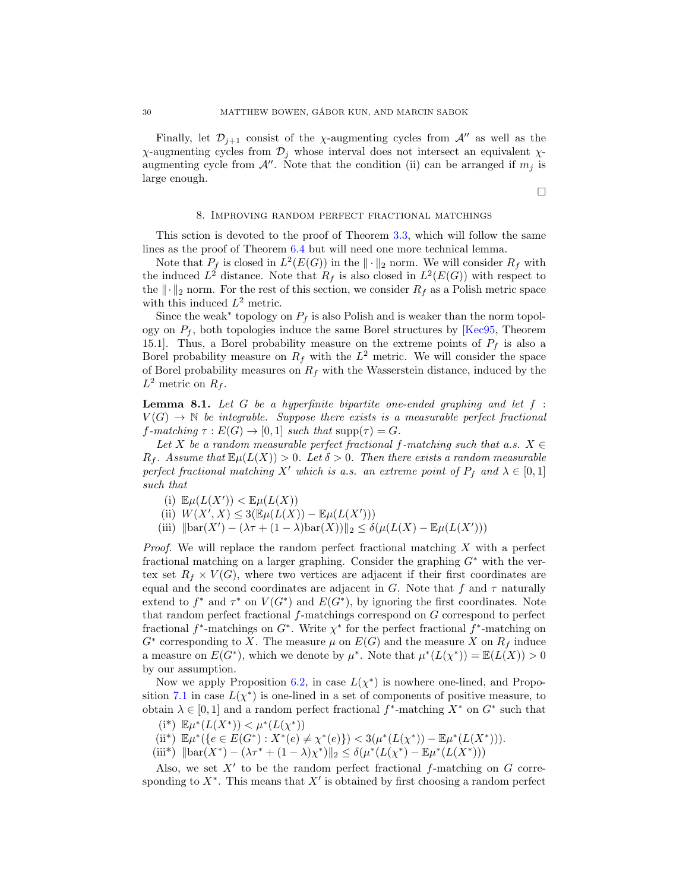Finally, let $\mathcal{D}_{j+1}$ consist of the $\chi$-augmenting cycles from $\mathcal{A}''$ as well as the $\chi$-augmenting cycles from $\mathcal{D}_j$ whose interval does not intersect an equivalent $\chi$-augmenting cycle from $\mathcal{A}''$. Note that the condition (ii) can be arranged if $m_j$ is large enough.

□

## 8. Improving random perfect fractional matchings

This sction is devoted to the proof of Theorem 3.3, which will follow the same lines as the proof of Theorem 6.4 but will need one more technical lemma.

Note that $P_f$ is closed in $L^2(E(G))$ in the $\|\cdot\|_2$ norm. We will consider $R_f$ with the induced $L^2$ distance. Note that $R_f$ is also closed in $L^2(E(G))$ with respect to the $\|\cdot\|_2$ norm. For the rest of this section, we consider $R_f$ as a Polish metric space with this induced $L^2$ metric.

Since the weak$^*$ topology on $P_f$ is also Polish and is weaker than the norm topology on $P_f$, both topologies induce the same Borel structures by [Kec95, Theorem 15.1]. Thus, a Borel probability measure on the extreme points of $P_f$ is also a Borel probability measure on $R_f$ with the $L^2$ metric. We will consider the space of Borel probability measures on $R_f$ with the Wasserstein distance, induced by the $L^2$ metric on $R_f$.

**Lemma 8.1.** *Let $G$ be a hyperfinite bipartite one-ended graphing and let $f : V(G) \to \mathbb{N}$ be integrable. Suppose there exists is a measurable perfect fractional $f$-matching $\tau : E(G) \to [0,1]$ such that $\mathrm{supp}(\tau) = G$.*

*Let $X$ be a random measurable perfect fractional $f$-matching such that a.s. $X \in R_f$. Assume that $\mathbb{E}\mu(L(X)) > 0$. Let $\delta > 0$. Then there exists a random measurable perfect fractional matching $X'$ which is a.s. an extreme point of $P_f$ and $\lambda \in [0,1]$ such that*

(i) $\mathbb{E}\mu(L(X')) < \mathbb{E}\mu(L(X))$
(ii) $W(X', X) \leq 3(\mathbb{E}\mu(L(X)) - \mathbb{E}\mu(L(X')))$
(iii) $\|\mathrm{bar}(X') - (\lambda\tau + (1-\lambda)\mathrm{bar}(X))\|_2 \leq \delta(\mu(L(X) - \mathbb{E}\mu(L(X')))$

*Proof.* We will replace the random perfect fractional matching $X$ with a perfect fractional matching on a larger graphing. Consider the graphing $G^*$ with the vertex set $R_f \times V(G)$, where two vertices are adjacent if their first coordinates are equal and the second coordinates are adjacent in $G$. Note that $f$ and $\tau$ naturally extend to $f^*$ and $\tau^*$ on $V(G^*)$ and $E(G^*)$, by ignoring the first coordinates. Note that random perfect fractional $f$-matchings correspond on $G$ correspond to perfect fractional $f^*$-matchings on $G^*$. Write $\chi^*$ for the perfect fractional $f^*$-matching on $G^*$ corresponding to $X$. The measure $\mu$ on $E(G)$ and the measure $X$ on $R_f$ induce a measure on $E(G^*)$, which we denote by $\mu^*$. Note that $\mu^*(L(\chi^*)) = \mathbb{E}(L(X)) > 0$ by our assumption.

Now we apply Proposition 6.2, in case $L(\chi^*)$ is nowhere one-lined, and Proposition 7.1 in case $L(\chi^*)$ is one-lined in a set of components of positive measure, to obtain $\lambda \in [0,1]$ and a random perfect fractional $f^*$-matching $X^*$ on $G^*$ such that

(i*) $\mathbb{E}\mu^*(L(X^*)) < \mu^*(L(\chi^*))$
(ii*) $\mathbb{E}\mu^*(\{e \in E(G^*) : X^*(e) \neq \chi^*(e)\}) < 3(\mu^*(L(\chi^*)) - \mathbb{E}\mu^*(L(X^*)))$.
(iii*) $\|\mathrm{bar}(X^*) - (\lambda\tau^* + (1-\lambda)\chi^*)\|_2 \leq \delta(\mu^*(L(\chi^*) - \mathbb{E}\mu^*(L(X^*)))$

Also, we set $X'$ to be the random perfect fractional $f$-matching on $G$ corresponding to $X^*$. This means that $X'$ is obtained by first choosing a random perfect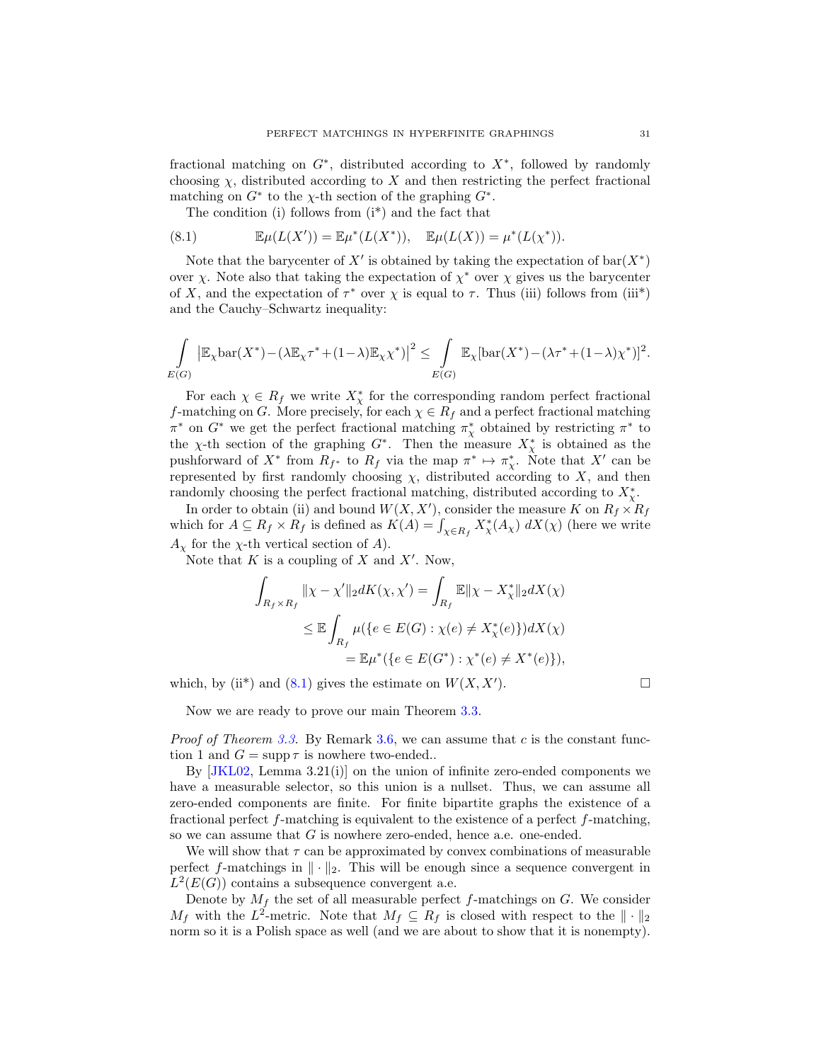fractional matching on $G^*$, distributed according to $X^*$, followed by randomly choosing $\chi$, distributed according to $X$ and then restricting the perfect fractional matching on $G^*$ to the $\chi$-th section of the graphing $G^*$.

The condition (i) follows from (i*) and the fact that

$$\mathbb{E}\mu(L(X')) = \mathbb{E}\mu^*(L(X^*)), \quad \mathbb{E}\mu(L(X)) = \mu^*(L(\chi^*)). \tag{8.1}$$

Note that the barycenter of $X'$ is obtained by taking the expectation of $\mathrm{bar}(X^*)$ over $\chi$. Note also that taking the expectation of $\chi^*$ over $\chi$ gives us the barycenter of $X$, and the expectation of $\tau^*$ over $\chi$ is equal to $\tau$. Thus (iii) follows from (iii*) and the Cauchy–Schwartz inequality:

$$\int_{E(G)} \left|\mathbb{E}_\chi \mathrm{bar}(X^*) - (\lambda \mathbb{E}_\chi \tau^* + (1-\lambda)\mathbb{E}_\chi \chi^*)\right|^2 \leq \int_{E(G)} \mathbb{E}_\chi[\mathrm{bar}(X^*) - (\lambda\tau^* + (1-\lambda)\chi^*)]^2.$$

For each $\chi \in R_f$ we write $X^*_\chi$ for the corresponding random perfect fractional $f$-matching on $G$. More precisely, for each $\chi \in R_f$ and a perfect fractional matching $\pi^*$ on $G^*$ we get the perfect fractional matching $\pi^*_\chi$ obtained by restricting $\pi^*$ to the $\chi$-th section of the graphing $G^*$. Then the measure $X^*_\chi$ is obtained as the pushforward of $X^*$ from $R_{f^*}$ to $R_f$ via the map $\pi^* \mapsto \pi^*_\chi$. Note that $X'$ can be represented by first randomly choosing $\chi$, distributed according to $X$, and then randomly choosing the perfect fractional matching, distributed according to $X^*_\chi$.

In order to obtain (ii) and bound $W(X, X')$, consider the measure $K$ on $R_f \times R_f$ which for $A \subseteq R_f \times R_f$ is defined as $K(A) = \int_{\chi \in R_f} X^*_\chi(A_\chi)\, dX(\chi)$ (here we write $A_\chi$ for the $\chi$-th vertical section of $A$).

Note that $K$ is a coupling of $X$ and $X'$. Now,

$$\begin{aligned}
\int_{R_f \times R_f} \|\chi - \chi'\|_2 dK(\chi, \chi') &= \int_{R_f} \mathbb{E}\|\chi - X^*_\chi\|_2 dX(\chi) \\
&\leq \mathbb{E}\int_{R_f} \mu(\{e \in E(G) : \chi(e) \neq X^*_\chi(e)\}) dX(\chi) \\
&= \mathbb{E}\mu^*(\{e \in E(G^*) : \chi^*(e) \neq X^*(e)\}),
\end{aligned}$$

which, by (ii*) and (8.1) gives the estimate on $W(X, X')$. $\square$

Now we are ready to prove our main Theorem 3.3.

*Proof of Theorem 3.3.* By Remark 3.6, we can assume that $c$ is the constant function 1 and $G = \operatorname{supp} \tau$ is nowhere two-ended..

By [JKL02, Lemma 3.21(i)] on the union of infinite zero-ended components we have a measurable selector, so this union is a nullset. Thus, we can assume all zero-ended components are finite. For finite bipartite graphs the existence of a fractional perfect $f$-matching is equivalent to the existence of a perfect $f$-matching, so we can assume that $G$ is nowhere zero-ended, hence a.e. one-ended.

We will show that $\tau$ can be approximated by convex combinations of measurable perfect $f$-matchings in $\|\cdot\|_2$. This will be enough since a sequence convergent in $L^2(E(G))$ contains a subsequence convergent a.e.

Denote by $M_f$ the set of all measurable perfect $f$-matchings on $G$. We consider $M_f$ with the $L^2$-metric. Note that $M_f \subseteq R_f$ is closed with respect to the $\|\cdot\|_2$ norm so it is a Polish space as well (and we are about to show that it is nonempty).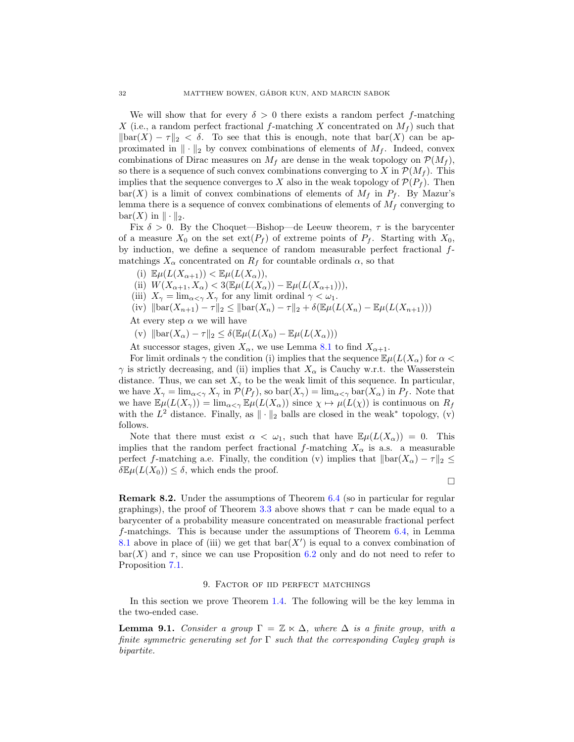We will show that for every $\delta > 0$ there exists a random perfect $f$-matching $X$ (i.e., a random perfect fractional $f$-matching $X$ concentrated on $M_f$) such that $\|\text{bar}(X) - \tau\|_2 < \delta$. To see that this is enough, note that $\text{bar}(X)$ can be approximated in $\|\cdot\|_2$ by convex combinations of elements of $M_f$. Indeed, convex combinations of Dirac measures on $M_f$ are dense in the weak topology on $\mathcal{P}(M_f)$, so there is a sequence of such convex combinations converging to $X$ in $\mathcal{P}(M_f)$. This implies that the sequence converges to $X$ also in the weak topology of $\mathcal{P}(P_f)$. Then $\text{bar}(X)$ is a limit of convex combinations of elements of $M_f$ in $P_f$. By Mazur's lemma there is a sequence of convex combinations of elements of $M_f$ converging to $\text{bar}(X)$ in $\|\cdot\|_2$.

Fix $\delta > 0$. By the Choquet—Bishop—de Leeuw theorem, $\tau$ is the barycenter of a measure $X_0$ on the set $\text{ext}(P_f)$ of extreme points of $P_f$. Starting with $X_0$, by induction, we define a sequence of random measurable perfect fractional $f$-matchings $X_\alpha$ concentrated on $R_f$ for countable ordinals $\alpha$, so that

(i) $\mathbb{E}\mu(L(X_{\alpha+1})) < \mathbb{E}\mu(L(X_\alpha))$,
(ii) $W(X_{\alpha+1}, X_\alpha) < 3(\mathbb{E}\mu(L(X_\alpha)) - \mathbb{E}\mu(L(X_{\alpha+1})))$,
(iii) $X_\gamma = \lim_{\alpha<\gamma} X_\gamma$ for any limit ordinal $\gamma < \omega_1$.
(iv) $\|\text{bar}(X_{n+1}) - \tau\|_2 \leq \|\text{bar}(X_n) - \tau\|_2 + \delta(\mathbb{E}\mu(L(X_n) - \mathbb{E}\mu(L(X_{n+1})))$

At every step $\alpha$ we will have

(v) $\|\text{bar}(X_\alpha) - \tau\|_2 \leq \delta(\mathbb{E}\mu(L(X_0) - \mathbb{E}\mu(L(X_\alpha)))$

At successor stages, given $X_\alpha$, we use Lemma 8.1 to find $X_{\alpha+1}$.

For limit ordinals $\gamma$ the condition (i) implies that the sequence $\mathbb{E}\mu(L(X_\alpha)$ for $\alpha < \gamma$ is strictly decreasing, and (ii) implies that $X_\alpha$ is Cauchy w.r.t. the Wasserstein distance. Thus, we can set $X_\gamma$ to be the weak limit of this sequence. In particular, we have $X_\gamma = \lim_{\alpha<\gamma} X_\gamma$ in $\mathcal{P}(P_f)$, so $\text{bar}(X_\gamma) = \lim_{\alpha<\gamma} \text{bar}(X_\alpha)$ in $P_f$. Note that we have $\mathbb{E}\mu(L(X_\gamma)) = \lim_{\alpha<\gamma} \mathbb{E}\mu(L(X_\alpha))$ since $\chi \mapsto \mu(L(\chi))$ is continuous on $R_f$ with the $L^2$ distance. Finally, as $\|\cdot\|_2$ balls are closed in the weak$^*$ topology, (v) follows.

Note that there must exist $\alpha < \omega_1$, such that have $\mathbb{E}\mu(L(X_\alpha)) = 0$. This implies that the random perfect fractional $f$-matching $X_\alpha$ is a.s. a measurable perfect $f$-matching a.e. Finally, the condition (v) implies that $\|\text{bar}(X_\alpha) - \tau\|_2 \leq \delta\mathbb{E}\mu(L(X_0)) \leq \delta$, which ends the proof.

□

**Remark 8.2.** Under the assumptions of Theorem 6.4 (so in particular for regular graphings), the proof of Theorem 3.3 above shows that $\tau$ can be made equal to a barycenter of a probability measure concentrated on measurable fractional perfect $f$-matchings. This is because under the assumptions of Theorem 6.4, in Lemma 8.1 above in place of (iii) we get that $\text{bar}(X')$ is equal to a convex combination of $\text{bar}(X)$ and $\tau$, since we can use Proposition 6.2 only and do not need to refer to Proposition 7.1.

## 9. Factor of iid perfect matchings

In this section we prove Theorem 1.4. The following will be the key lemma in the two-ended case.

**Lemma 9.1.** *Consider a group $\Gamma = \mathbb{Z} \ltimes \Delta$, where $\Delta$ is a finite group, with a finite symmetric generating set for $\Gamma$ such that the corresponding Cayley graph is bipartite.*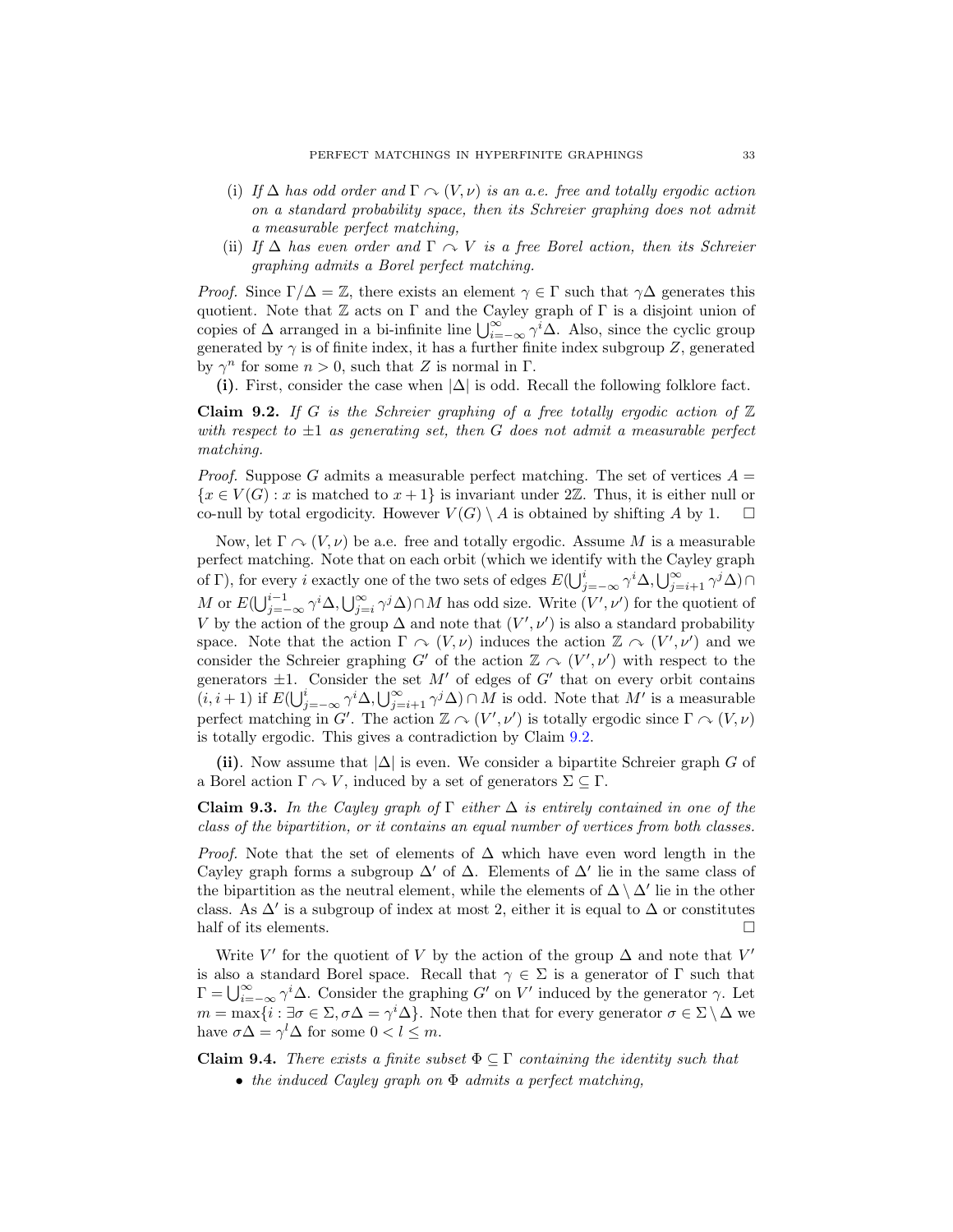(i) *If $\Delta$ has odd order and $\Gamma \curvearrowright (V,\nu)$ is an a.e. free and totally ergodic action on a standard probability space, then its Schreier graphing does not admit a measurable perfect matching,*

(ii) *If $\Delta$ has even order and $\Gamma \curvearrowright V$ is a free Borel action, then its Schreier graphing admits a Borel perfect matching.*

*Proof.* Since $\Gamma/\Delta = \mathbb{Z}$, there exists an element $\gamma \in \Gamma$ such that $\gamma\Delta$ generates this quotient. Note that $\mathbb{Z}$ acts on $\Gamma$ and the Cayley graph of $\Gamma$ is a disjoint union of copies of $\Delta$ arranged in a bi-infinite line $\bigcup_{i=-\infty}^{\infty} \gamma^i\Delta$. Also, since the cyclic group generated by $\gamma$ is of finite index, it has a further finite index subgroup $Z$, generated by $\gamma^n$ for some $n > 0$, such that $Z$ is normal in $\Gamma$.

**(i)**. First, consider the case when $|\Delta|$ is odd. Recall the following folklore fact.

**Claim 9.2.** *If $G$ is the Schreier graphing of a free totally ergodic action of $\mathbb{Z}$ with respect to $\pm 1$ as generating set, then $G$ does not admit a measurable perfect matching.*

*Proof.* Suppose $G$ admits a measurable perfect matching. The set of vertices $A = \{x \in V(G) : x \text{ is matched to } x+1\}$ is invariant under $2\mathbb{Z}$. Thus, it is either null or co-null by total ergodicity. However $V(G) \setminus A$ is obtained by shifting $A$ by 1. $\square$

Now, let $\Gamma \curvearrowright (V,\nu)$ be a.e. free and totally ergodic. Assume $M$ is a measurable perfect matching. Note that on each orbit (which we identify with the Cayley graph of $\Gamma$), for every $i$ exactly one of the two sets of edges $E(\bigcup_{j=-\infty}^{i} \gamma^i\Delta, \bigcup_{j=i+1}^{\infty} \gamma^j\Delta) \cap M$ or $E(\bigcup_{j=-\infty}^{i-1} \gamma^i\Delta, \bigcup_{j=i}^{\infty} \gamma^j\Delta) \cap M$ has odd size. Write $(V',\nu')$ for the quotient of $V$ by the action of the group $\Delta$ and note that $(V',\nu')$ is also a standard probability space. Note that the action $\Gamma \curvearrowright (V,\nu)$ induces the action $\mathbb{Z} \curvearrowright (V',\nu')$ and we consider the Schreier graphing $G'$ of the action $\mathbb{Z} \curvearrowright (V',\nu')$ with respect to the generators $\pm 1$. Consider the set $M'$ of edges of $G'$ that on every orbit contains $(i,i+1)$ if $E(\bigcup_{j=-\infty}^{i} \gamma^i\Delta, \bigcup_{j=i+1}^{\infty} \gamma^j\Delta) \cap M$ is odd. Note that $M'$ is a measurable perfect matching in $G'$. The action $\mathbb{Z} \curvearrowright (V',\nu')$ is totally ergodic since $\Gamma \curvearrowright (V,\nu)$ is totally ergodic. This gives a contradiction by Claim 9.2.

**(ii)**. Now assume that $|\Delta|$ is even. We consider a bipartite Schreier graph $G$ of a Borel action $\Gamma \curvearrowright V$, induced by a set of generators $\Sigma \subseteq \Gamma$.

**Claim 9.3.** *In the Cayley graph of $\Gamma$ either $\Delta$ is entirely contained in one of the class of the bipartition, or it contains an equal number of vertices from both classes.*

*Proof.* Note that the set of elements of $\Delta$ which have even word length in the Cayley graph forms a subgroup $\Delta'$ of $\Delta$. Elements of $\Delta'$ lie in the same class of the bipartition as the neutral element, while the elements of $\Delta \setminus \Delta'$ lie in the other class. As $\Delta'$ is a subgroup of index at most 2, either it is equal to $\Delta$ or constitutes half of its elements. $\square$

Write $V'$ for the quotient of $V$ by the action of the group $\Delta$ and note that $V'$ is also a standard Borel space. Recall that $\gamma \in \Sigma$ is a generator of $\Gamma$ such that $\Gamma = \bigcup_{i=-\infty}^{\infty} \gamma^i\Delta$. Consider the graphing $G'$ on $V'$ induced by the generator $\gamma$. Let $m = \max\{i : \exists \sigma \in \Sigma, \sigma\Delta = \gamma^i\Delta\}$. Note then that for every generator $\sigma \in \Sigma \setminus \Delta$ we have $\sigma\Delta = \gamma^l\Delta$ for some $0 < l \leq m$.

**Claim 9.4.** *There exists a finite subset $\Phi \subseteq \Gamma$ containing the identity such that*

- *the induced Cayley graph on $\Phi$ admits a perfect matching,*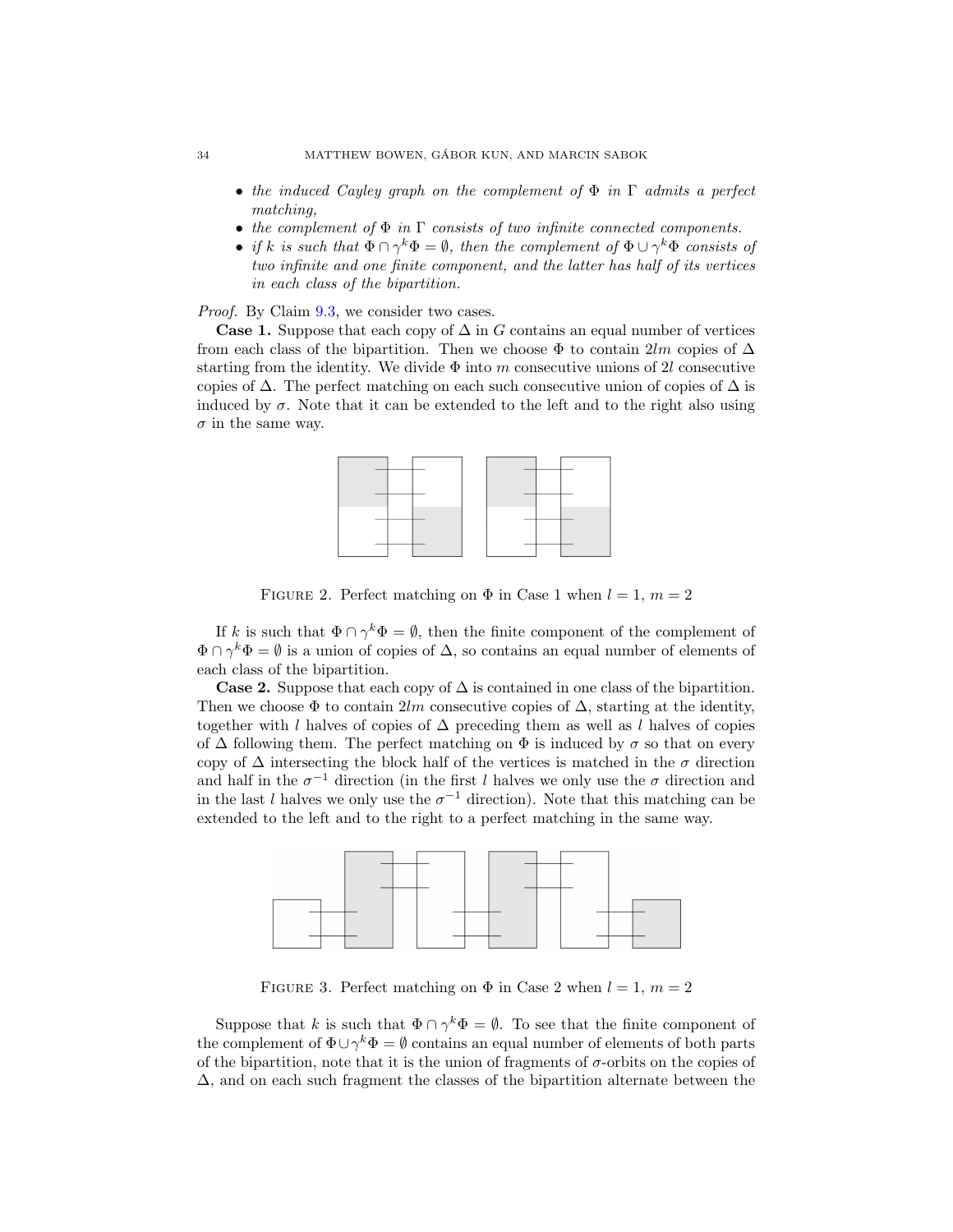- *the induced Cayley graph on the complement of* $\Phi$ *in* $\Gamma$ *admits a perfect matching,*
- *the complement of* $\Phi$ *in* $\Gamma$ *consists of two infinite connected components.*
- *if* $k$ *is such that* $\Phi \cap \gamma^k \Phi = \emptyset$*, then the complement of* $\Phi \cup \gamma^k \Phi$ *consists of two infinite and one finite component, and the latter has half of its vertices in each class of the bipartition.*

*Proof.* By Claim 9.3, we consider two cases.

**Case 1.** Suppose that each copy of $\Delta$ in $G$ contains an equal number of vertices from each class of the bipartition. Then we choose $\Phi$ to contain $2lm$ copies of $\Delta$ starting from the identity. We divide $\Phi$ into $m$ consecutive unions of $2l$ consecutive copies of $\Delta$. The perfect matching on each such consecutive union of copies of $\Delta$ is induced by $\sigma$. Note that it can be extended to the left and to the right also using $\sigma$ in the same way.

FIGURE 2. Perfect matching on $\Phi$ in Case 1 when $l = 1$, $m = 2$

If $k$ is such that $\Phi \cap \gamma^k \Phi = \emptyset$, then the finite component of the complement of $\Phi \cap \gamma^k \Phi = \emptyset$ is a union of copies of $\Delta$, so contains an equal number of elements of each class of the bipartition.

**Case 2.** Suppose that each copy of $\Delta$ is contained in one class of the bipartition. Then we choose $\Phi$ to contain $2lm$ consecutive copies of $\Delta$, starting at the identity, together with $l$ halves of copies of $\Delta$ preceding them as well as $l$ halves of copies of $\Delta$ following them. The perfect matching on $\Phi$ is induced by $\sigma$ so that on every copy of $\Delta$ intersecting the block half of the vertices is matched in the $\sigma$ direction and half in the $\sigma^{-1}$ direction (in the first $l$ halves we only use the $\sigma$ direction and in the last $l$ halves we only use the $\sigma^{-1}$ direction). Note that this matching can be extended to the left and to the right to a perfect matching in the same way.

FIGURE 3. Perfect matching on $\Phi$ in Case 2 when $l = 1$, $m = 2$

Suppose that $k$ is such that $\Phi \cap \gamma^k \Phi = \emptyset$. To see that the finite component of the complement of $\Phi \cup \gamma^k \Phi = \emptyset$ contains an equal number of elements of both parts of the bipartition, note that it is the union of fragments of $\sigma$-orbits on the copies of $\Delta$, and on each such fragment the classes of the bipartition alternate between the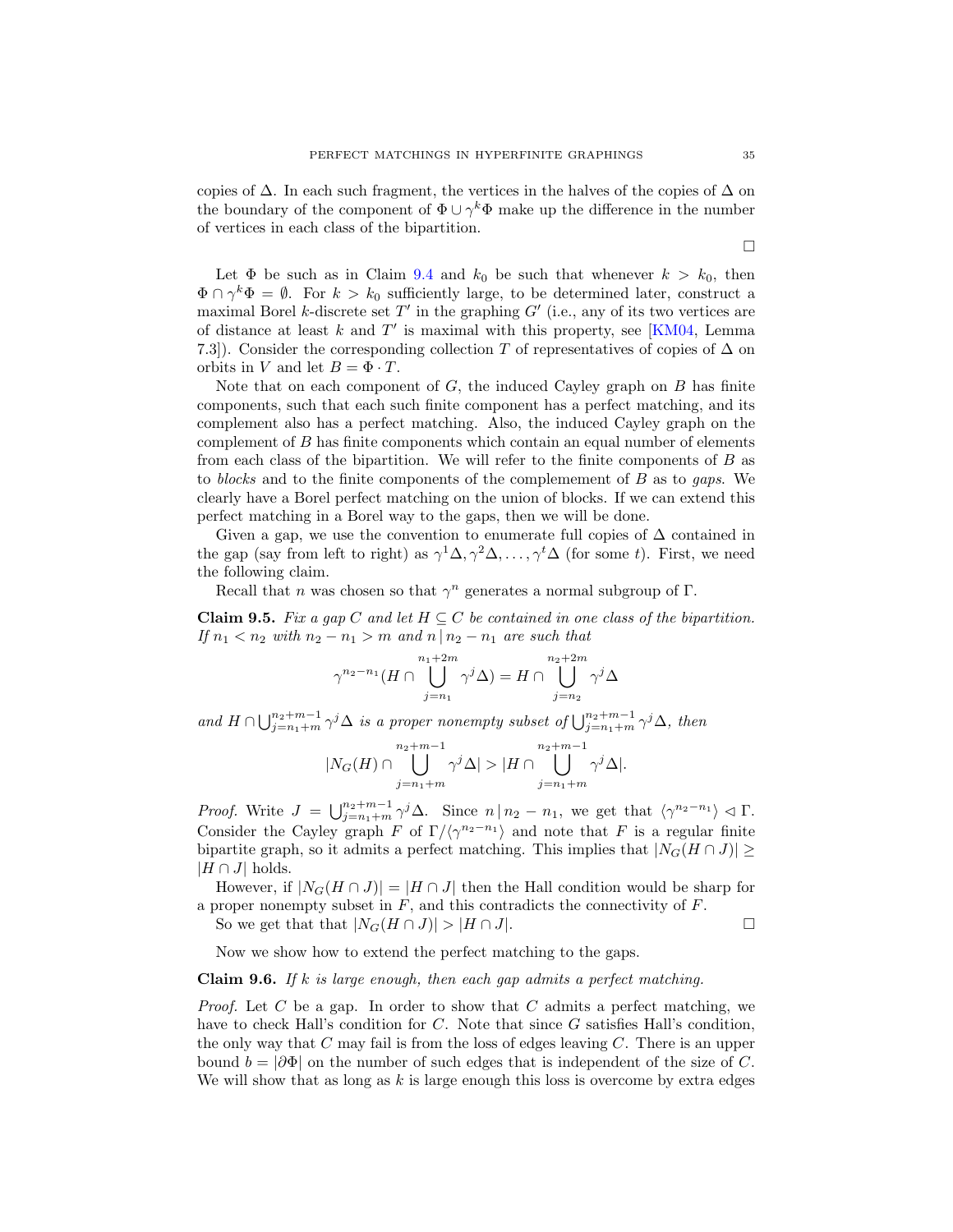copies of $\Delta$. In each such fragment, the vertices in the halves of the copies of $\Delta$ on the boundary of the component of $\Phi \cup \gamma^k \Phi$ make up the difference in the number of vertices in each class of the bipartition.

□

Let $\Phi$ be such as in Claim 9.4 and $k_0$ be such that whenever $k > k_0$, then $\Phi \cap \gamma^k \Phi = \emptyset$. For $k > k_0$ sufficiently large, to be determined later, construct a maximal Borel $k$-discrete set $T'$ in the graphing $G'$ (i.e., any of its two vertices are of distance at least $k$ and $T'$ is maximal with this property, see [KM04, Lemma 7.3]). Consider the corresponding collection $T$ of representatives of copies of $\Delta$ on orbits in $V$ and let $B = \Phi \cdot T$.

Note that on each component of $G$, the induced Cayley graph on $B$ has finite components, such that each such finite component has a perfect matching, and its complement also has a perfect matching. Also, the induced Cayley graph on the complement of $B$ has finite components which contain an equal number of elements from each class of the bipartition. We will refer to the finite components of $B$ as to *blocks* and to the finite components of the complemement of $B$ as to *gaps*. We clearly have a Borel perfect matching on the union of blocks. If we can extend this perfect matching in a Borel way to the gaps, then we will be done.

Given a gap, we use the convention to enumerate full copies of $\Delta$ contained in the gap (say from left to right) as $\gamma^1\Delta, \gamma^2\Delta, \ldots, \gamma^t\Delta$ (for some $t$). First, we need the following claim.

Recall that $n$ was chosen so that $\gamma^n$ generates a normal subgroup of $\Gamma$.

**Claim 9.5.** *Fix a gap $C$ and let $H \subseteq C$ be contained in one class of the bipartition. If $n_1 < n_2$ with $n_2 - n_1 > m$ and $n \mid n_2 - n_1$ are such that*

$$\gamma^{n_2 - n_1}(H \cap \bigcup_{j=n_1}^{n_1+2m} \gamma^j \Delta) = H \cap \bigcup_{j=n_2}^{n_2+2m} \gamma^j \Delta$$

*and $H \cap \bigcup_{j=n_1+m}^{n_2+m-1} \gamma^j \Delta$ is a proper nonempty subset of $\bigcup_{j=n_1+m}^{n_2+m-1} \gamma^j \Delta$, then*

$$|N_G(H) \cap \bigcup_{j=n_1+m}^{n_2+m-1} \gamma^j \Delta| > |H \cap \bigcup_{j=n_1+m}^{n_2+m-1} \gamma^j \Delta|.$$

*Proof.* Write $J = \bigcup_{j=n_1+m}^{n_2+m-1} \gamma^j \Delta$. Since $n \mid n_2 - n_1$, we get that $\langle \gamma^{n_2-n_1} \rangle \lhd \Gamma$. Consider the Cayley graph $F$ of $\Gamma / \langle \gamma^{n_2 - n_1} \rangle$ and note that $F$ is a regular finite bipartite graph, so it admits a perfect matching. This implies that $|N_G(H \cap J)| \geq |H \cap J|$ holds.

However, if $|N_G(H \cap J)| = |H \cap J|$ then the Hall condition would be sharp for a proper nonempty subset in $F$, and this contradicts the connectivity of $F$.

So we get that that $|N_G(H \cap J)| > |H \cap J|$. □

Now we show how to extend the perfect matching to the gaps.

**Claim 9.6.** *If $k$ is large enough, then each gap admits a perfect matching.*

*Proof.* Let $C$ be a gap. In order to show that $C$ admits a perfect matching, we have to check Hall's condition for $C$. Note that since $G$ satisfies Hall's condition, the only way that $C$ may fail is from the loss of edges leaving $C$. There is an upper bound $b = |\partial \Phi|$ on the number of such edges that is independent of the size of $C$. We will show that as long as $k$ is large enough this loss is overcome by extra edges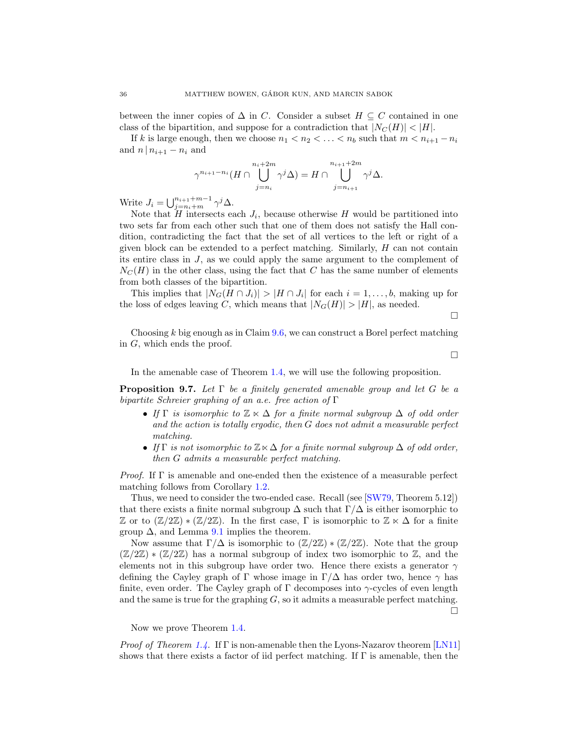between the inner copies of $\Delta$ in $C$. Consider a subset $H \subseteq C$ contained in one class of the bipartition, and suppose for a contradiction that $|N_C(H)| < |H|$.

If $k$ is large enough, then we choose $n_1 < n_2 < \ldots < n_b$ such that $m < n_{i+1} - n_i$ and $n \mid n_{i+1} - n_i$ and

$$\gamma^{n_{i+1}-n_i}(H \cap \bigcup_{j=n_i}^{n_i+2m} \gamma^j \Delta) = H \cap \bigcup_{j=n_{i+1}}^{n_{i+1}+2m} \gamma^j \Delta.$$

Write $J_i = \bigcup_{j=n_i+m}^{n_{i+1}+m-1} \gamma^j \Delta$.

Note that $H$ intersects each $J_i$, because otherwise $H$ would be partitioned into two sets far from each other such that one of them does not satisfy the Hall condition, contradicting the fact that the set of all vertices to the left or right of a given block can be extended to a perfect matching. Similarly, $H$ can not contain its entire class in $J$, as we could apply the same argument to the complement of $N_C(H)$ in the other class, using the fact that $C$ has the same number of elements from both classes of the bipartition.

This implies that $|N_G(H \cap J_i)| > |H \cap J_i|$ for each $i = 1, \ldots, b$, making up for the loss of edges leaving $C$, which means that $|N_G(H)| > |H|$, as needed.

□

Choosing $k$ big enough as in Claim 9.6, we can construct a Borel perfect matching in $G$, which ends the proof.

□

In the amenable case of Theorem 1.4, we will use the following proposition.

**Proposition 9.7.** *Let $\Gamma$ be a finitely generated amenable group and let $G$ be a bipartite Schreier graphing of an a.e. free action of $\Gamma$*

- *If $\Gamma$ is isomorphic to $\mathbb{Z} \ltimes \Delta$ for a finite normal subgroup $\Delta$ of odd order and the action is totally ergodic, then $G$ does not admit a measurable perfect matching.*
- *If $\Gamma$ is not isomorphic to $\mathbb{Z} \ltimes \Delta$ for a finite normal subgroup $\Delta$ of odd order, then $G$ admits a measurable perfect matching.*

*Proof.* If $\Gamma$ is amenable and one-ended then the existence of a measurable perfect matching follows from Corollary 1.2.

Thus, we need to consider the two-ended case. Recall (see [SW79, Theorem 5.12]) that there exists a finite normal subgroup $\Delta$ such that $\Gamma/\Delta$ is either isomorphic to $\mathbb{Z}$ or to $(\mathbb{Z}/2\mathbb{Z}) * (\mathbb{Z}/2\mathbb{Z})$. In the first case, $\Gamma$ is isomorphic to $\mathbb{Z} \ltimes \Delta$ for a finite group $\Delta$, and Lemma 9.1 implies the theorem.

Now assume that $\Gamma/\Delta$ is isomorphic to $(\mathbb{Z}/2\mathbb{Z}) * (\mathbb{Z}/2\mathbb{Z})$. Note that the group $(\mathbb{Z}/2\mathbb{Z}) * (\mathbb{Z}/2\mathbb{Z})$ has a normal subgroup of index two isomorphic to $\mathbb{Z}$, and the elements not in this subgroup have order two. Hence there exists a generator $\gamma$ defining the Cayley graph of $\Gamma$ whose image in $\Gamma/\Delta$ has order two, hence $\gamma$ has finite, even order. The Cayley graph of $\Gamma$ decomposes into $\gamma$-cycles of even length and the same is true for the graphing $G$, so it admits a measurable perfect matching.

□

Now we prove Theorem 1.4.

*Proof of Theorem 1.4.* If $\Gamma$ is non-amenable then the Lyons-Nazarov theorem [LN11] shows that there exists a factor of iid perfect matching. If $\Gamma$ is amenable, then the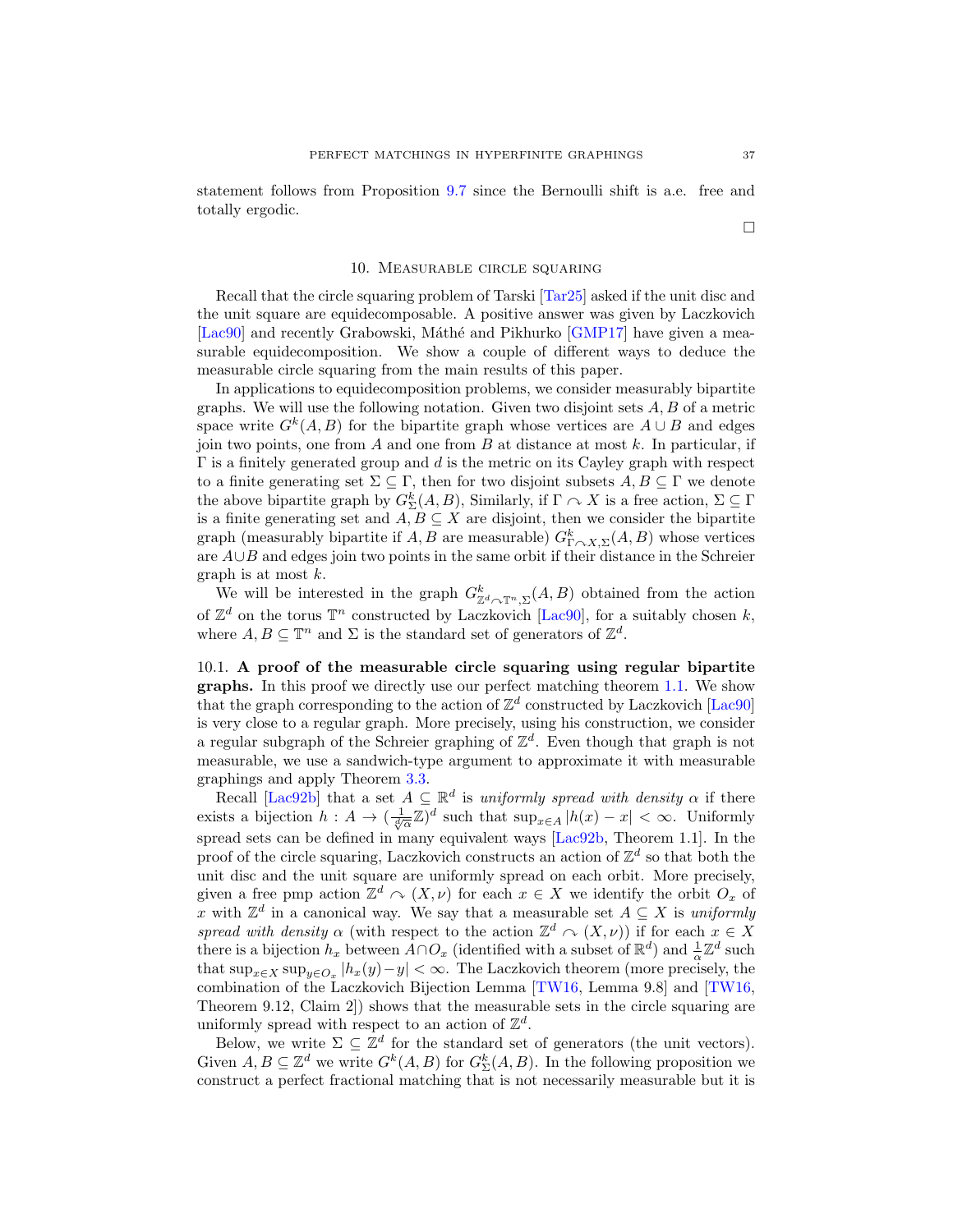statement follows from Proposition 9.7 since the Bernoulli shift is a.e. free and totally ergodic.

□

## 10. Measurable circle squaring

Recall that the circle squaring problem of Tarski [Tar25] asked if the unit disc and the unit square are equidecomposable. A positive answer was given by Laczkovich [Lac90] and recently Grabowski, Máthé and Pikhurko [GMP17] have given a measurable equidecomposition. We show a couple of different ways to deduce the measurable circle squaring from the main results of this paper.

In applications to equidecomposition problems, we consider measurably bipartite graphs. We will use the following notation. Given two disjoint sets $A, B$ of a metric space write $G^k(A, B)$ for the bipartite graph whose vertices are $A \cup B$ and edges join two points, one from $A$ and one from $B$ at distance at most $k$. In particular, if $\Gamma$ is a finitely generated group and $d$ is the metric on its Cayley graph with respect to a finite generating set $\Sigma \subseteq \Gamma$, then for two disjoint subsets $A, B \subseteq \Gamma$ we denote the above bipartite graph by $G^k_\Sigma(A, B)$, Similarly, if $\Gamma \curvearrowright X$ is a free action, $\Sigma \subseteq \Gamma$ is a finite generating set and $A, B \subseteq X$ are disjoint, then we consider the bipartite graph (measurably bipartite if $A, B$ are measurable) $G^k_{\Gamma \curvearrowright X, \Sigma}(A, B)$ whose vertices are $A \cup B$ and edges join two points in the same orbit if their distance in the Schreier graph is at most $k$.

We will be interested in the graph $G^k_{\mathbb{Z}^d \curvearrowright \mathbb{T}^n, \Sigma}(A, B)$ obtained from the action of $\mathbb{Z}^d$ on the torus $\mathbb{T}^n$ constructed by Laczkovich [Lac90], for a suitably chosen $k$, where $A, B \subseteq \mathbb{T}^n$ and $\Sigma$ is the standard set of generators of $\mathbb{Z}^d$.

### 10.1. A proof of the measurable circle squaring using regular bipartite graphs.

In this proof we directly use our perfect matching theorem 1.1. We show that the graph corresponding to the action of $\mathbb{Z}^d$ constructed by Laczkovich [Lac90] is very close to a regular graph. More precisely, using his construction, we consider a regular subgraph of the Schreier graphing of $\mathbb{Z}^d$. Even though that graph is not measurable, we use a sandwich-type argument to approximate it with measurable graphings and apply Theorem 3.3.

Recall [Lac92b] that a set $A \subseteq \mathbb{R}^d$ is *uniformly spread with density* $\alpha$ if there exists a bijection $h : A \to (\frac{1}{\sqrt[d]{\alpha}}\mathbb{Z})^d$ such that $\sup_{x\in A} |h(x) - x| < \infty$. Uniformly spread sets can be defined in many equivalent ways [Lac92b, Theorem 1.1]. In the proof of the circle squaring, Laczkovich constructs an action of $\mathbb{Z}^d$ so that both the unit disc and the unit square are uniformly spread on each orbit. More precisely, given a free pmp action $\mathbb{Z}^d \curvearrowright (X, \nu)$ for each $x \in X$ we identify the orbit $O_x$ of $x$ with $\mathbb{Z}^d$ in a canonical way. We say that a measurable set $A \subseteq X$ is *uniformly spread with density* $\alpha$ (with respect to the action $\mathbb{Z}^d \curvearrowright (X, \nu)$) if for each $x \in X$ there is a bijection $h_x$ between $A \cap O_x$ (identified with a subset of $\mathbb{R}^d$) and $\frac{1}{\alpha}\mathbb{Z}^d$ such that $\sup_{x\in X} \sup_{y\in O_x} |h_x(y) - y| < \infty$. The Laczkovich theorem (more precisely, the combination of the Laczkovich Bijection Lemma [TW16, Lemma 9.8] and [TW16, Theorem 9.12, Claim 2]) shows that the measurable sets in the circle squaring are uniformly spread with respect to an action of $\mathbb{Z}^d$.

Below, we write $\Sigma \subseteq \mathbb{Z}^d$ for the standard set of generators (the unit vectors). Given $A, B \subseteq \mathbb{Z}^d$ we write $G^k(A, B)$ for $G^k_\Sigma(A, B)$. In the following proposition we construct a perfect fractional matching that is not necessarily measurable but it is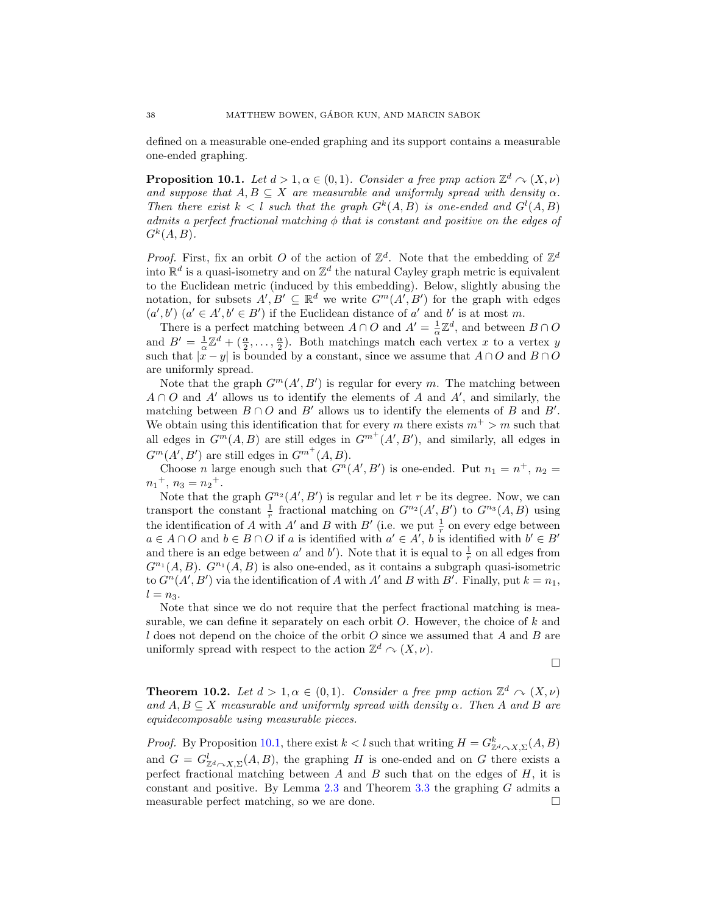defined on a measurable one-ended graphing and its support contains a measurable one-ended graphing.

**Proposition 10.1.** *Let $d > 1, \alpha \in (0,1)$. Consider a free pmp action $\mathbb{Z}^d \curvearrowright (X,\nu)$ and suppose that $A, B \subseteq X$ are measurable and uniformly spread with density $\alpha$. Then there exist $k < l$ such that the graph $G^k(A,B)$ is one-ended and $G^l(A,B)$ admits a perfect fractional matching $\phi$ that is constant and positive on the edges of $G^k(A,B)$.*

*Proof.* First, fix an orbit $O$ of the action of $\mathbb{Z}^d$. Note that the embedding of $\mathbb{Z}^d$ into $\mathbb{R}^d$ is a quasi-isometry and on $\mathbb{Z}^d$ the natural Cayley graph metric is equivalent to the Euclidean metric (induced by this embedding). Below, slightly abusing the notation, for subsets $A', B' \subseteq \mathbb{R}^d$ we write $G^m(A', B')$ for the graph with edges $(a', b')$ ($a' \in A', b' \in B'$) if the Euclidean distance of $a'$ and $b'$ is at most $m$.

There is a perfect matching between $A \cap O$ and $A' = \frac{1}{\alpha}\mathbb{Z}^d$, and between $B \cap O$ and $B' = \frac{1}{\alpha}\mathbb{Z}^d + (\frac{\alpha}{2}, \ldots, \frac{\alpha}{2})$. Both matchings match each vertex $x$ to a vertex $y$ such that $|x - y|$ is bounded by a constant, since we assume that $A \cap O$ and $B \cap O$ are uniformly spread.

Note that the graph $G^m(A', B')$ is regular for every $m$. The matching between $A \cap O$ and $A'$ allows us to identify the elements of $A$ and $A'$, and similarly, the matching between $B \cap O$ and $B'$ allows us to identify the elements of $B$ and $B'$. We obtain using this identification that for every $m$ there exists $m^+ > m$ such that all edges in $G^m(A,B)$ are still edges in $G^{m^+}(A', B')$, and similarly, all edges in $G^m(A', B')$ are still edges in $G^{m^+}(A,B)$.

Choose $n$ large enough such that $G^n(A', B')$ is one-ended. Put $n_1 = n^+$, $n_2 = {n_1}^+$, $n_3 = {n_2}^+$.

Note that the graph $G^{n_2}(A', B')$ is regular and let $r$ be its degree. Now, we can transport the constant $\frac{1}{r}$ fractional matching on $G^{n_2}(A', B')$ to $G^{n_3}(A,B)$ using the identification of $A$ with $A'$ and $B$ with $B'$ (i.e. we put $\frac{1}{r}$ on every edge between $a \in A \cap O$ and $b \in B \cap O$ if $a$ is identified with $a' \in A'$, $b$ is identified with $b' \in B'$ and there is an edge between $a'$ and $b'$). Note that it is equal to $\frac{1}{r}$ on all edges from $G^{n_1}(A,B)$. $G^{n_1}(A,B)$ is also one-ended, as it contains a subgraph quasi-isometric to $G^n(A', B')$ via the identification of $A$ with $A'$ and $B$ with $B'$. Finally, put $k = n_1$, $l = n_3$.

Note that since we do not require that the perfect fractional matching is measurable, we can define it separately on each orbit $O$. However, the choice of $k$ and $l$ does not depend on the choice of the orbit $O$ since we assumed that $A$ and $B$ are uniformly spread with respect to the action $\mathbb{Z}^d \curvearrowright (X,\nu)$. □

**Theorem 10.2.** *Let $d > 1, \alpha \in (0,1)$. Consider a free pmp action $\mathbb{Z}^d \curvearrowright (X,\nu)$ and $A, B \subseteq X$ measurable and uniformly spread with density $\alpha$. Then $A$ and $B$ are equidecomposable using measurable pieces.*

*Proof.* By Proposition 10.1, there exist $k < l$ such that writing $H = G^k_{\mathbb{Z}^d \curvearrowright X, \Sigma}(A,B)$ and $G = G^l_{\mathbb{Z}^d \curvearrowright X, \Sigma}(A,B)$, the graphing $H$ is one-ended and on $G$ there exists a perfect fractional matching between $A$ and $B$ such that on the edges of $H$, it is constant and positive. By Lemma 2.3 and Theorem 3.3 the graphing $G$ admits a measurable perfect matching, so we are done. □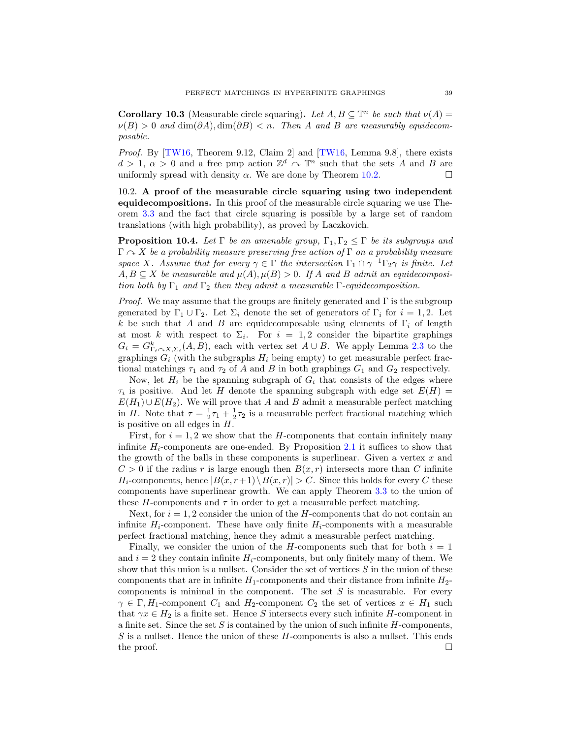**Corollary 10.3** (Measurable circle squaring)**.** *Let $A, B \subseteq \mathbb{T}^n$ be such that $\nu(A) = \nu(B) > 0$ and $\dim(\partial A), \dim(\partial B) < n$. Then $A$ and $B$ are measurably equidecomposable.*

*Proof.* By [TW16, Theorem 9.12, Claim 2] and [TW16, Lemma 9.8], there exists $d > 1$, $\alpha > 0$ and a free pmp action $\mathbb{Z}^d \curvearrowright \mathbb{T}^n$ such that the sets $A$ and $B$ are uniformly spread with density $\alpha$. We are done by Theorem 10.2. □

## 10.2. A proof of the measurable circle squaring using two independent equidecompositions.

In this proof of the measurable circle squaring we use Theorem 3.3 and the fact that circle squaring is possible by a large set of random translations (with high probability), as proved by Laczkovich.

**Proposition 10.4.** *Let $\Gamma$ be an amenable group, $\Gamma_1, \Gamma_2 \leq \Gamma$ be its subgroups and $\Gamma \curvearrowright X$ be a probability measure preserving free action of $\Gamma$ on a probability measure space $X$. Assume that for every $\gamma \in \Gamma$ the intersection $\Gamma_1 \cap \gamma^{-1}\Gamma_2\gamma$ is finite. Let $A, B \subseteq X$ be measurable and $\mu(A), \mu(B) > 0$. If $A$ and $B$ admit an equidecomposition both by $\Gamma_1$ and $\Gamma_2$ then they admit a measurable $\Gamma$-equidecomposition.*

*Proof.* We may assume that the groups are finitely generated and $\Gamma$ is the subgroup generated by $\Gamma_1 \cup \Gamma_2$. Let $\Sigma_i$ denote the set of generators of $\Gamma_i$ for $i = 1, 2$. Let $k$ be such that $A$ and $B$ are equidecomposable using elements of $\Gamma_i$ of length at most $k$ with respect to $\Sigma_i$. For $i = 1, 2$ consider the bipartite graphings $G_i = G^k_{\Gamma_i \curvearrowright X, \Sigma_i}(A, B)$, each with vertex set $A \cup B$. We apply Lemma 2.3 to the graphings $G_i$ (with the subgraphs $H_i$ being empty) to get measurable perfect fractional matchings $\tau_1$ and $\tau_2$ of $A$ and $B$ in both graphings $G_1$ and $G_2$ respectively.

Now, let $H_i$ be the spanning subgraph of $G_i$ that consists of the edges where $\tau_i$ is positive. And let $H$ denote the spanning subgraph with edge set $E(H) = E(H_1) \cup E(H_2)$. We will prove that $A$ and $B$ admit a measurable perfect matching in $H$. Note that $\tau = \frac{1}{2}\tau_1 + \frac{1}{2}\tau_2$ is a measurable perfect fractional matching which is positive on all edges in $H$.

First, for $i = 1, 2$ we show that the $H$-components that contain infinitely many infinite $H_i$-components are one-ended. By Proposition 2.1 it suffices to show that the growth of the balls in these components is superlinear. Given a vertex $x$ and $C > 0$ if the radius $r$ is large enough then $B(x, r)$ intersects more than $C$ infinite $H_i$-components, hence $|B(x, r+1) \setminus B(x, r)| > C$. Since this holds for every $C$ these components have superlinear growth. We can apply Theorem 3.3 to the union of these $H$-components and $\tau$ in order to get a measurable perfect matching.

Next, for $i = 1, 2$ consider the union of the $H$-components that do not contain an infinite $H_i$-component. These have only finite $H_i$-components with a measurable perfect fractional matching, hence they admit a measurable perfect matching.

Finally, we consider the union of the $H$-components such that for both $i = 1$ and $i = 2$ they contain infinite $H_i$-components, but only finitely many of them. We show that this union is a nullset. Consider the set of vertices $S$ in the union of these components that are in infinite $H_1$-components and their distance from infinite $H_2$-components is minimal in the component. The set $S$ is measurable. For every $\gamma \in \Gamma$, $H_1$-component $C_1$ and $H_2$-component $C_2$ the set of vertices $x \in H_1$ such that $\gamma x \in H_2$ is a finite set. Hence $S$ intersects every such infinite $H$-component in a finite set. Since the set $S$ is contained by the union of such infinite $H$-components, $S$ is a nullset. Hence the union of these $H$-components is also a nullset. This ends the proof. □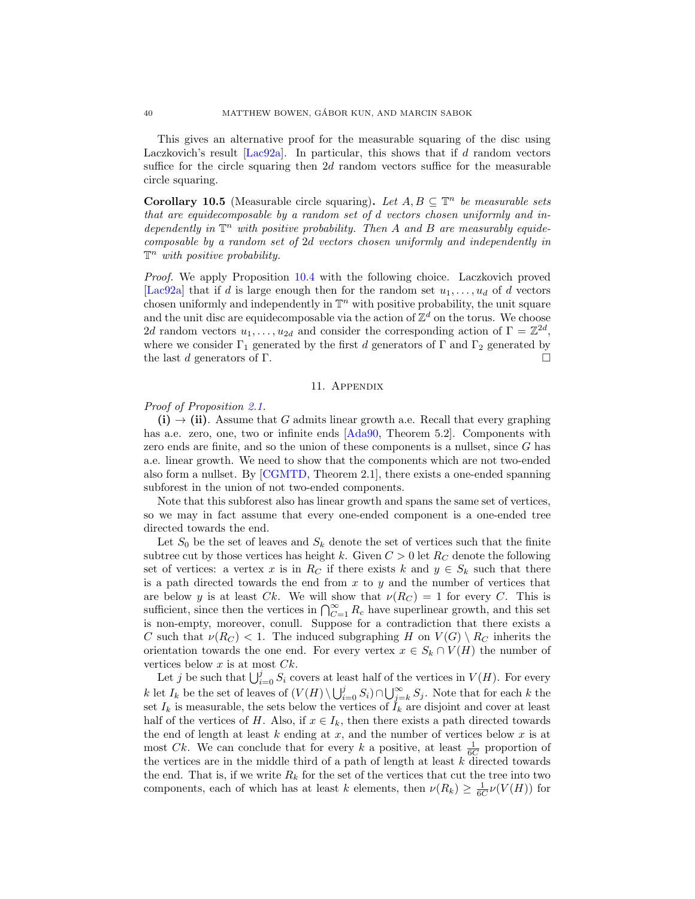This gives an alternative proof for the measurable squaring of the disc using Laczkovich's result [Lac92a]. In particular, this shows that if $d$ random vectors suffice for the circle squaring then $2d$ random vectors suffice for the measurable circle squaring.

**Corollary 10.5** (Measurable circle squaring)**.** *Let $A, B \subseteq \mathbb{T}^n$ be measurable sets that are equidecomposable by a random set of $d$ vectors chosen uniformly and independently in $\mathbb{T}^n$ with positive probability. Then $A$ and $B$ are measurably equidecomposable by a random set of $2d$ vectors chosen uniformly and independently in $\mathbb{T}^n$ with positive probability.*

*Proof.* We apply Proposition 10.4 with the following choice. Laczkovich proved [Lac92a] that if $d$ is large enough then for the random set $u_1, \ldots, u_d$ of $d$ vectors chosen uniformly and independently in $\mathbb{T}^n$ with positive probability, the unit square and the unit disc are equidecomposable via the action of $\mathbb{Z}^d$ on the torus. We choose $2d$ random vectors $u_1, \ldots, u_{2d}$ and consider the corresponding action of $\Gamma = \mathbb{Z}^{2d}$, where we consider $\Gamma_1$ generated by the first $d$ generators of $\Gamma$ and $\Gamma_2$ generated by the last $d$ generators of $\Gamma$. □

## 11. Appendix

*Proof of Proposition 2.1.*

**(i) → (ii)**. Assume that $G$ admits linear growth a.e. Recall that every graphing has a.e. zero, one, two or infinite ends [Ada90, Theorem 5.2]. Components with zero ends are finite, and so the union of these components is a nullset, since $G$ has a.e. linear growth. We need to show that the components which are not two-ended also form a nullset. By [CGMTD, Theorem 2.1], there exists a one-ended spanning subforest in the union of not two-ended components.

Note that this subforest also has linear growth and spans the same set of vertices, so we may in fact assume that every one-ended component is a one-ended tree directed towards the end.

Let $S_0$ be the set of leaves and $S_k$ denote the set of vertices such that the finite subtree cut by those vertices has height $k$. Given $C > 0$ let $R_C$ denote the following set of vertices: a vertex $x$ is in $R_C$ if there exists $k$ and $y \in S_k$ such that there is a path directed towards the end from $x$ to $y$ and the number of vertices that are below $y$ is at least $Ck$. We will show that $\nu(R_C) = 1$ for every $C$. This is sufficient, since then the vertices in $\bigcap_{C=1}^{\infty} R_c$ have superlinear growth, and this set is non-empty, moreover, conull. Suppose for a contradiction that there exists a $C$ such that $\nu(R_C) < 1$. The induced subgraphing $H$ on $V(G) \setminus R_C$ inherits the orientation towards the one end. For every vertex $x \in S_k \cap V(H)$ the number of vertices below $x$ is at most $Ck$.

Let $j$ be such that $\bigcup_{i=0}^{j} S_i$ covers at least half of the vertices in $V(H)$. For every $k$ let $I_k$ be the set of leaves of $(V(H) \setminus \bigcup_{i=0}^{j} S_i) \cap \bigcup_{j=k}^{\infty} S_j$. Note that for each $k$ the set $I_k$ is measurable, the sets below the vertices of $I_k$ are disjoint and cover at least half of the vertices of $H$. Also, if $x \in I_k$, then there exists a path directed towards the end of length at least $k$ ending at $x$, and the number of vertices below $x$ is at most $Ck$. We can conclude that for every $k$ a positive, at least $\frac{1}{6C}$ proportion of the vertices are in the middle third of a path of length at least $k$ directed towards the end. That is, if we write $R_k$ for the set of the vertices that cut the tree into two components, each of which has at least $k$ elements, then $\nu(R_k) \geq \frac{1}{6C}\nu(V(H))$ for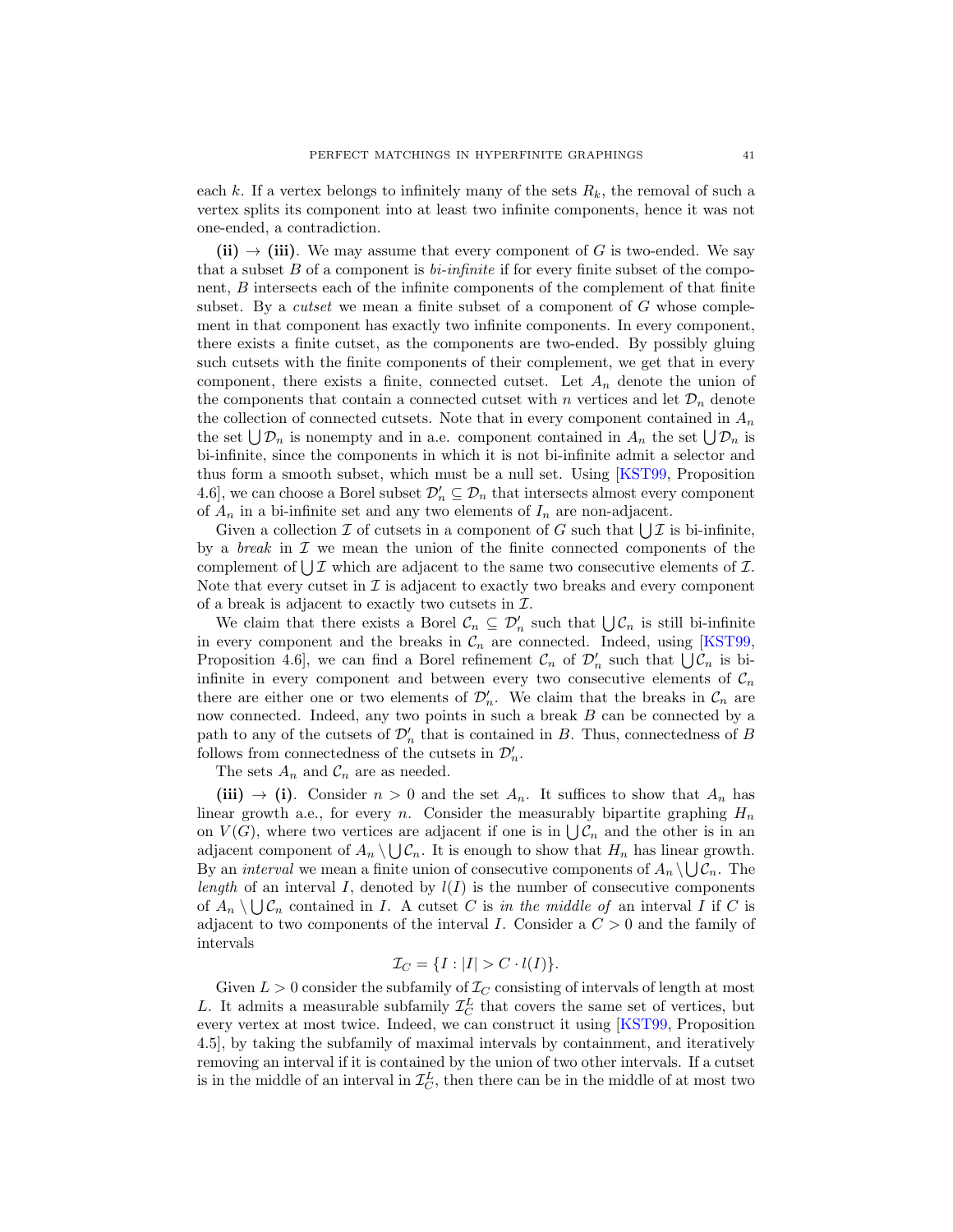each $k$. If a vertex belongs to infinitely many of the sets $R_k$, the removal of such a vertex splits its component into at least two infinite components, hence it was not one-ended, a contradiction.

**(ii) → (iii)**. We may assume that every component of $G$ is two-ended. We say that a subset $B$ of a component is *bi-infinite* if for every finite subset of the component, $B$ intersects each of the infinite components of the complement of that finite subset. By a *cutset* we mean a finite subset of a component of $G$ whose complement in that component has exactly two infinite components. In every component, there exists a finite cutset, as the components are two-ended. By possibly gluing such cutsets with the finite components of their complement, we get that in every component, there exists a finite, connected cutset. Let $A_n$ denote the union of the components that contain a connected cutset with $n$ vertices and let $\mathcal{D}_n$ denote the collection of connected cutsets. Note that in every component contained in $A_n$ the set $\bigcup \mathcal{D}_n$ is nonempty and in a.e. component contained in $A_n$ the set $\bigcup \mathcal{D}_n$ is bi-infinite, since the components in which it is not bi-infinite admit a selector and thus form a smooth subset, which must be a null set. Using [KST99, Proposition 4.6], we can choose a Borel subset $\mathcal{D}'_n \subseteq \mathcal{D}_n$ that intersects almost every component of $A_n$ in a bi-infinite set and any two elements of $I_n$ are non-adjacent.

Given a collection $\mathcal{I}$ of cutsets in a component of $G$ such that $\bigcup \mathcal{I}$ is bi-infinite, by a *break* in $\mathcal{I}$ we mean the union of the finite connected components of the complement of $\bigcup \mathcal{I}$ which are adjacent to the same two consecutive elements of $\mathcal{I}$. Note that every cutset in $\mathcal{I}$ is adjacent to exactly two breaks and every component of a break is adjacent to exactly two cutsets in $\mathcal{I}$.

We claim that there exists a Borel $\mathcal{C}_n \subseteq \mathcal{D}'_n$ such that $\bigcup \mathcal{C}_n$ is still bi-infinite in every component and the breaks in $\mathcal{C}_n$ are connected. Indeed, using [KST99, Proposition 4.6], we can find a Borel refinement $\mathcal{C}_n$ of $\mathcal{D}'_n$ such that $\bigcup \mathcal{C}_n$ is bi-infinite in every component and between every two consecutive elements of $\mathcal{C}_n$ there are either one or two elements of $\mathcal{D}'_n$. We claim that the breaks in $\mathcal{C}_n$ are now connected. Indeed, any two points in such a break $B$ can be connected by a path to any of the cutsets of $\mathcal{D}'_n$ that is contained in $B$. Thus, connectedness of $B$ follows from connectedness of the cutsets in $\mathcal{D}'_n$.

The sets $A_n$ and $\mathcal{C}_n$ are as needed.

**(iii) → (i)**. Consider $n > 0$ and the set $A_n$. It suffices to show that $A_n$ has linear growth a.e., for every $n$. Consider the measurably bipartite graphing $H_n$ on $V(G)$, where two vertices are adjacent if one is in $\bigcup \mathcal{C}_n$ and the other is in an adjacent component of $A_n \setminus \bigcup \mathcal{C}_n$. It is enough to show that $H_n$ has linear growth. By an *interval* we mean a finite union of consecutive components of $A_n \setminus \bigcup \mathcal{C}_n$. The *length* of an interval $I$, denoted by $l(I)$ is the number of consecutive components of $A_n \setminus \bigcup \mathcal{C}_n$ contained in $I$. A cutset $C$ is *in the middle of* an interval $I$ if $C$ is adjacent to two components of the interval $I$. Consider a $C > 0$ and the family of intervals

$$\mathcal{I}_C = \{I : |I| > C \cdot l(I)\}.$$

Given $L > 0$ consider the subfamily of $\mathcal{I}_C$ consisting of intervals of length at most $L$. It admits a measurable subfamily $\mathcal{I}_C^L$ that covers the same set of vertices, but every vertex at most twice. Indeed, we can construct it using [KST99, Proposition 4.5], by taking the subfamily of maximal intervals by containment, and iteratively removing an interval if it is contained by the union of two other intervals. If a cutset is in the middle of an interval in $\mathcal{I}_C^L$, then there can be in the middle of at most two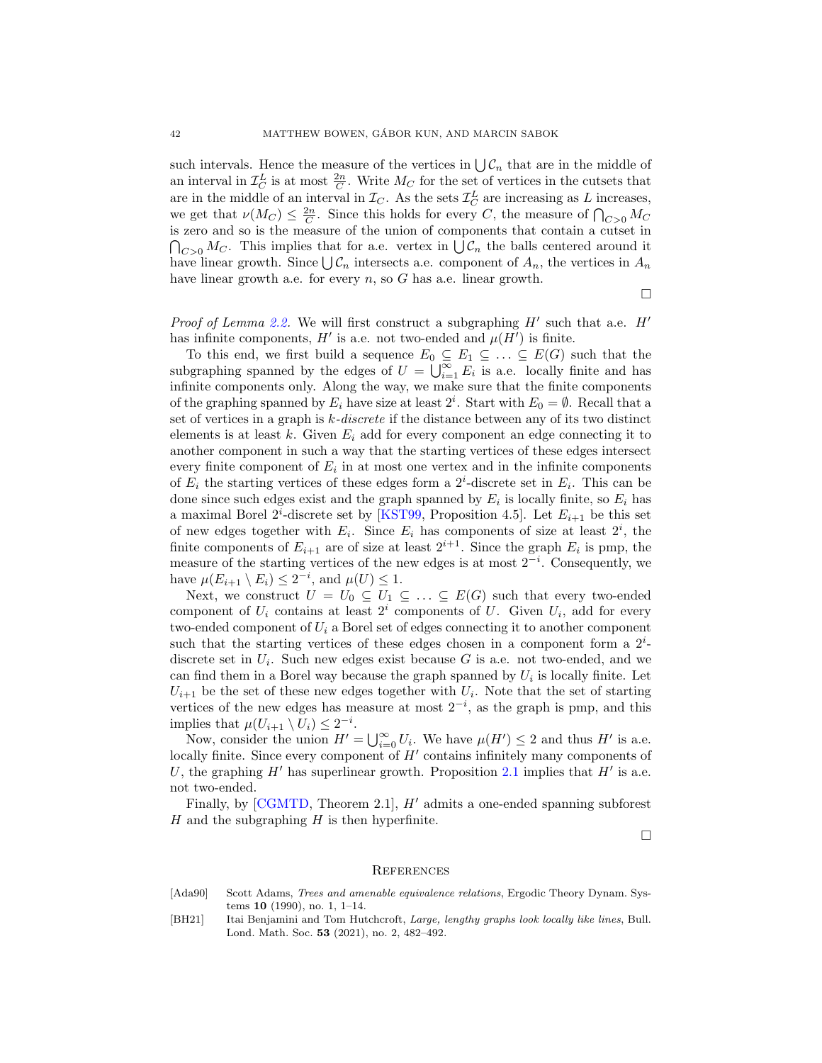such intervals. Hence the measure of the vertices in $\bigcup \mathcal{C}_n$ that are in the middle of an interval in $\mathcal{I}_C^L$ is at most $\frac{2n}{C}$. Write $M_C$ for the set of vertices in the cutsets that are in the middle of an interval in $\mathcal{I}_C$. As the sets $\mathcal{I}_C^L$ are increasing as $L$ increases, we get that $\nu(M_C) \leq \frac{2n}{C}$. Since this holds for every $C$, the measure of $\bigcap_{C>0} M_C$ is zero and so is the measure of the union of components that contain a cutset in $\bigcap_{C>0} M_C$. This implies that for a.e. vertex in $\bigcup \mathcal{C}_n$ the balls centered around it have linear growth. Since $\bigcup \mathcal{C}_n$ intersects a.e. component of $A_n$, the vertices in $A_n$ have linear growth a.e. for every $n$, so $G$ has a.e. linear growth.

□

*Proof of Lemma 2.2.* We will first construct a subgraphing $H'$ such that a.e. $H'$ has infinite components, $H'$ is a.e. not two-ended and $\mu(H')$ is finite.

To this end, we first build a sequence $E_0 \subseteq E_1 \subseteq \ldots \subseteq E(G)$ such that the subgraphing spanned by the edges of $U = \bigcup_{i=1}^{\infty} E_i$ is a.e. locally finite and has infinite components only. Along the way, we make sure that the finite components of the graphing spanned by $E_i$ have size at least $2^i$. Start with $E_0 = \emptyset$. Recall that a set of vertices in a graph is *$k$-discrete* if the distance between any of its two distinct elements is at least $k$. Given $E_i$ add for every component an edge connecting it to another component in such a way that the starting vertices of these edges intersect every finite component of $E_i$ in at most one vertex and in the infinite components of $E_i$ the starting vertices of these edges form a $2^i$-discrete set in $E_i$. This can be done since such edges exist and the graph spanned by $E_i$ is locally finite, so $E_i$ has a maximal Borel $2^i$-discrete set by [KST99, Proposition 4.5]. Let $E_{i+1}$ be this set of new edges together with $E_i$. Since $E_i$ has components of size at least $2^i$, the finite components of $E_{i+1}$ are of size at least $2^{i+1}$. Since the graph $E_i$ is pmp, the measure of the starting vertices of the new edges is at most $2^{-i}$. Consequently, we have $\mu(E_{i+1} \setminus E_i) \leq 2^{-i}$, and $\mu(U) \leq 1$.

Next, we construct $U = U_0 \subseteq U_1 \subseteq \ldots \subseteq E(G)$ such that every two-ended component of $U_i$ contains at least $2^i$ components of $U$. Given $U_i$, add for every two-ended component of $U_i$ a Borel set of edges connecting it to another component such that the starting vertices of these edges chosen in a component form a $2^i$-discrete set in $U_i$. Such new edges exist because $G$ is a.e. not two-ended, and we can find them in a Borel way because the graph spanned by $U_i$ is locally finite. Let $U_{i+1}$ be the set of these new edges together with $U_i$. Note that the set of starting vertices of the new edges has measure at most $2^{-i}$, as the graph is pmp, and this implies that $\mu(U_{i+1} \setminus U_i) \leq 2^{-i}$.

Now, consider the union $H' = \bigcup_{i=0}^{\infty} U_i$. We have $\mu(H') \leq 2$ and thus $H'$ is a.e. locally finite. Since every component of $H'$ contains infinitely many components of $U$, the graphing $H'$ has superlinear growth. Proposition 2.1 implies that $H'$ is a.e. not two-ended.

Finally, by [CGMTD, Theorem 2.1], $H'$ admits a one-ended spanning subforest $H$ and the subgraphing $H$ is then hyperfinite.

□

## References

[Ada90] Scott Adams, *Trees and amenable equivalence relations*, Ergodic Theory Dynam. Systems **10** (1990), no. 1, 1–14.

[BH21] Itai Benjamini and Tom Hutchcroft, *Large, lengthy graphs look locally like lines*, Bull. Lond. Math. Soc. **53** (2021), no. 2, 482–492.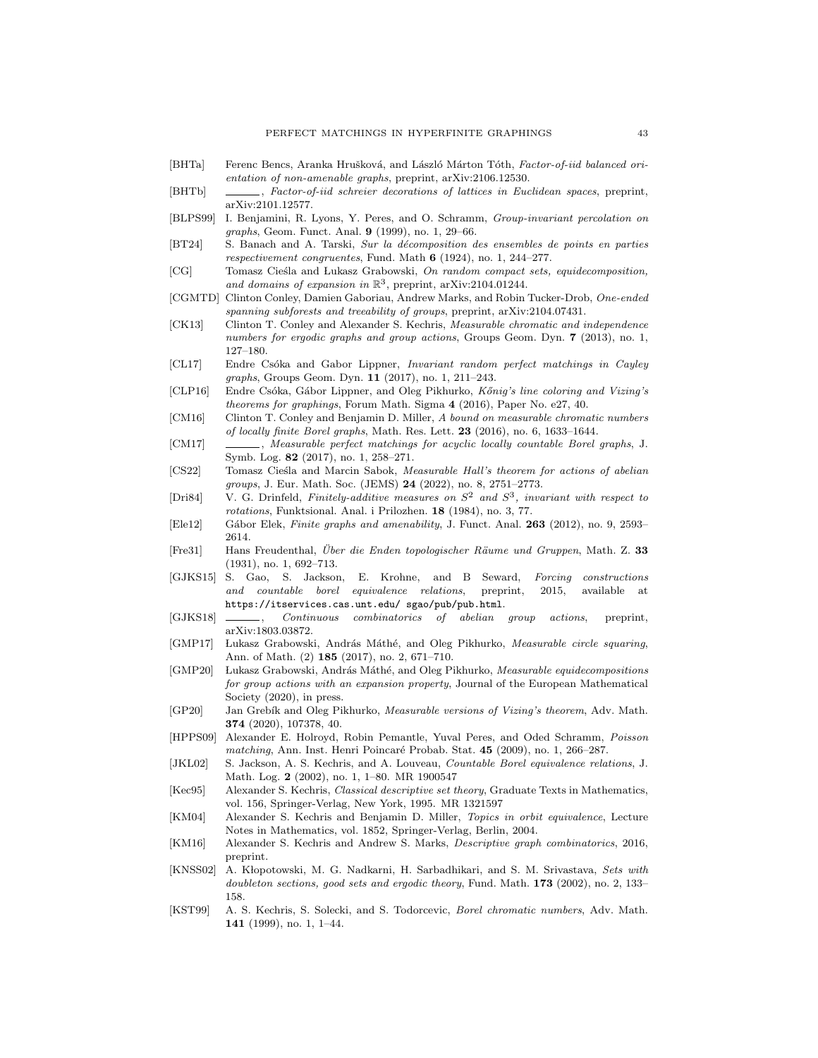[BHTa] Ferenc Bencs, Aranka Hrušková, and László Márton Tóth, *Factor-of-iid balanced orientation of non-amenable graphs*, preprint, arXiv:2106.12530.

[BHTb] ______, *Factor-of-iid schreier decorations of lattices in Euclidean spaces*, preprint, arXiv:2101.12577.

[BLPS99] I. Benjamini, R. Lyons, Y. Peres, and O. Schramm, *Group-invariant percolation on graphs*, Geom. Funct. Anal. **9** (1999), no. 1, 29–66.

[BT24] S. Banach and A. Tarski, *Sur la décomposition des ensembles de points en parties respectivement congruentes*, Fund. Math **6** (1924), no. 1, 244–277.

[CG] Tomasz Cieśla and Łukasz Grabowski, *On random compact sets, equidecomposition, and domains of expansion in* $\mathbb{R}^3$, preprint, arXiv:2104.01244.

[CGMTD] Clinton Conley, Damien Gaboriau, Andrew Marks, and Robin Tucker-Drob, *One-ended spanning subforests and treeability of groups*, preprint, arXiv:2104.07431.

[CK13] Clinton T. Conley and Alexander S. Kechris, *Measurable chromatic and independence numbers for ergodic graphs and group actions*, Groups Geom. Dyn. **7** (2013), no. 1, 127–180.

[CL17] Endre Csóka and Gabor Lippner, *Invariant random perfect matchings in Cayley graphs*, Groups Geom. Dyn. **11** (2017), no. 1, 211–243.

[CLP16] Endre Csóka, Gábor Lippner, and Oleg Pikhurko, *Kőnig's line coloring and Vizing's theorems for graphings*, Forum Math. Sigma **4** (2016), Paper No. e27, 40.

[CM16] Clinton T. Conley and Benjamin D. Miller, *A bound on measurable chromatic numbers of locally finite Borel graphs*, Math. Res. Lett. **23** (2016), no. 6, 1633–1644.

[CM17] ______, *Measurable perfect matchings for acyclic locally countable Borel graphs*, J. Symb. Log. **82** (2017), no. 1, 258–271.

[CS22] Tomasz Cieśla and Marcin Sabok, *Measurable Hall's theorem for actions of abelian groups*, J. Eur. Math. Soc. (JEMS) **24** (2022), no. 8, 2751–2773.

[Dri84] V. G. Drinfeld, *Finitely-additive measures on* $S^2$ *and* $S^3$*, invariant with respect to rotations*, Funktsional. Anal. i Prilozhen. **18** (1984), no. 3, 77.

[Ele12] Gábor Elek, *Finite graphs and amenability*, J. Funct. Anal. **263** (2012), no. 9, 2593–2614.

[Fre31] Hans Freudenthal, *Über die Enden topologischer Räume und Gruppen*, Math. Z. **33** (1931), no. 1, 692–713.

[GJKS15] S. Gao, S. Jackson, E. Krohne, and B Seward, *Forcing constructions and countable borel equivalence relations*, preprint, 2015, available at https://itservices.cas.unt.edu/ sgao/pub/pub.html.

[GJKS18] ______, *Continuous combinatorics of abelian group actions*, preprint, arXiv:1803.03872.

[GMP17] Łukasz Grabowski, András Máthé, and Oleg Pikhurko, *Measurable circle squaring*, Ann. of Math. (2) **185** (2017), no. 2, 671–710.

[GMP20] Łukasz Grabowski, András Máthé, and Oleg Pikhurko, *Measurable equidecompositions for group actions with an expansion property*, Journal of the European Mathematical Society (2020), in press.

[GP20] Jan Grebík and Oleg Pikhurko, *Measurable versions of Vizing's theorem*, Adv. Math. **374** (2020), 107378, 40.

[HPPS09] Alexander E. Holroyd, Robin Pemantle, Yuval Peres, and Oded Schramm, *Poisson matching*, Ann. Inst. Henri Poincaré Probab. Stat. **45** (2009), no. 1, 266–287.

[JKL02] S. Jackson, A. S. Kechris, and A. Louveau, *Countable Borel equivalence relations*, J. Math. Log. **2** (2002), no. 1, 1–80. MR 1900547

[Kec95] Alexander S. Kechris, *Classical descriptive set theory*, Graduate Texts in Mathematics, vol. 156, Springer-Verlag, New York, 1995. MR 1321597

[KM04] Alexander S. Kechris and Benjamin D. Miller, *Topics in orbit equivalence*, Lecture Notes in Mathematics, vol. 1852, Springer-Verlag, Berlin, 2004.

[KM16] Alexander S. Kechris and Andrew S. Marks, *Descriptive graph combinatorics*, 2016, preprint.

[KNSS02] A. Kłopotowski, M. G. Nadkarni, H. Sarbadhikari, and S. M. Srivastava, *Sets with doubleton sections, good sets and ergodic theory*, Fund. Math. **173** (2002), no. 2, 133–158.

[KST99] A. S. Kechris, S. Solecki, and S. Todorcevic, *Borel chromatic numbers*, Adv. Math. **141** (1999), no. 1, 1–44.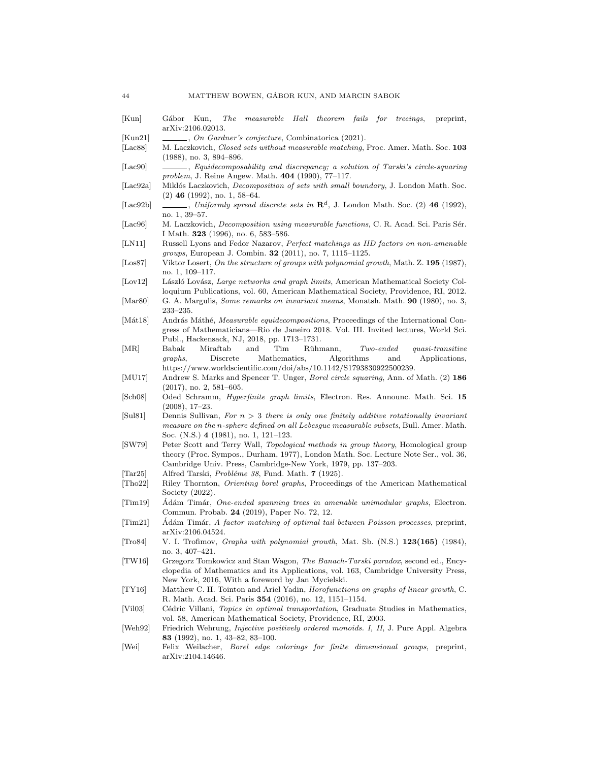[Kun] Gábor Kun, *The measurable Hall theorem fails for treeings*, preprint, arXiv:2106.02013.

[Kun21] ______, *On Gardner's conjecture*, Combinatorica (2021).

[Lac88] M. Laczkovich, *Closed sets without measurable matching*, Proc. Amer. Math. Soc. **103** (1988), no. 3, 894–896.

[Lac90] ______, *Equidecomposability and discrepancy; a solution of Tarski's circle-squaring problem*, J. Reine Angew. Math. **404** (1990), 77–117.

[Lac92a] Miklós Laczkovich, *Decomposition of sets with small boundary*, J. London Math. Soc. (2) **46** (1992), no. 1, 58–64.

[Lac92b] ______, *Uniformly spread discrete sets in* $\mathbf{R}^d$, J. London Math. Soc. (2) **46** (1992), no. 1, 39–57.

[Lac96] M. Laczkovich, *Decomposition using measurable functions*, C. R. Acad. Sci. Paris Sér. I Math. **323** (1996), no. 6, 583–586.

[LN11] Russell Lyons and Fedor Nazarov, *Perfect matchings as IID factors on non-amenable groups*, European J. Combin. **32** (2011), no. 7, 1115–1125.

[Los87] Viktor Losert, *On the structure of groups with polynomial growth*, Math. Z. **195** (1987), no. 1, 109–117.

[Lov12] László Lovász, *Large networks and graph limits*, American Mathematical Society Colloquium Publications, vol. 60, American Mathematical Society, Providence, RI, 2012.

[Mar80] G. A. Margulis, *Some remarks on invariant means*, Monatsh. Math. **90** (1980), no. 3, 233–235.

[Mát18] András Máthé, *Measurable equidecompositions*, Proceedings of the International Congress of Mathematicians—Rio de Janeiro 2018. Vol. III. Invited lectures, World Sci. Publ., Hackensack, NJ, 2018, pp. 1713–1731.

[MR] Babak Miraftab and Tim Rühmann, *Two-ended quasi-transitive graphs*, Discrete Mathematics, Algorithms and Applications, https://www.worldscientific.com/doi/abs/10.1142/S1793830922500239.

[MU17] Andrew S. Marks and Spencer T. Unger, *Borel circle squaring*, Ann. of Math. (2) **186** (2017), no. 2, 581–605.

[Sch08] Oded Schramm, *Hyperfinite graph limits*, Electron. Res. Announc. Math. Sci. **15** (2008), 17–23.

[Sul81] Dennis Sullivan, *For $n > 3$ there is only one finitely additive rotationally invariant measure on the n-sphere defined on all Lebesgue measurable subsets*, Bull. Amer. Math. Soc. (N.S.) **4** (1981), no. 1, 121–123.

[SW79] Peter Scott and Terry Wall, *Topological methods in group theory*, Homological group theory (Proc. Sympos., Durham, 1977), London Math. Soc. Lecture Note Ser., vol. 36, Cambridge Univ. Press, Cambridge-New York, 1979, pp. 137–203.

[Tar25] Alfred Tarski, *Probléme 38*, Fund. Math. **7** (1925).

[Tho22] Riley Thornton, *Orienting borel graphs*, Proceedings of the American Mathematical Society (2022).

[Tim19] Ádám Timár, *One-ended spanning trees in amenable unimodular graphs*, Electron. Commun. Probab. **24** (2019), Paper No. 72, 12.

[Tim21] Ádám Timár, *A factor matching of optimal tail between Poisson processes*, preprint, arXiv:2106.04524.

[Tro84] V. I. Trofimov, *Graphs with polynomial growth*, Mat. Sb. (N.S.) **123(165)** (1984), no. 3, 407–421.

[TW16] Grzegorz Tomkowicz and Stan Wagon, *The Banach-Tarski paradox*, second ed., Encyclopedia of Mathematics and its Applications, vol. 163, Cambridge University Press, New York, 2016, With a foreword by Jan Mycielski.

[TY16] Matthew C. H. Tointon and Ariel Yadin, *Horofunctions on graphs of linear growth*, C. R. Math. Acad. Sci. Paris **354** (2016), no. 12, 1151–1154.

[Vil03] Cédric Villani, *Topics in optimal transportation*, Graduate Studies in Mathematics, vol. 58, American Mathematical Society, Providence, RI, 2003.

[Weh92] Friedrich Wehrung, *Injective positively ordered monoids. I, II*, J. Pure Appl. Algebra **83** (1992), no. 1, 43–82, 83–100.

[Wei] Felix Weilacher, *Borel edge colorings for finite dimensional groups*, preprint, arXiv:2104.14646.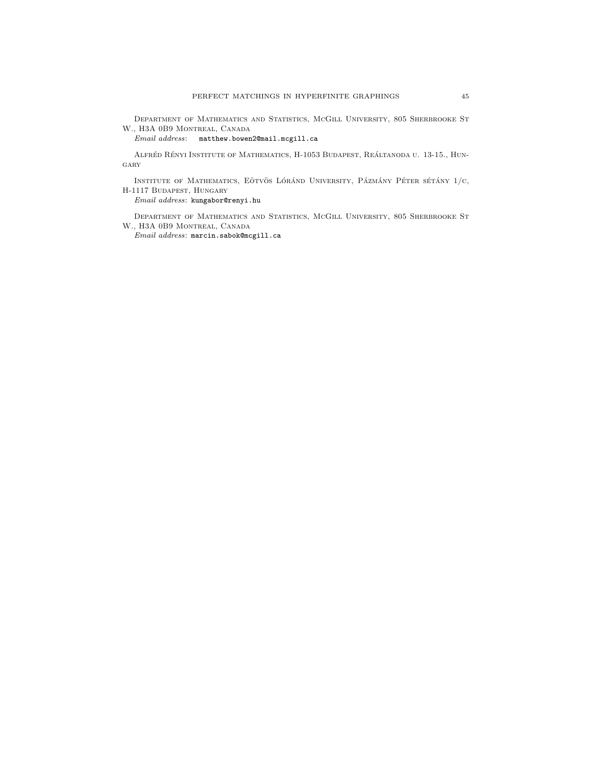Department of Mathematics and Statistics, McGill University, 805 Sherbrooke St W., H3A 0B9 Montreal, Canada

*Email address*: matthew.bowen2@mail.mcgill.ca

Alfréd Rényi Institute of Mathematics, H-1053 Budapest, Reáltanoda u. 13-15., Hungary

Institute of Mathematics, Eötvös Lóránd University, Pázmány Péter sétány 1/c, H-1117 Budapest, Hungary

*Email address*: kungabor@renyi.hu

Department of Mathematics and Statistics, McGill University, 805 Sherbrooke St W., H3A 0B9 Montreal, Canada

*Email address*: marcin.sabok@mcgill.ca